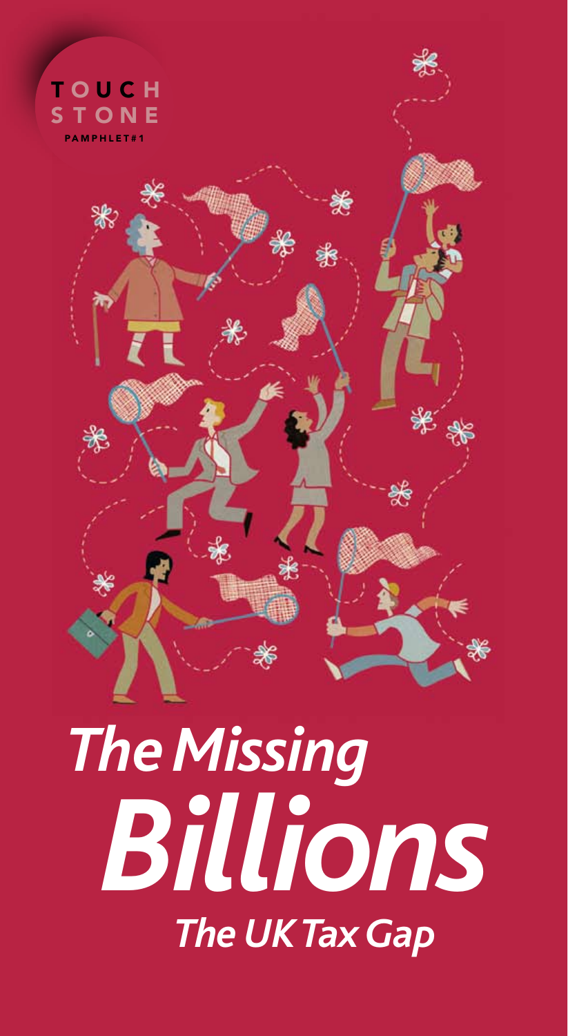TOUCH STONE

PAMPHLET#1

# The Missing Billions

## The UK Tax Gap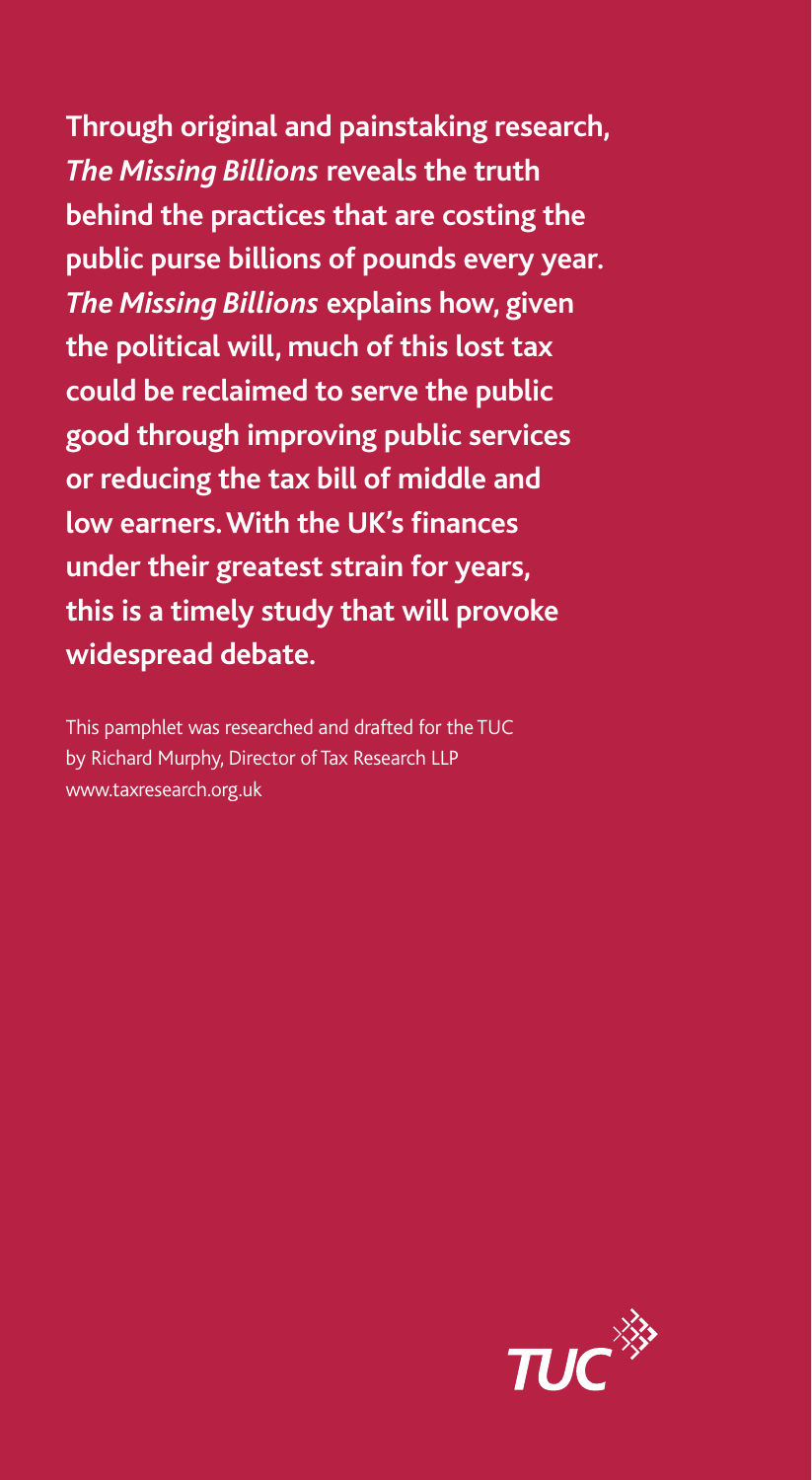**Through original and painstaking research, *The Missing Billions* reveals the truth behind the practices that are costing the public purse billions of pounds every year. *The Missing Billions* explains how, given the political will, much of this lost tax could be reclaimed to serve the public good through improving public services or reducing the tax bill of middle and low earners. With the UK's finances under their greatest strain for years, this is a timely study that will provoke widespread debate.**

This pamphlet was researched and drafted for the TUC by Richard Murphy, Director of Tax Research LLP
www.taxresearch.org.uk

TUC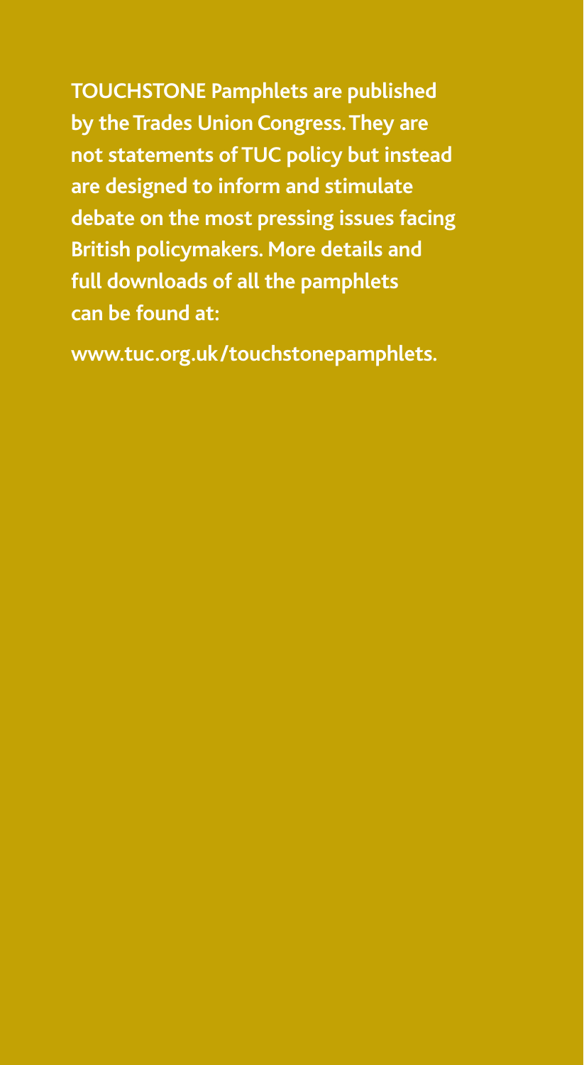**TOUCHSTONE Pamphlets are published by the Trades Union Congress. They are not statements of TUC policy but instead are designed to inform and stimulate debate on the most pressing issues facing British policymakers. More details and full downloads of all the pamphlets can be found at:**

**www.tuc.org.uk/touchstonepamphlets.**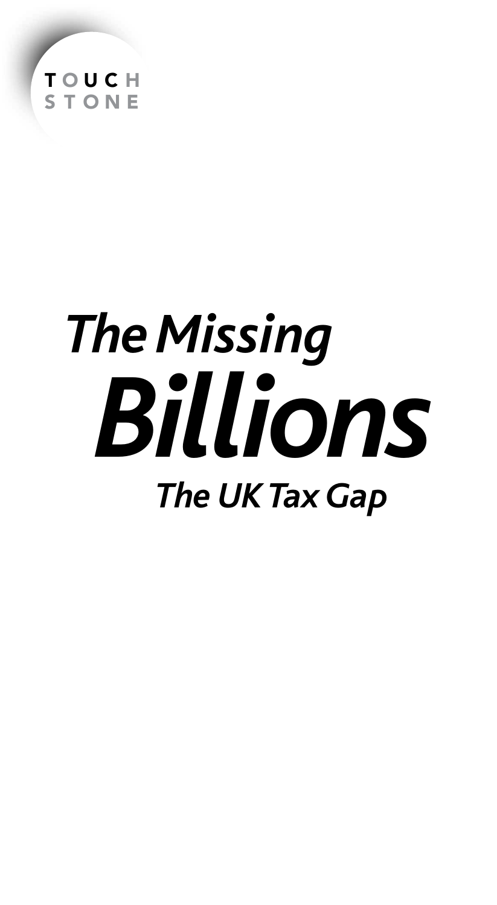TOUCH STONE

# *The Missing Billions*

## *The UK Tax Gap*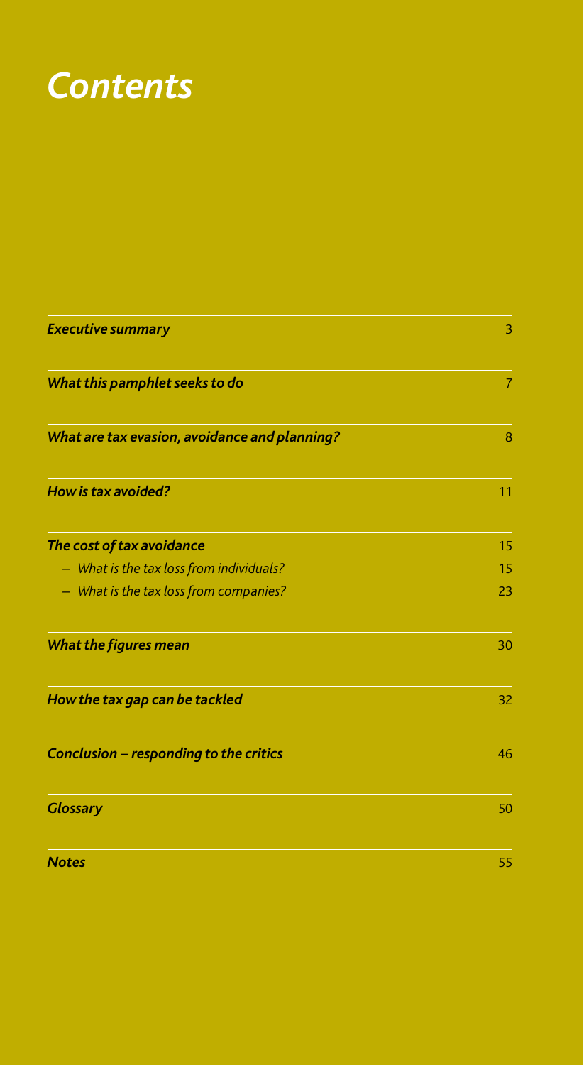# *Contents*

| | |
|---|---|
| ***Executive summary*** | 3 |
| ***What this pamphlet seeks to do*** | 7 |
| ***What are tax evasion, avoidance and planning?*** | 8 |
| ***How is tax avoided?*** | 11 |
| ***The cost of tax avoidance*** | 15 |
| – *What is the tax loss from individuals?* | 15 |
| – *What is the tax loss from companies?* | 23 |
| ***What the figures mean*** | 30 |
| ***How the tax gap can be tackled*** | 32 |
| ***Conclusion – responding to the critics*** | 46 |
| ***Glossary*** | 50 |
| ***Notes*** | 55 |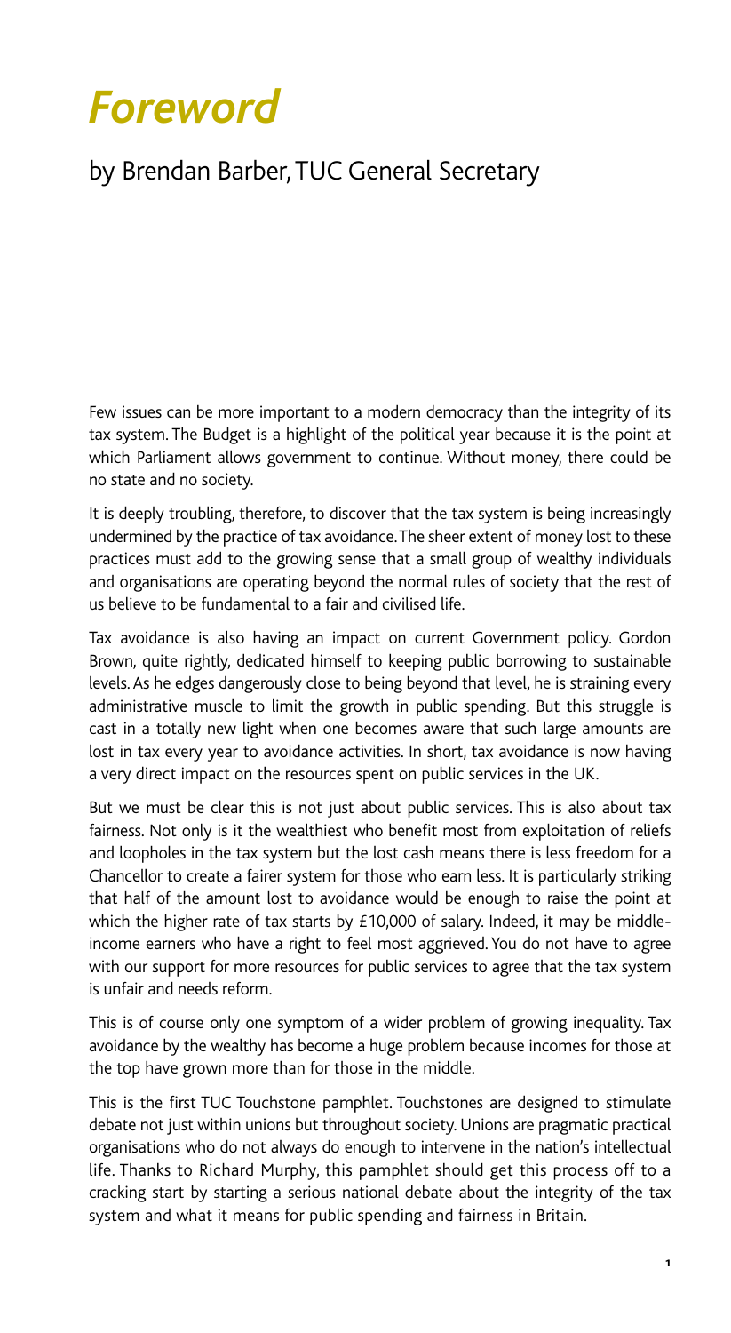# *Foreword*

## by Brendan Barber, TUC General Secretary

Few issues can be more important to a modern democracy than the integrity of its tax system. The Budget is a highlight of the political year because it is the point at which Parliament allows government to continue. Without money, there could be no state and no society.

It is deeply troubling, therefore, to discover that the tax system is being increasingly undermined by the practice of tax avoidance. The sheer extent of money lost to these practices must add to the growing sense that a small group of wealthy individuals and organisations are operating beyond the normal rules of society that the rest of us believe to be fundamental to a fair and civilised life.

Tax avoidance is also having an impact on current Government policy. Gordon Brown, quite rightly, dedicated himself to keeping public borrowing to sustainable levels. As he edges dangerously close to being beyond that level, he is straining every administrative muscle to limit the growth in public spending. But this struggle is cast in a totally new light when one becomes aware that such large amounts are lost in tax every year to avoidance activities. In short, tax avoidance is now having a very direct impact on the resources spent on public services in the UK.

But we must be clear this is not just about public services. This is also about tax fairness. Not only is it the wealthiest who benefit most from exploitation of reliefs and loopholes in the tax system but the lost cash means there is less freedom for a Chancellor to create a fairer system for those who earn less. It is particularly striking that half of the amount lost to avoidance would be enough to raise the point at which the higher rate of tax starts by £10,000 of salary. Indeed, it may be middle-income earners who have a right to feel most aggrieved. You do not have to agree with our support for more resources for public services to agree that the tax system is unfair and needs reform.

This is of course only one symptom of a wider problem of growing inequality. Tax avoidance by the wealthy has become a huge problem because incomes for those at the top have grown more than for those in the middle.

This is the first TUC Touchstone pamphlet. Touchstones are designed to stimulate debate not just within unions but throughout society. Unions are pragmatic practical organisations who do not always do enough to intervene in the nation's intellectual life. Thanks to Richard Murphy, this pamphlet should get this process off to a cracking start by starting a serious national debate about the integrity of the tax system and what it means for public spending and fairness in Britain.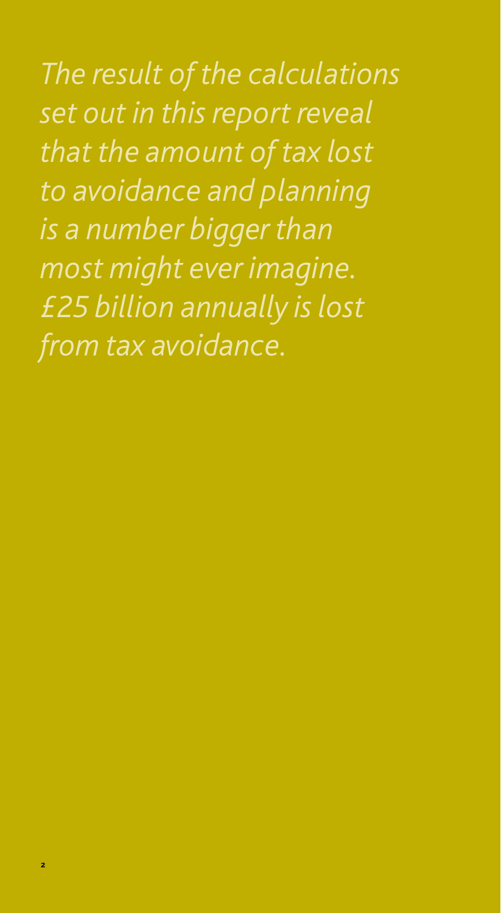*The result of the calculations set out in this report reveal that the amount of tax lost to avoidance and planning is a number bigger than most might ever imagine. £25 billion annually is lost from tax avoidance.*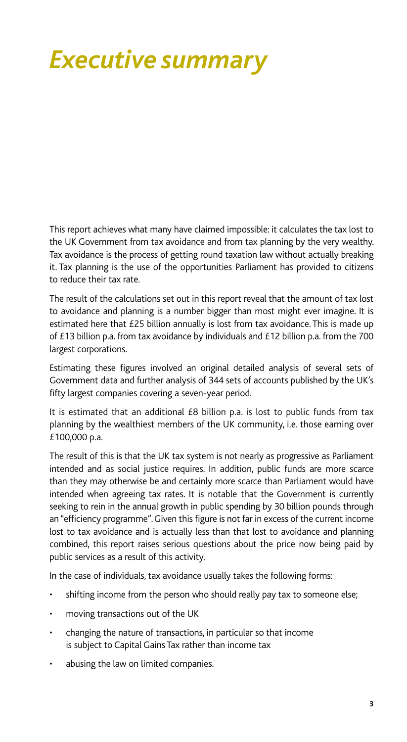# *Executive summary*

This report achieves what many have claimed impossible: it calculates the tax lost to the UK Government from tax avoidance and from tax planning by the very wealthy. Tax avoidance is the process of getting round taxation law without actually breaking it. Tax planning is the use of the opportunities Parliament has provided to citizens to reduce their tax rate.

The result of the calculations set out in this report reveal that the amount of tax lost to avoidance and planning is a number bigger than most might ever imagine. It is estimated here that £25 billion annually is lost from tax avoidance. This is made up of £13 billion p.a. from tax avoidance by individuals and £12 billion p.a. from the 700 largest corporations.

Estimating these figures involved an original detailed analysis of several sets of Government data and further analysis of 344 sets of accounts published by the UK's fifty largest companies covering a seven-year period.

It is estimated that an additional £8 billion p.a. is lost to public funds from tax planning by the wealthiest members of the UK community, i.e. those earning over £100,000 p.a.

The result of this is that the UK tax system is not nearly as progressive as Parliament intended and as social justice requires. In addition, public funds are more scarce than they may otherwise be and certainly more scarce than Parliament would have intended when agreeing tax rates. It is notable that the Government is currently seeking to rein in the annual growth in public spending by 30 billion pounds through an "efficiency programme". Given this figure is not far in excess of the current income lost to tax avoidance and is actually less than that lost to avoidance and planning combined, this report raises serious questions about the price now being paid by public services as a result of this activity.

In the case of individuals, tax avoidance usually takes the following forms:

- shifting income from the person who should really pay tax to someone else;
- moving transactions out of the UK
- changing the nature of transactions, in particular so that income is subject to Capital Gains Tax rather than income tax
- abusing the law on limited companies.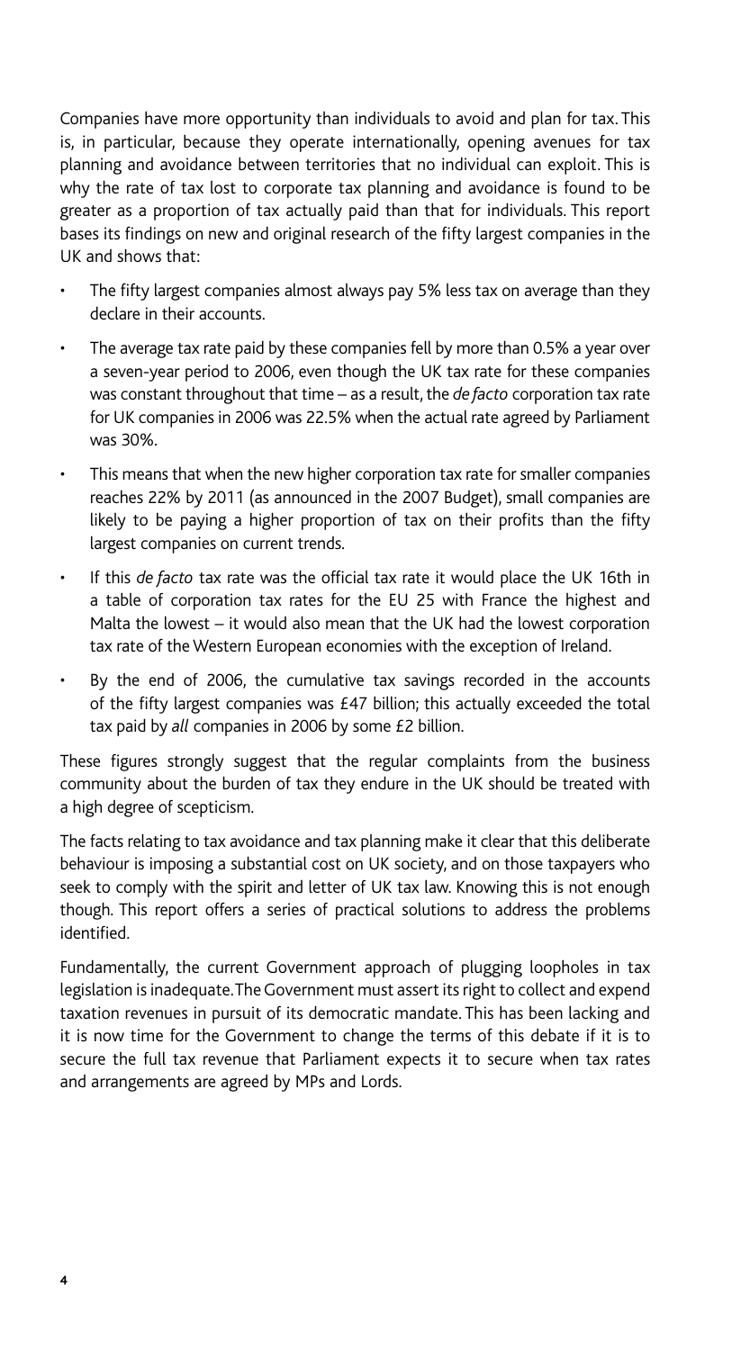Companies have more opportunity than individuals to avoid and plan for tax. This is, in particular, because they operate internationally, opening avenues for tax planning and avoidance between territories that no individual can exploit. This is why the rate of tax lost to corporate tax planning and avoidance is found to be greater as a proportion of tax actually paid than that for individuals. This report bases its findings on new and original research of the fifty largest companies in the UK and shows that:

- The fifty largest companies almost always pay 5% less tax on average than they declare in their accounts.
- The average tax rate paid by these companies fell by more than 0.5% a year over a seven-year period to 2006, even though the UK tax rate for these companies was constant throughout that time – as a result, the *de facto* corporation tax rate for UK companies in 2006 was 22.5% when the actual rate agreed by Parliament was 30%.
- This means that when the new higher corporation tax rate for smaller companies reaches 22% by 2011 (as announced in the 2007 Budget), small companies are likely to be paying a higher proportion of tax on their profits than the fifty largest companies on current trends.
- If this *de facto* tax rate was the official tax rate it would place the UK 16th in a table of corporation tax rates for the EU 25 with France the highest and Malta the lowest – it would also mean that the UK had the lowest corporation tax rate of the Western European economies with the exception of Ireland.
- By the end of 2006, the cumulative tax savings recorded in the accounts of the fifty largest companies was £47 billion; this actually exceeded the total tax paid by *all* companies in 2006 by some £2 billion.

These figures strongly suggest that the regular complaints from the business community about the burden of tax they endure in the UK should be treated with a high degree of scepticism.

The facts relating to tax avoidance and tax planning make it clear that this deliberate behaviour is imposing a substantial cost on UK society, and on those taxpayers who seek to comply with the spirit and letter of UK tax law. Knowing this is not enough though. This report offers a series of practical solutions to address the problems identified.

Fundamentally, the current Government approach of plugging loopholes in tax legislation is inadequate. The Government must assert its right to collect and expend taxation revenues in pursuit of its democratic mandate. This has been lacking and it is now time for the Government to change the terms of this debate if it is to secure the full tax revenue that Parliament expects it to secure when tax rates and arrangements are agreed by MPs and Lords.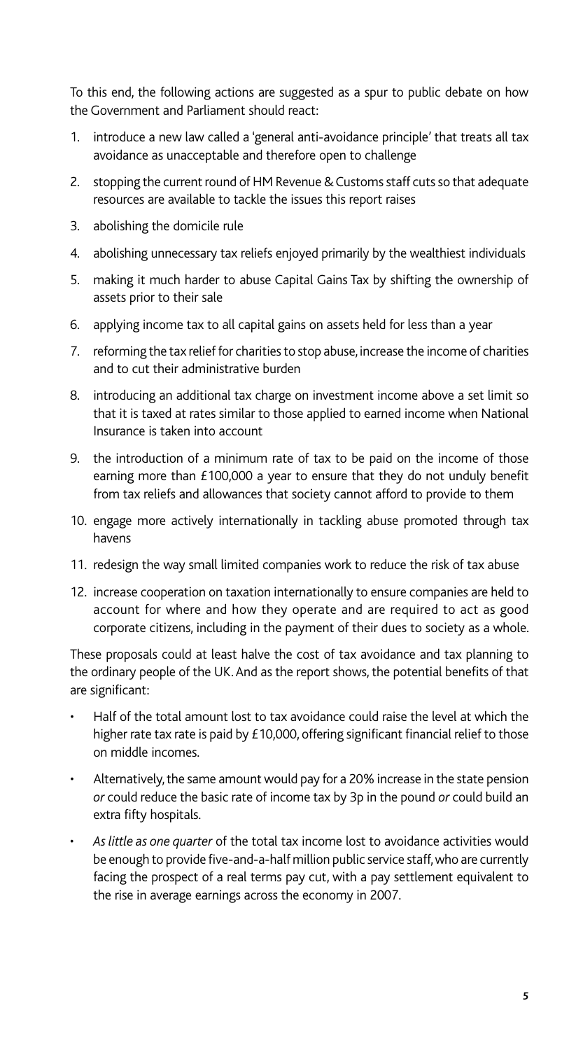To this end, the following actions are suggested as a spur to public debate on how the Government and Parliament should react:

1. introduce a new law called a 'general anti-avoidance principle' that treats all tax avoidance as unacceptable and therefore open to challenge
2. stopping the current round of HM Revenue & Customs staff cuts so that adequate resources are available to tackle the issues this report raises
3. abolishing the domicile rule
4. abolishing unnecessary tax reliefs enjoyed primarily by the wealthiest individuals
5. making it much harder to abuse Capital Gains Tax by shifting the ownership of assets prior to their sale
6. applying income tax to all capital gains on assets held for less than a year
7. reforming the tax relief for charities to stop abuse, increase the income of charities and to cut their administrative burden
8. introducing an additional tax charge on investment income above a set limit so that it is taxed at rates similar to those applied to earned income when National Insurance is taken into account
9. the introduction of a minimum rate of tax to be paid on the income of those earning more than £100,000 a year to ensure that they do not unduly benefit from tax reliefs and allowances that society cannot afford to provide to them
10. engage more actively internationally in tackling abuse promoted through tax havens
11. redesign the way small limited companies work to reduce the risk of tax abuse
12. increase cooperation on taxation internationally to ensure companies are held to account for where and how they operate and are required to act as good corporate citizens, including in the payment of their dues to society as a whole.

These proposals could at least halve the cost of tax avoidance and tax planning to the ordinary people of the UK. And as the report shows, the potential benefits of that are significant:

- Half of the total amount lost to tax avoidance could raise the level at which the higher rate tax rate is paid by £10,000, offering significant financial relief to those on middle incomes.
- Alternatively, the same amount would pay for a 20% increase in the state pension *or* could reduce the basic rate of income tax by 3p in the pound *or* could build an extra fifty hospitals.
- *As little as one quarter* of the total tax income lost to avoidance activities would be enough to provide five-and-a-half million public service staff, who are currently facing the prospect of a real terms pay cut, with a pay settlement equivalent to the rise in average earnings across the economy in 2007.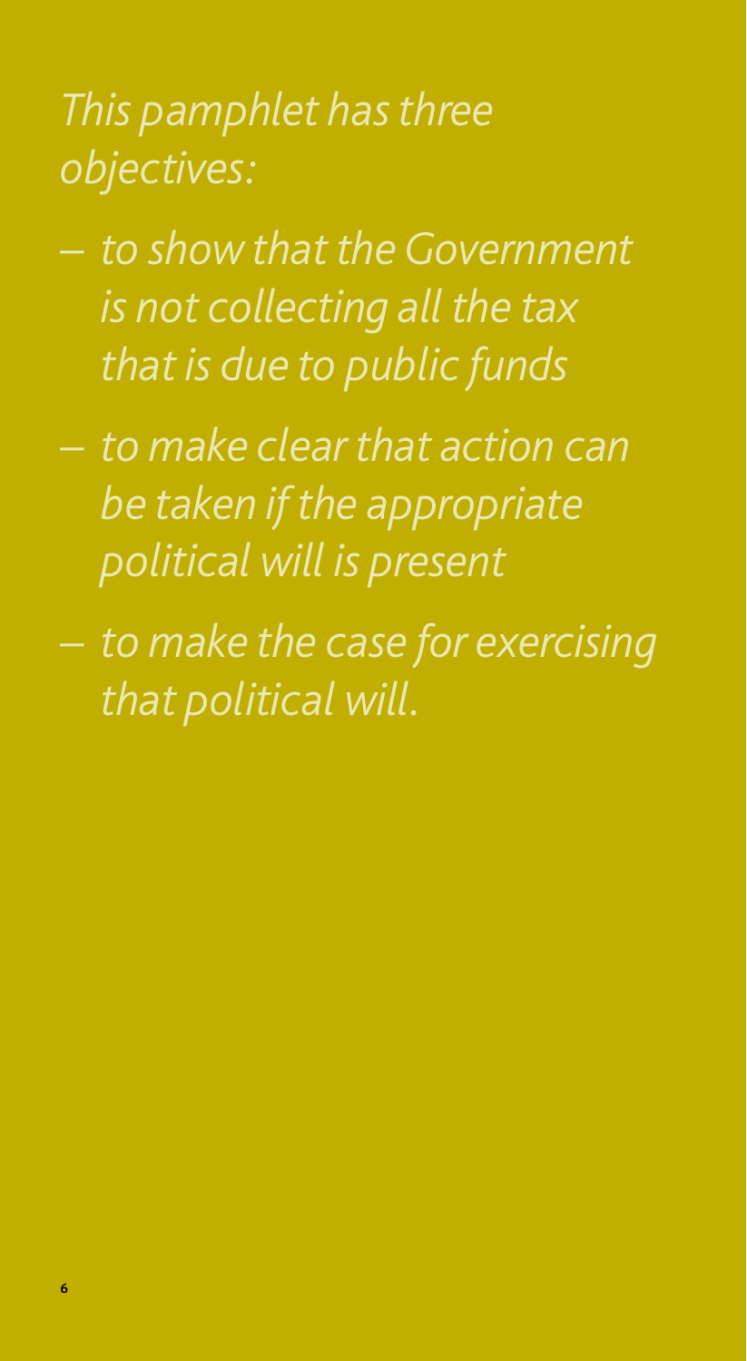*This pamphlet has three objectives:*

- *to show that the Government is not collecting all the tax that is due to public funds*
- *to make clear that action can be taken if the appropriate political will is present*
- *to make the case for exercising that political will.*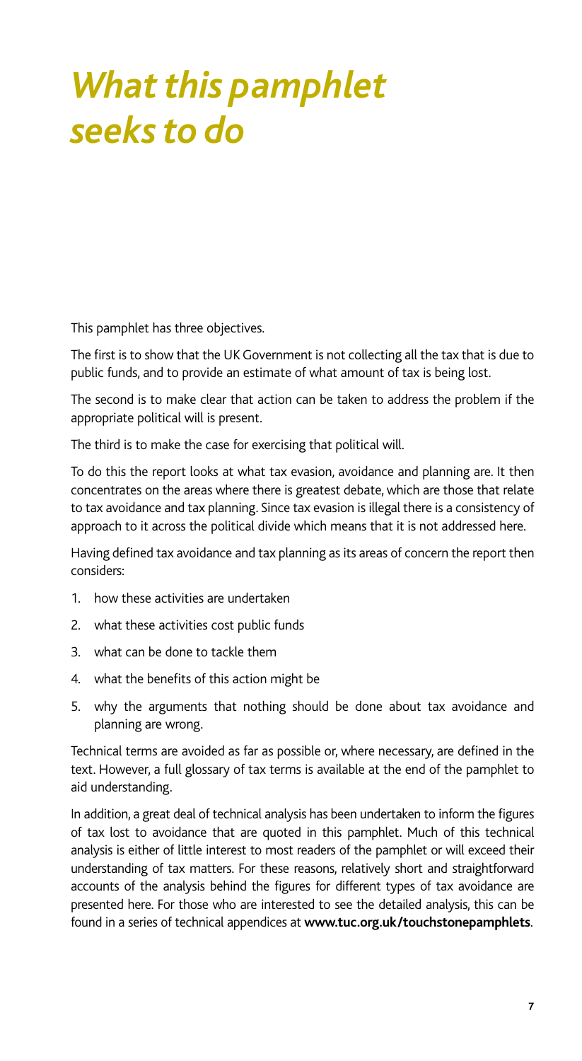# *What this pamphlet seeks to do*

This pamphlet has three objectives.

The first is to show that the UK Government is not collecting all the tax that is due to public funds, and to provide an estimate of what amount of tax is being lost.

The second is to make clear that action can be taken to address the problem if the appropriate political will is present.

The third is to make the case for exercising that political will.

To do this the report looks at what tax evasion, avoidance and planning are. It then concentrates on the areas where there is greatest debate, which are those that relate to tax avoidance and tax planning. Since tax evasion is illegal there is a consistency of approach to it across the political divide which means that it is not addressed here.

Having defined tax avoidance and tax planning as its areas of concern the report then considers:

1. how these activities are undertaken
2. what these activities cost public funds
3. what can be done to tackle them
4. what the benefits of this action might be
5. why the arguments that nothing should be done about tax avoidance and planning are wrong.

Technical terms are avoided as far as possible or, where necessary, are defined in the text. However, a full glossary of tax terms is available at the end of the pamphlet to aid understanding.

In addition, a great deal of technical analysis has been undertaken to inform the figures of tax lost to avoidance that are quoted in this pamphlet. Much of this technical analysis is either of little interest to most readers of the pamphlet or will exceed their understanding of tax matters. For these reasons, relatively short and straightforward accounts of the analysis behind the figures for different types of tax avoidance are presented here. For those who are interested to see the detailed analysis, this can be found in a series of technical appendices at **www.tuc.org.uk/touchstonepamphlets**.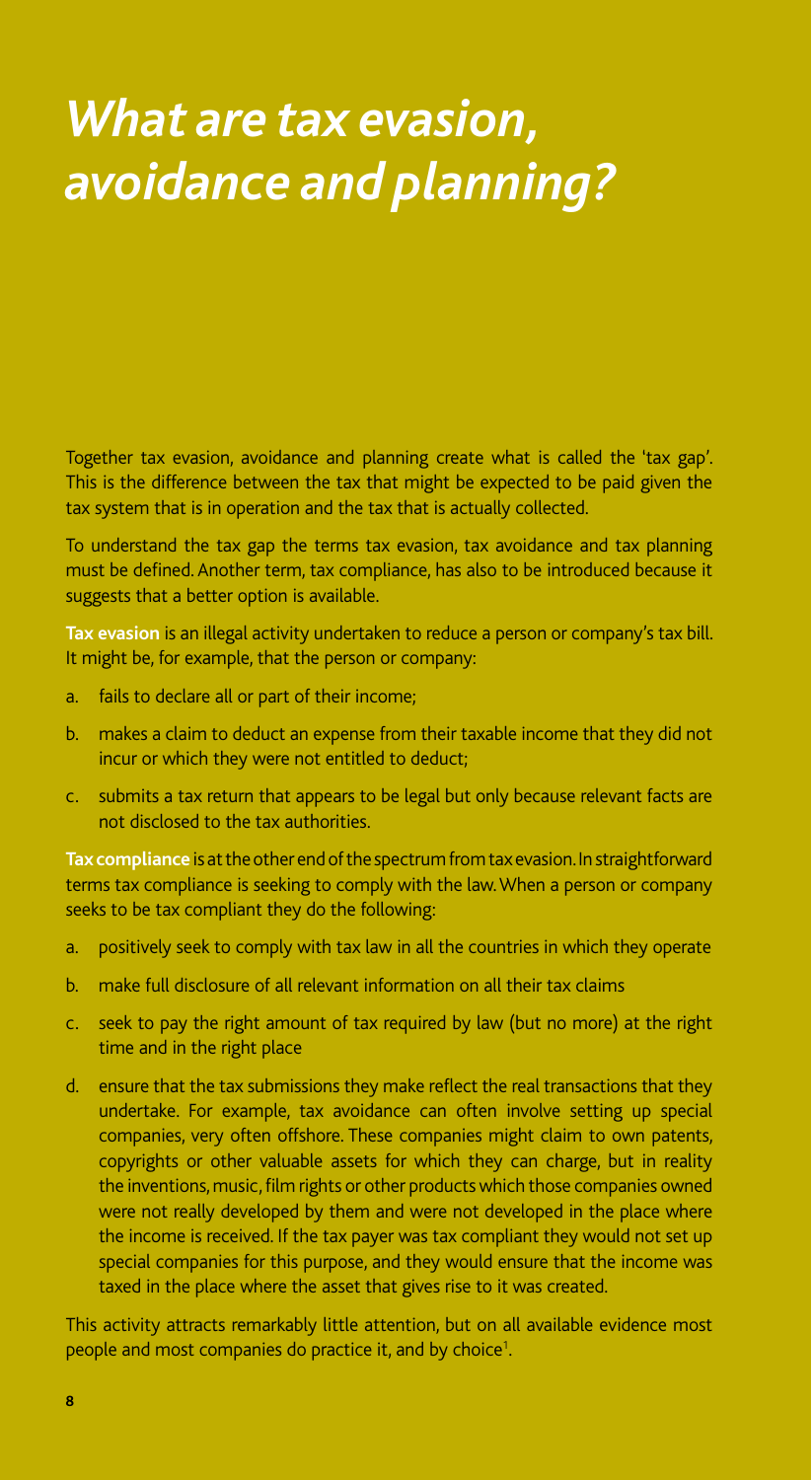# *What are tax evasion, avoidance and planning?*

Together tax evasion, avoidance and planning create what is called the 'tax gap'. This is the difference between the tax that might be expected to be paid given the tax system that is in operation and the tax that is actually collected.

To understand the tax gap the terms tax evasion, tax avoidance and tax planning must be defined. Another term, tax compliance, has also to be introduced because it suggests that a better option is available.

**Tax evasion** is an illegal activity undertaken to reduce a person or company's tax bill. It might be, for example, that the person or company:

a. fails to declare all or part of their income;

b. makes a claim to deduct an expense from their taxable income that they did not incur or which they were not entitled to deduct;

c. submits a tax return that appears to be legal but only because relevant facts are not disclosed to the tax authorities.

**Tax compliance** is at the other end of the spectrum from tax evasion. In straightforward terms tax compliance is seeking to comply with the law. When a person or company seeks to be tax compliant they do the following:

a. positively seek to comply with tax law in all the countries in which they operate

b. make full disclosure of all relevant information on all their tax claims

c. seek to pay the right amount of tax required by law (but no more) at the right time and in the right place

d. ensure that the tax submissions they make reflect the real transactions that they undertake. For example, tax avoidance can often involve setting up special companies, very often offshore. These companies might claim to own patents, copyrights or other valuable assets for which they can charge, but in reality the inventions, music, film rights or other products which those companies owned were not really developed by them and were not developed in the place where the income is received. If the tax payer was tax compliant they would not set up special companies for this purpose, and they would ensure that the income was taxed in the place where the asset that gives rise to it was created.

This activity attracts remarkably little attention, but on all available evidence most people and most companies do practice it, and by choice[1].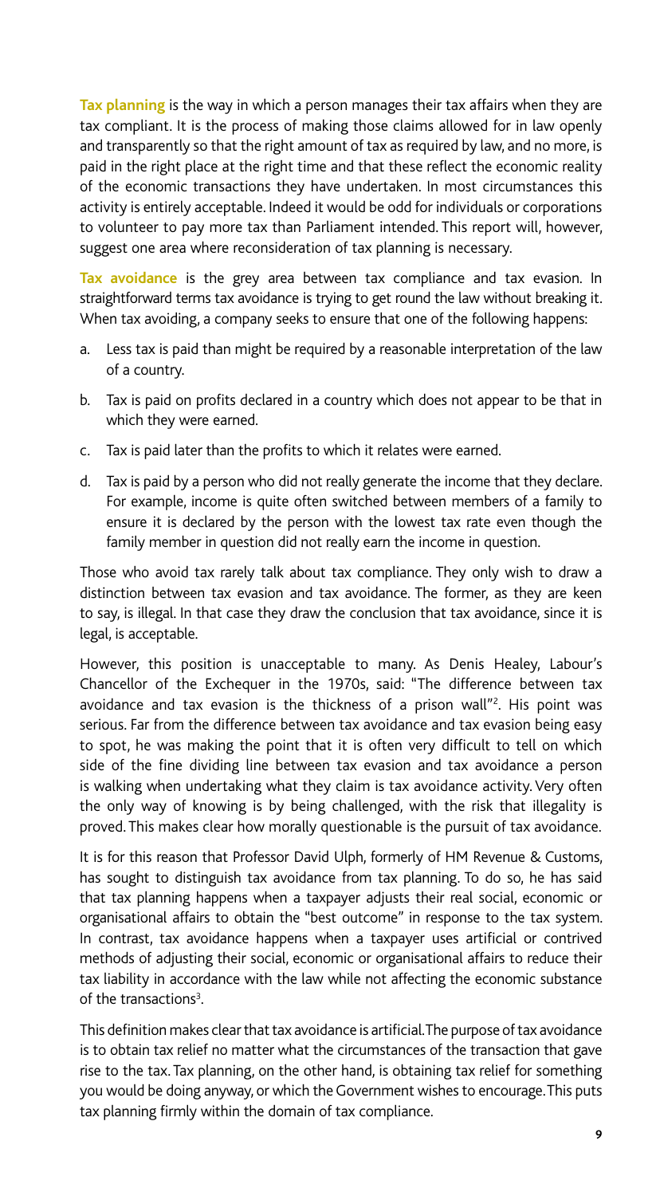**Tax planning** is the way in which a person manages their tax affairs when they are tax compliant. It is the process of making those claims allowed for in law openly and transparently so that the right amount of tax as required by law, and no more, is paid in the right place at the right time and that these reflect the economic reality of the economic transactions they have undertaken. In most circumstances this activity is entirely acceptable. Indeed it would be odd for individuals or corporations to volunteer to pay more tax than Parliament intended. This report will, however, suggest one area where reconsideration of tax planning is necessary.

**Tax avoidance** is the grey area between tax compliance and tax evasion. In straightforward terms tax avoidance is trying to get round the law without breaking it. When tax avoiding, a company seeks to ensure that one of the following happens:

a. Less tax is paid than might be required by a reasonable interpretation of the law of a country.

b. Tax is paid on profits declared in a country which does not appear to be that in which they were earned.

c. Tax is paid later than the profits to which it relates were earned.

d. Tax is paid by a person who did not really generate the income that they declare. For example, income is quite often switched between members of a family to ensure it is declared by the person with the lowest tax rate even though the family member in question did not really earn the income in question.

Those who avoid tax rarely talk about tax compliance. They only wish to draw a distinction between tax evasion and tax avoidance. The former, as they are keen to say, is illegal. In that case they draw the conclusion that tax avoidance, since it is legal, is acceptable.

However, this position is unacceptable to many. As Denis Healey, Labour's Chancellor of the Exchequer in the 1970s, said: "The difference between tax avoidance and tax evasion is the thickness of a prison wall"[2]. His point was serious. Far from the difference between tax avoidance and tax evasion being easy to spot, he was making the point that it is often very difficult to tell on which side of the fine dividing line between tax evasion and tax avoidance a person is walking when undertaking what they claim is tax avoidance activity. Very often the only way of knowing is by being challenged, with the risk that illegality is proved. This makes clear how morally questionable is the pursuit of tax avoidance.

It is for this reason that Professor David Ulph, formerly of HM Revenue & Customs, has sought to distinguish tax avoidance from tax planning. To do so, he has said that tax planning happens when a taxpayer adjusts their real social, economic or organisational affairs to obtain the "best outcome" in response to the tax system. In contrast, tax avoidance happens when a taxpayer uses artificial or contrived methods of adjusting their social, economic or organisational affairs to reduce their tax liability in accordance with the law while not affecting the economic substance of the transactions[3].

This definition makes clear that tax avoidance is artificial. The purpose of tax avoidance is to obtain tax relief no matter what the circumstances of the transaction that gave rise to the tax. Tax planning, on the other hand, is obtaining tax relief for something you would be doing anyway, or which the Government wishes to encourage. This puts tax planning firmly within the domain of tax compliance.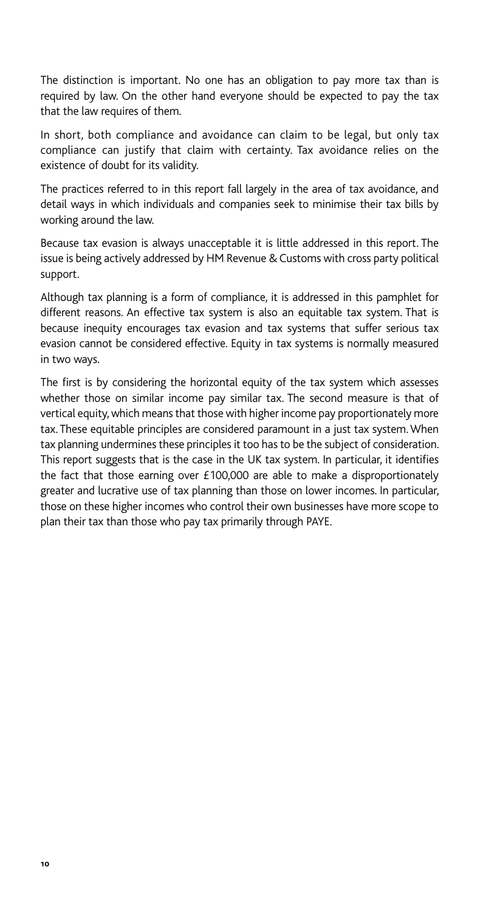The distinction is important. No one has an obligation to pay more tax than is required by law. On the other hand everyone should be expected to pay the tax that the law requires of them.

In short, both compliance and avoidance can claim to be legal, but only tax compliance can justify that claim with certainty. Tax avoidance relies on the existence of doubt for its validity.

The practices referred to in this report fall largely in the area of tax avoidance, and detail ways in which individuals and companies seek to minimise their tax bills by working around the law.

Because tax evasion is always unacceptable it is little addressed in this report. The issue is being actively addressed by HM Revenue & Customs with cross party political support.

Although tax planning is a form of compliance, it is addressed in this pamphlet for different reasons. An effective tax system is also an equitable tax system. That is because inequity encourages tax evasion and tax systems that suffer serious tax evasion cannot be considered effective. Equity in tax systems is normally measured in two ways.

The first is by considering the horizontal equity of the tax system which assesses whether those on similar income pay similar tax. The second measure is that of vertical equity, which means that those with higher income pay proportionately more tax. These equitable principles are considered paramount in a just tax system. When tax planning undermines these principles it too has to be the subject of consideration. This report suggests that is the case in the UK tax system. In particular, it identifies the fact that those earning over £100,000 are able to make a disproportionately greater and lucrative use of tax planning than those on lower incomes. In particular, those on these higher incomes who control their own businesses have more scope to plan their tax than those who pay tax primarily through PAYE.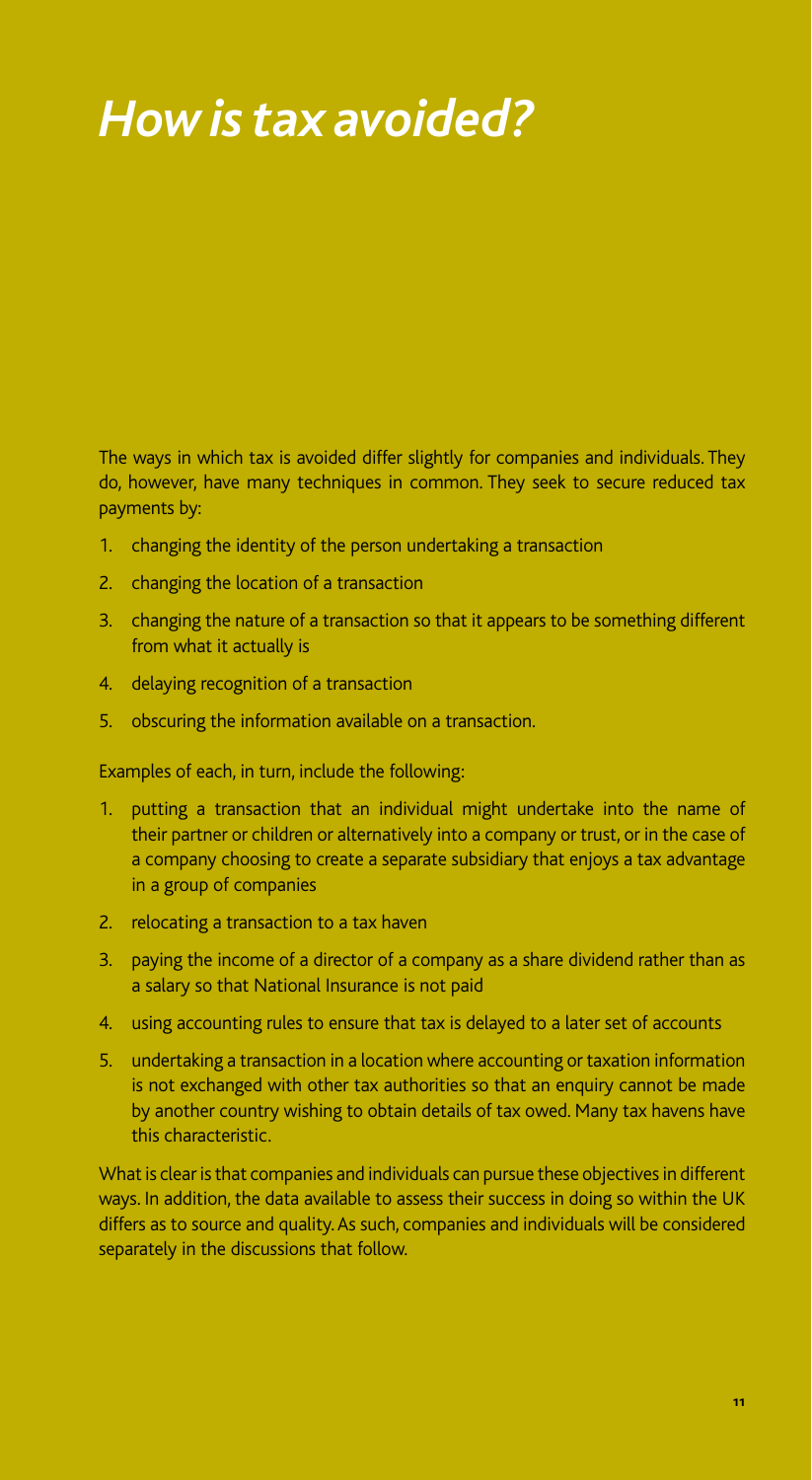# *How is tax avoided?*

The ways in which tax is avoided differ slightly for companies and individuals. They do, however, have many techniques in common. They seek to secure reduced tax payments by:

1. changing the identity of the person undertaking a transaction
2. changing the location of a transaction
3. changing the nature of a transaction so that it appears to be something different from what it actually is
4. delaying recognition of a transaction
5. obscuring the information available on a transaction.

Examples of each, in turn, include the following:

1. putting a transaction that an individual might undertake into the name of their partner or children or alternatively into a company or trust, or in the case of a company choosing to create a separate subsidiary that enjoys a tax advantage in a group of companies
2. relocating a transaction to a tax haven
3. paying the income of a director of a company as a share dividend rather than as a salary so that National Insurance is not paid
4. using accounting rules to ensure that tax is delayed to a later set of accounts
5. undertaking a transaction in a location where accounting or taxation information is not exchanged with other tax authorities so that an enquiry cannot be made by another country wishing to obtain details of tax owed. Many tax havens have this characteristic.

What is clear is that companies and individuals can pursue these objectives in different ways. In addition, the data available to assess their success in doing so within the UK differs as to source and quality. As such, companies and individuals will be considered separately in the discussions that follow.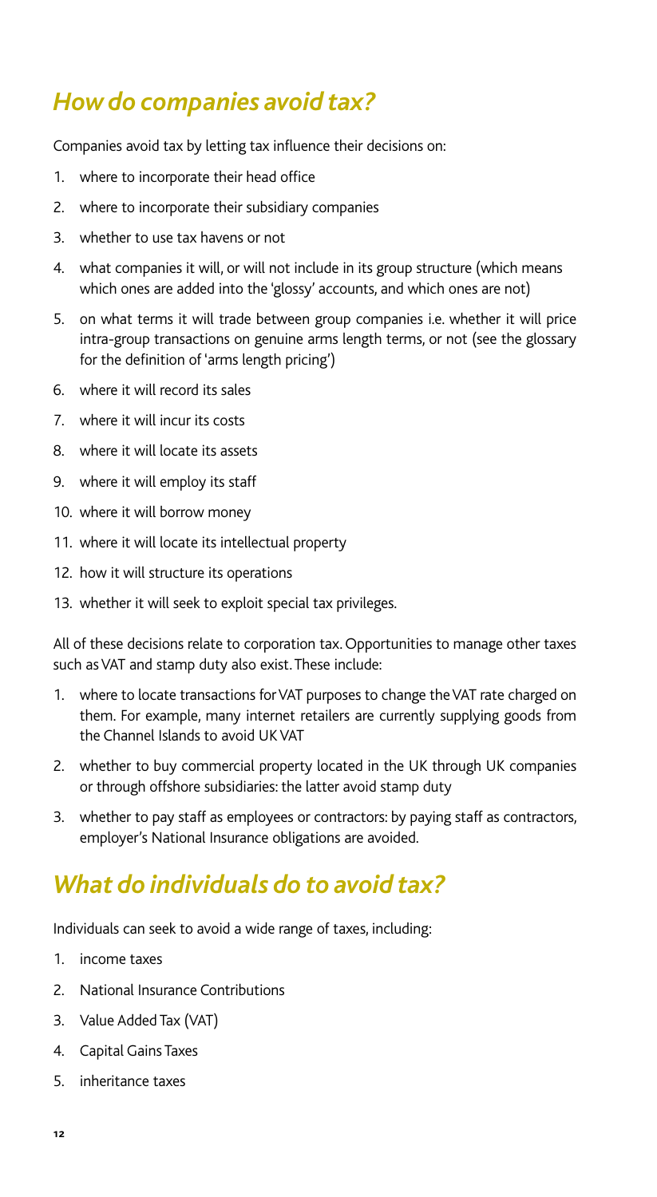## *How do companies avoid tax?*

Companies avoid tax by letting tax influence their decisions on:

1. where to incorporate their head office
2. where to incorporate their subsidiary companies
3. whether to use tax havens or not
4. what companies it will, or will not include in its group structure (which means which ones are added into the 'glossy' accounts, and which ones are not)
5. on what terms it will trade between group companies i.e. whether it will price intra-group transactions on genuine arms length terms, or not (see the glossary for the definition of 'arms length pricing')
6. where it will record its sales
7. where it will incur its costs
8. where it will locate its assets
9. where it will employ its staff
10. where it will borrow money
11. where it will locate its intellectual property
12. how it will structure its operations
13. whether it will seek to exploit special tax privileges.

All of these decisions relate to corporation tax. Opportunities to manage other taxes such as VAT and stamp duty also exist. These include:

1. where to locate transactions for VAT purposes to change the VAT rate charged on them. For example, many internet retailers are currently supplying goods from the Channel Islands to avoid UK VAT
2. whether to buy commercial property located in the UK through UK companies or through offshore subsidiaries: the latter avoid stamp duty
3. whether to pay staff as employees or contractors: by paying staff as contractors, employer's National Insurance obligations are avoided.

## *What do individuals do to avoid tax?*

Individuals can seek to avoid a wide range of taxes, including:

1. income taxes
2. National Insurance Contributions
3. Value Added Tax (VAT)
4. Capital Gains Taxes
5. inheritance taxes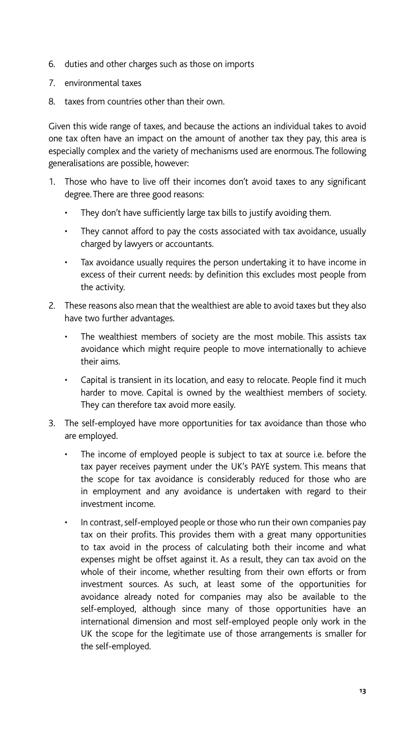6. duties and other charges such as those on imports
7. environmental taxes
8. taxes from countries other than their own.

Given this wide range of taxes, and because the actions an individual takes to avoid one tax often have an impact on the amount of another tax they pay, this area is especially complex and the variety of mechanisms used are enormous. The following generalisations are possible, however:

1. Those who have to live off their incomes don't avoid taxes to any significant degree. There are three good reasons:
   - They don't have sufficiently large tax bills to justify avoiding them.
   - They cannot afford to pay the costs associated with tax avoidance, usually charged by lawyers or accountants.
   - Tax avoidance usually requires the person undertaking it to have income in excess of their current needs: by definition this excludes most people from the activity.
2. These reasons also mean that the wealthiest are able to avoid taxes but they also have two further advantages.
   - The wealthiest members of society are the most mobile. This assists tax avoidance which might require people to move internationally to achieve their aims.
   - Capital is transient in its location, and easy to relocate. People find it much harder to move. Capital is owned by the wealthiest members of society. They can therefore tax avoid more easily.
3. The self-employed have more opportunities for tax avoidance than those who are employed.
   - The income of employed people is subject to tax at source i.e. before the tax payer receives payment under the UK's PAYE system. This means that the scope for tax avoidance is considerably reduced for those who are in employment and any avoidance is undertaken with regard to their investment income.
   - In contrast, self-employed people or those who run their own companies pay tax on their profits. This provides them with a great many opportunities to tax avoid in the process of calculating both their income and what expenses might be offset against it. As a result, they can tax avoid on the whole of their income, whether resulting from their own efforts or from investment sources. As such, at least some of the opportunities for avoidance already noted for companies may also be available to the self-employed, although since many of those opportunities have an international dimension and most self-employed people only work in the UK the scope for the legitimate use of those arrangements is smaller for the self-employed.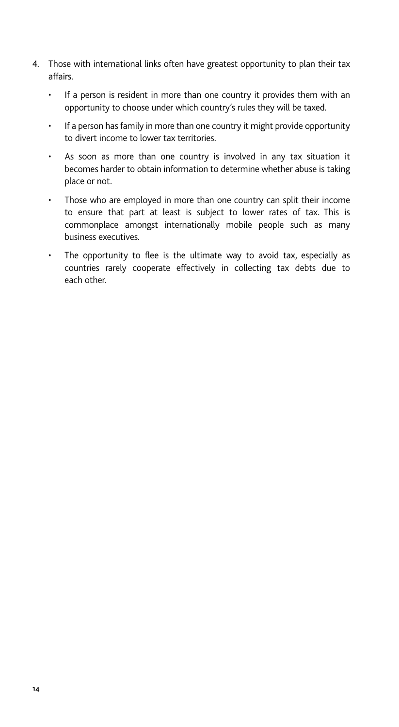4. Those with international links often have greatest opportunity to plan their tax affairs.

    - If a person is resident in more than one country it provides them with an opportunity to choose under which country's rules they will be taxed.
    - If a person has family in more than one country it might provide opportunity to divert income to lower tax territories.
    - As soon as more than one country is involved in any tax situation it becomes harder to obtain information to determine whether abuse is taking place or not.
    - Those who are employed in more than one country can split their income to ensure that part at least is subject to lower rates of tax. This is commonplace amongst internationally mobile people such as many business executives.
    - The opportunity to flee is the ultimate way to avoid tax, especially as countries rarely cooperate effectively in collecting tax debts due to each other.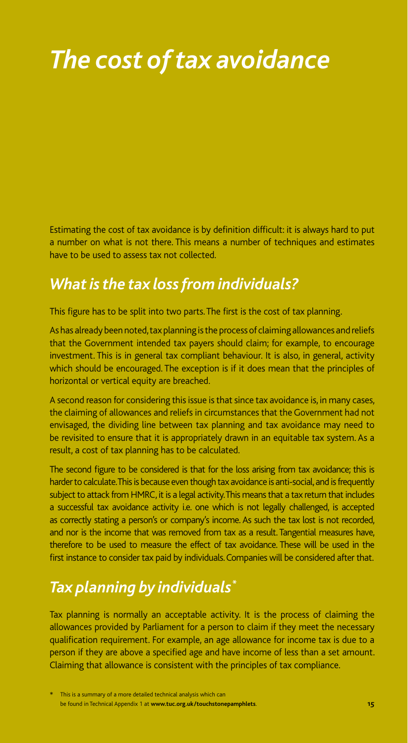# *The cost of tax avoidance*

Estimating the cost of tax avoidance is by definition difficult: it is always hard to put a number on what is not there. This means a number of techniques and estimates have to be used to assess tax not collected.

## *What is the tax loss from individuals?*

This figure has to be split into two parts. The first is the cost of tax planning.

As has already been noted, tax planning is the process of claiming allowances and reliefs that the Government intended tax payers should claim; for example, to encourage investment. This is in general tax compliant behaviour. It is also, in general, activity which should be encouraged. The exception is if it does mean that the principles of horizontal or vertical equity are breached.

A second reason for considering this issue is that since tax avoidance is, in many cases, the claiming of allowances and reliefs in circumstances that the Government had not envisaged, the dividing line between tax planning and tax avoidance may need to be revisited to ensure that it is appropriately drawn in an equitable tax system. As a result, a cost of tax planning has to be calculated.

The second figure to be considered is that for the loss arising from tax avoidance; this is harder to calculate. This is because even though tax avoidance is anti-social, and is frequently subject to attack from HMRC, it is a legal activity. This means that a tax return that includes a successful tax avoidance activity i.e. one which is not legally challenged, is accepted as correctly stating a person's or company's income. As such the tax lost is not recorded, and nor is the income that was removed from tax as a result. Tangential measures have, therefore to be used to measure the effect of tax avoidance. These will be used in the first instance to consider tax paid by individuals. Companies will be considered after that.

## *Tax planning by individuals\**

Tax planning is normally an acceptable activity. It is the process of claiming the allowances provided by Parliament for a person to claim if they meet the necessary qualification requirement. For example, an age allowance for income tax is due to a person if they are above a specified age and have income of less than a set amount. Claiming that allowance is consistent with the principles of tax compliance.

\* This is a summary of a more detailed technical analysis which can be found in Technical Appendix 1 at **www.tuc.org.uk/touchstonepamphlets**.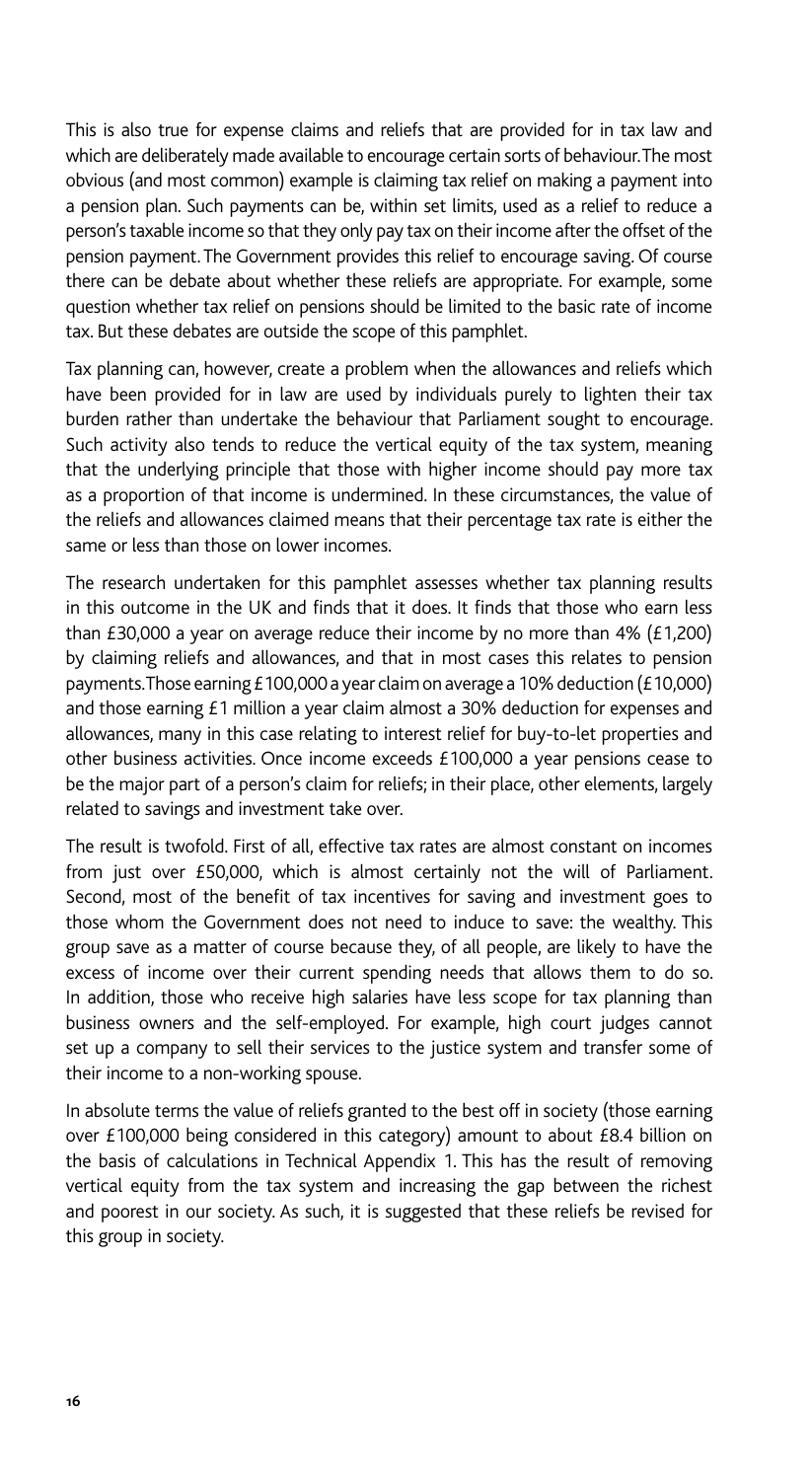This is also true for expense claims and reliefs that are provided for in tax law and which are deliberately made available to encourage certain sorts of behaviour. The most obvious (and most common) example is claiming tax relief on making a payment into a pension plan. Such payments can be, within set limits, used as a relief to reduce a person's taxable income so that they only pay tax on their income after the offset of the pension payment. The Government provides this relief to encourage saving. Of course there can be debate about whether these reliefs are appropriate. For example, some question whether tax relief on pensions should be limited to the basic rate of income tax. But these debates are outside the scope of this pamphlet.

Tax planning can, however, create a problem when the allowances and reliefs which have been provided for in law are used by individuals purely to lighten their tax burden rather than undertake the behaviour that Parliament sought to encourage. Such activity also tends to reduce the vertical equity of the tax system, meaning that the underlying principle that those with higher income should pay more tax as a proportion of that income is undermined. In these circumstances, the value of the reliefs and allowances claimed means that their percentage tax rate is either the same or less than those on lower incomes.

The research undertaken for this pamphlet assesses whether tax planning results in this outcome in the UK and finds that it does. It finds that those who earn less than £30,000 a year on average reduce their income by no more than 4% (£1,200) by claiming reliefs and allowances, and that in most cases this relates to pension payments. Those earning £100,000 a year claim on average a 10% deduction (£10,000) and those earning £1 million a year claim almost a 30% deduction for expenses and allowances, many in this case relating to interest relief for buy-to-let properties and other business activities. Once income exceeds £100,000 a year pensions cease to be the major part of a person's claim for reliefs; in their place, other elements, largely related to savings and investment take over.

The result is twofold. First of all, effective tax rates are almost constant on incomes from just over £50,000, which is almost certainly not the will of Parliament. Second, most of the benefit of tax incentives for saving and investment goes to those whom the Government does not need to induce to save: the wealthy. This group save as a matter of course because they, of all people, are likely to have the excess of income over their current spending needs that allows them to do so. In addition, those who receive high salaries have less scope for tax planning than business owners and the self-employed. For example, high court judges cannot set up a company to sell their services to the justice system and transfer some of their income to a non-working spouse.

In absolute terms the value of reliefs granted to the best off in society (those earning over £100,000 being considered in this category) amount to about £8.4 billion on the basis of calculations in Technical Appendix 1. This has the result of removing vertical equity from the tax system and increasing the gap between the richest and poorest in our society. As such, it is suggested that these reliefs be revised for this group in society.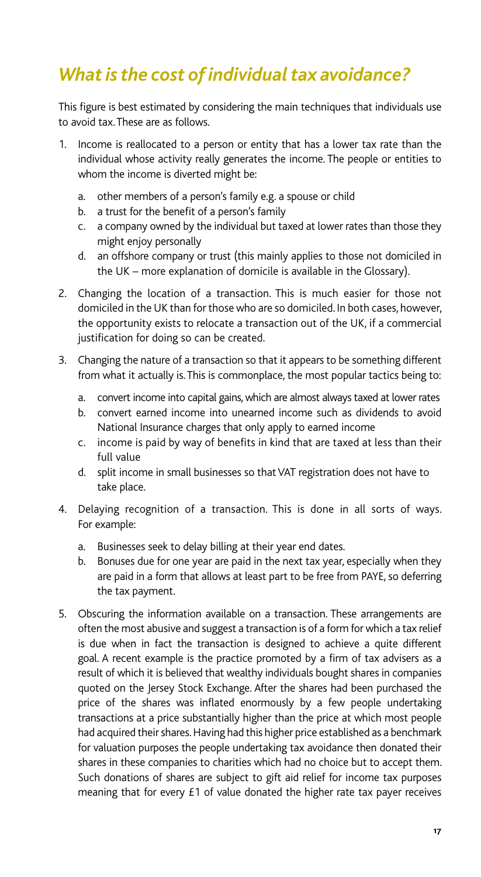## *What is the cost of individual tax avoidance?*

This figure is best estimated by considering the main techniques that individuals use to avoid tax. These are as follows.

1. Income is reallocated to a person or entity that has a lower tax rate than the individual whose activity really generates the income. The people or entities to whom the income is diverted might be:
   a. other members of a person's family e.g. a spouse or child
   b. a trust for the benefit of a person's family
   c. a company owned by the individual but taxed at lower rates than those they might enjoy personally
   d. an offshore company or trust (this mainly applies to those not domiciled in the UK – more explanation of domicile is available in the Glossary).
2. Changing the location of a transaction. This is much easier for those not domiciled in the UK than for those who are so domiciled. In both cases, however, the opportunity exists to relocate a transaction out of the UK, if a commercial justification for doing so can be created.
3. Changing the nature of a transaction so that it appears to be something different from what it actually is. This is commonplace, the most popular tactics being to:
   a. convert income into capital gains, which are almost always taxed at lower rates
   b. convert earned income into unearned income such as dividends to avoid National Insurance charges that only apply to earned income
   c. income is paid by way of benefits in kind that are taxed at less than their full value
   d. split income in small businesses so that VAT registration does not have to take place.
4. Delaying recognition of a transaction. This is done in all sorts of ways. For example:
   a. Businesses seek to delay billing at their year end dates.
   b. Bonuses due for one year are paid in the next tax year, especially when they are paid in a form that allows at least part to be free from PAYE, so deferring the tax payment.
5. Obscuring the information available on a transaction. These arrangements are often the most abusive and suggest a transaction is of a form for which a tax relief is due when in fact the transaction is designed to achieve a quite different goal. A recent example is the practice promoted by a firm of tax advisers as a result of which it is believed that wealthy individuals bought shares in companies quoted on the Jersey Stock Exchange. After the shares had been purchased the price of the shares was inflated enormously by a few people undertaking transactions at a price substantially higher than the price at which most people had acquired their shares. Having had this higher price established as a benchmark for valuation purposes the people undertaking tax avoidance then donated their shares in these companies to charities which had no choice but to accept them. Such donations of shares are subject to gift aid relief for income tax purposes meaning that for every £1 of value donated the higher rate tax payer receives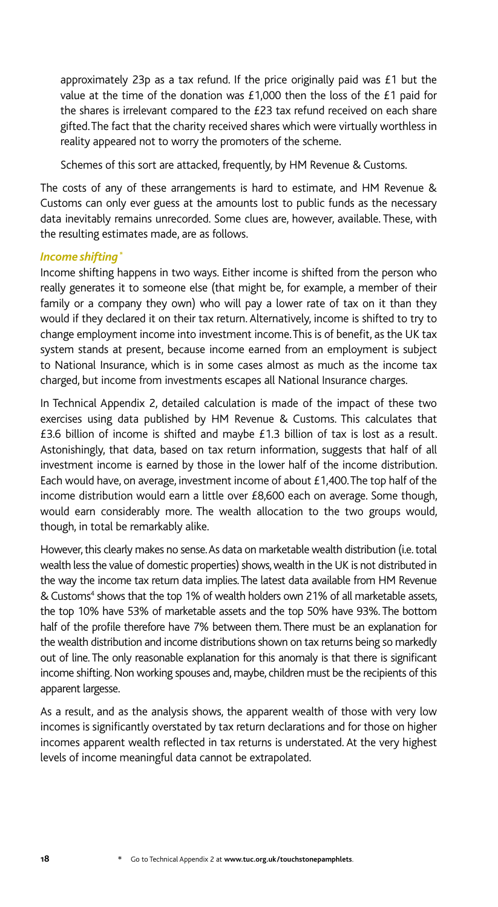approximately 23p as a tax refund. If the price originally paid was £1 but the value at the time of the donation was £1,000 then the loss of the £1 paid for the shares is irrelevant compared to the £23 tax refund received on each share gifted. The fact that the charity received shares which were virtually worthless in reality appeared not to worry the promoters of the scheme.

Schemes of this sort are attacked, frequently, by HM Revenue & Customs.

The costs of any of these arrangements is hard to estimate, and HM Revenue & Customs can only ever guess at the amounts lost to public funds as the necessary data inevitably remains unrecorded. Some clues are, however, available. These, with the resulting estimates made, are as follows.

### *Income shifting**

Income shifting happens in two ways. Either income is shifted from the person who really generates it to someone else (that might be, for example, a member of their family or a company they own) who will pay a lower rate of tax on it than they would if they declared it on their tax return. Alternatively, income is shifted to try to change employment income into investment income. This is of benefit, as the UK tax system stands at present, because income earned from an employment is subject to National Insurance, which is in some cases almost as much as the income tax charged, but income from investments escapes all National Insurance charges.

In Technical Appendix 2, detailed calculation is made of the impact of these two exercises using data published by HM Revenue & Customs. This calculates that £3.6 billion of income is shifted and maybe £1.3 billion of tax is lost as a result. Astonishingly, that data, based on tax return information, suggests that half of all investment income is earned by those in the lower half of the income distribution. Each would have, on average, investment income of about £1,400. The top half of the income distribution would earn a little over £8,600 each on average. Some though, would earn considerably more. The wealth allocation to the two groups would, though, in total be remarkably alike.

However, this clearly makes no sense. As data on marketable wealth distribution (i.e. total wealth less the value of domestic properties) shows, wealth in the UK is not distributed in the way the income tax return data implies. The latest data available from HM Revenue & Customs[4] shows that the top 1% of wealth holders own 21% of all marketable assets, the top 10% have 53% of marketable assets and the top 50% have 93%. The bottom half of the profile therefore have 7% between them. There must be an explanation for the wealth distribution and income distributions shown on tax returns being so markedly out of line. The only reasonable explanation for this anomaly is that there is significant income shifting. Non working spouses and, maybe, children must be the recipients of this apparent largesse.

As a result, and as the analysis shows, the apparent wealth of those with very low incomes is significantly overstated by tax return declarations and for those on higher incomes apparent wealth reflected in tax returns is understated. At the very highest levels of income meaningful data cannot be extrapolated.

\* Go to Technical Appendix 2 at **www.tuc.org.uk/touchstonepamphlets**.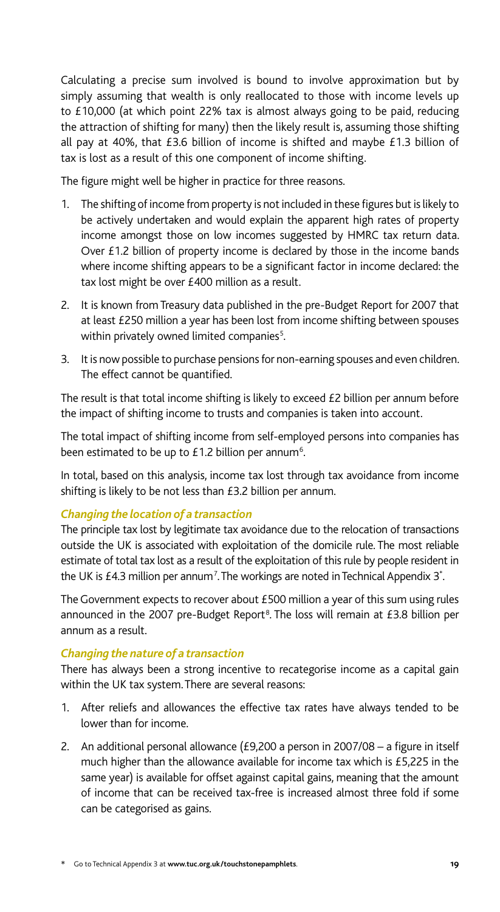Calculating a precise sum involved is bound to involve approximation but by simply assuming that wealth is only reallocated to those with income levels up to £10,000 (at which point 22% tax is almost always going to be paid, reducing the attraction of shifting for many) then the likely result is, assuming those shifting all pay at 40%, that £3.6 billion of income is shifted and maybe £1.3 billion of tax is lost as a result of this one component of income shifting.

The figure might well be higher in practice for three reasons.

1. The shifting of income from property is not included in these figures but is likely to be actively undertaken and would explain the apparent high rates of property income amongst those on low incomes suggested by HMRC tax return data. Over £1.2 billion of property income is declared by those in the income bands where income shifting appears to be a significant factor in income declared: the tax lost might be over £400 million as a result.
2. It is known from Treasury data published in the pre-Budget Report for 2007 that at least £250 million a year has been lost from income shifting between spouses within privately owned limited companies[5].
3. It is now possible to purchase pensions for non-earning spouses and even children. The effect cannot be quantified.

The result is that total income shifting is likely to exceed £2 billion per annum before the impact of shifting income to trusts and companies is taken into account.

The total impact of shifting income from self-employed persons into companies has been estimated to be up to £1.2 billion per annum[6].

In total, based on this analysis, income tax lost through tax avoidance from income shifting is likely to be not less than £3.2 billion per annum.

### *Changing the location of a transaction*

The principle tax lost by legitimate tax avoidance due to the relocation of transactions outside the UK is associated with exploitation of the domicile rule. The most reliable estimate of total tax lost as a result of the exploitation of this rule by people resident in the UK is £4.3 million per annum[7]. The workings are noted in Technical Appendix 3*.

The Government expects to recover about £500 million a year of this sum using rules announced in the 2007 pre-Budget Report[8]. The loss will remain at £3.8 billion per annum as a result.

### *Changing the nature of a transaction*

There has always been a strong incentive to recategorise income as a capital gain within the UK tax system. There are several reasons:

1. After reliefs and allowances the effective tax rates have always tended to be lower than for income.
2. An additional personal allowance (£9,200 a person in 2007/08 – a figure in itself much higher than the allowance available for income tax which is £5,225 in the same year) is available for offset against capital gains, meaning that the amount of income that can be received tax-free is increased almost three fold if some can be categorised as gains.

\* Go to Technical Appendix 3 at **www.tuc.org.uk/touchstonepamphlets**.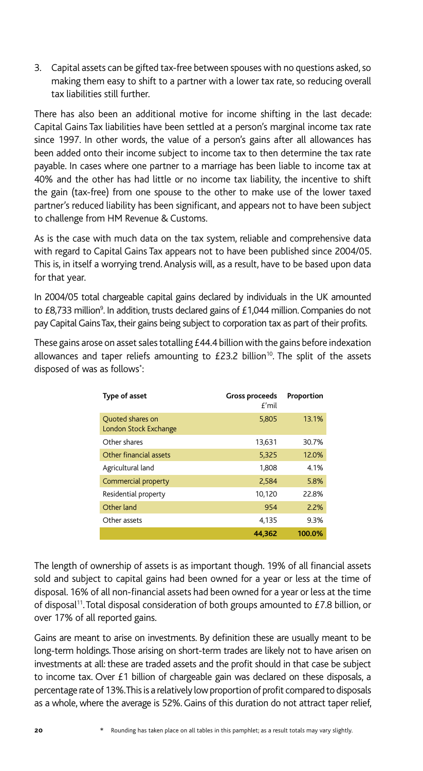3. Capital assets can be gifted tax-free between spouses with no questions asked, so making them easy to shift to a partner with a lower tax rate, so reducing overall tax liabilities still further.

There has also been an additional motive for income shifting in the last decade: Capital Gains Tax liabilities have been settled at a person's marginal income tax rate since 1997. In other words, the value of a person's gains after all allowances has been added onto their income subject to income tax to then determine the tax rate payable. In cases where one partner to a marriage has been liable to income tax at 40% and the other has had little or no income tax liability, the incentive to shift the gain (tax-free) from one spouse to the other to make use of the lower taxed partner's reduced liability has been significant, and appears not to have been subject to challenge from HM Revenue & Customs.

As is the case with much data on the tax system, reliable and comprehensive data with regard to Capital Gains Tax appears not to have been published since 2004/05. This is, in itself a worrying trend. Analysis will, as a result, have to be based upon data for that year.

In 2004/05 total chargeable capital gains declared by individuals in the UK amounted to £8,733 million[9]. In addition, trusts declared gains of £1,044 million. Companies do not pay Capital Gains Tax, their gains being subject to corporation tax as part of their profits.

These gains arose on asset sales totalling £44.4 billion with the gains before indexation allowances and taper reliefs amounting to £23.2 billion[10]. The split of the assets disposed of was as follows*:

| Type of asset | Gross proceeds £'mil | Proportion |
|---|---|---|
| Quoted shares on London Stock Exchange | 5,805 | 13.1% |
| Other shares | 13,631 | 30.7% |
| Other financial assets | 5,325 | 12.0% |
| Agricultural land | 1,808 | 4.1% |
| Commercial property | 2,584 | 5.8% |
| Residential property | 10,120 | 22.8% |
| Other land | 954 | 2.2% |
| Other assets | 4,135 | 9.3% |
| | 44,362 | 100.0% |

The length of ownership of assets is as important though. 19% of all financial assets sold and subject to capital gains had been owned for a year or less at the time of disposal. 16% of all non-financial assets had been owned for a year or less at the time of disposal[11]. Total disposal consideration of both groups amounted to £7.8 billion, or over 17% of all reported gains.

Gains are meant to arise on investments. By definition these are usually meant to be long-term holdings. Those arising on short-term trades are likely not to have arisen on investments at all: these are traded assets and the profit should in that case be subject to income tax. Over £1 billion of chargeable gain was declared on these disposals, a percentage rate of 13%. This is a relatively low proportion of profit compared to disposals as a whole, where the average is 52%. Gains of this duration do not attract taper relief,

* Rounding has taken place on all tables in this pamphlet; as a result totals may vary slightly.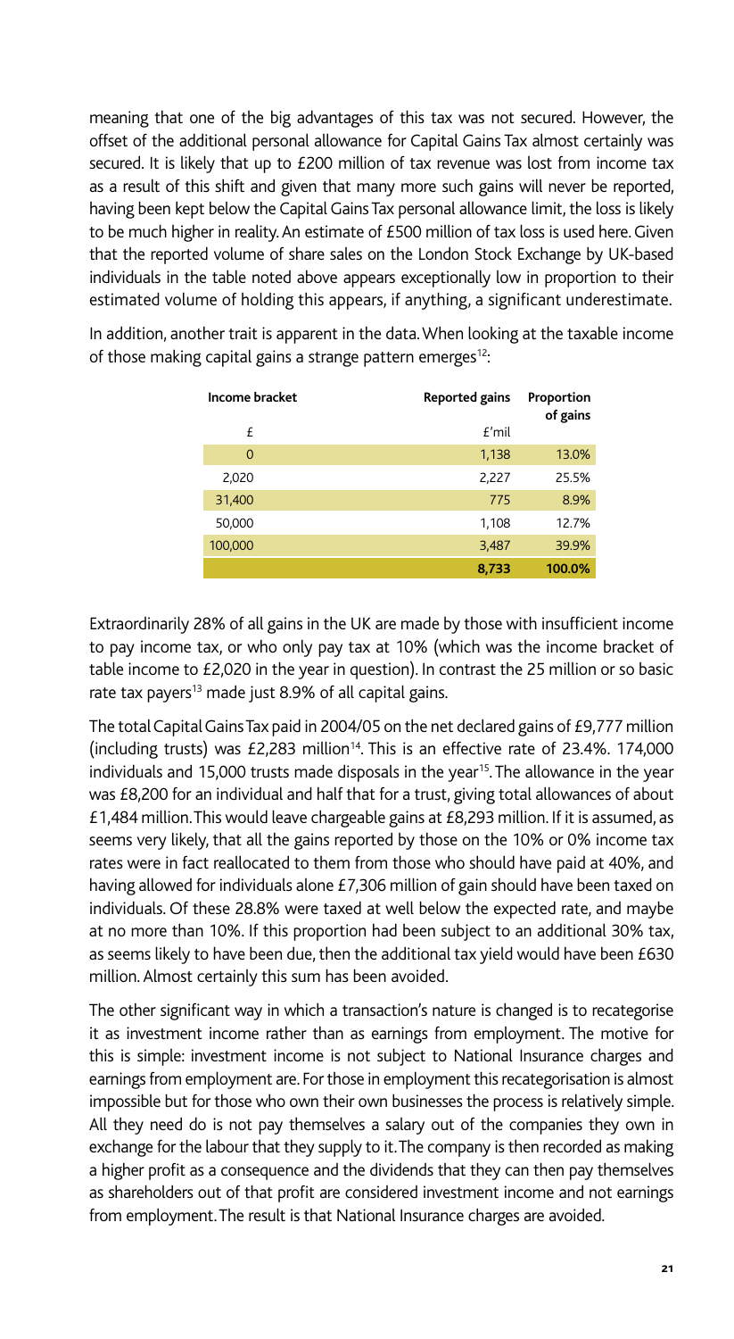meaning that one of the big advantages of this tax was not secured. However, the offset of the additional personal allowance for Capital Gains Tax almost certainly was secured. It is likely that up to £200 million of tax revenue was lost from income tax as a result of this shift and given that many more such gains will never be reported, having been kept below the Capital Gains Tax personal allowance limit, the loss is likely to be much higher in reality. An estimate of £500 million of tax loss is used here. Given that the reported volume of share sales on the London Stock Exchange by UK-based individuals in the table noted above appears exceptionally low in proportion to their estimated volume of holding this appears, if anything, a significant underestimate.

In addition, another trait is apparent in the data. When looking at the taxable income of those making capital gains a strange pattern emerges[12]:

| Income bracket | Reported gains | Proportion of gains |
|---|---|---|
| £ | £'mil | |
| 0 | 1,138 | 13.0% |
| 2,020 | 2,227 | 25.5% |
| 31,400 | 775 | 8.9% |
| 50,000 | 1,108 | 12.7% |
| 100,000 | 3,487 | 39.9% |
| | **8,733** | **100.0%** |

Extraordinarily 28% of all gains in the UK are made by those with insufficient income to pay income tax, or who only pay tax at 10% (which was the income bracket of table income to £2,020 in the year in question). In contrast the 25 million or so basic rate tax payers[13] made just 8.9% of all capital gains.

The total Capital Gains Tax paid in 2004/05 on the net declared gains of £9,777 million (including trusts) was £2,283 million[14]. This is an effective rate of 23.4%. 174,000 individuals and 15,000 trusts made disposals in the year[15]. The allowance in the year was £8,200 for an individual and half that for a trust, giving total allowances of about £1,484 million. This would leave chargeable gains at £8,293 million. If it is assumed, as seems very likely, that all the gains reported by those on the 10% or 0% income tax rates were in fact reallocated to them from those who should have paid at 40%, and having allowed for individuals alone £7,306 million of gain should have been taxed on individuals. Of these 28.8% were taxed at well below the expected rate, and maybe at no more than 10%. If this proportion had been subject to an additional 30% tax, as seems likely to have been due, then the additional tax yield would have been £630 million. Almost certainly this sum has been avoided.

The other significant way in which a transaction's nature is changed is to recategorise it as investment income rather than as earnings from employment. The motive for this is simple: investment income is not subject to National Insurance charges and earnings from employment are. For those in employment this recategorisation is almost impossible but for those who own their own businesses the process is relatively simple. All they need do is not pay themselves a salary out of the companies they own in exchange for the labour that they supply to it. The company is then recorded as making a higher profit as a consequence and the dividends that they can then pay themselves as shareholders out of that profit are considered investment income and not earnings from employment. The result is that National Insurance charges are avoided.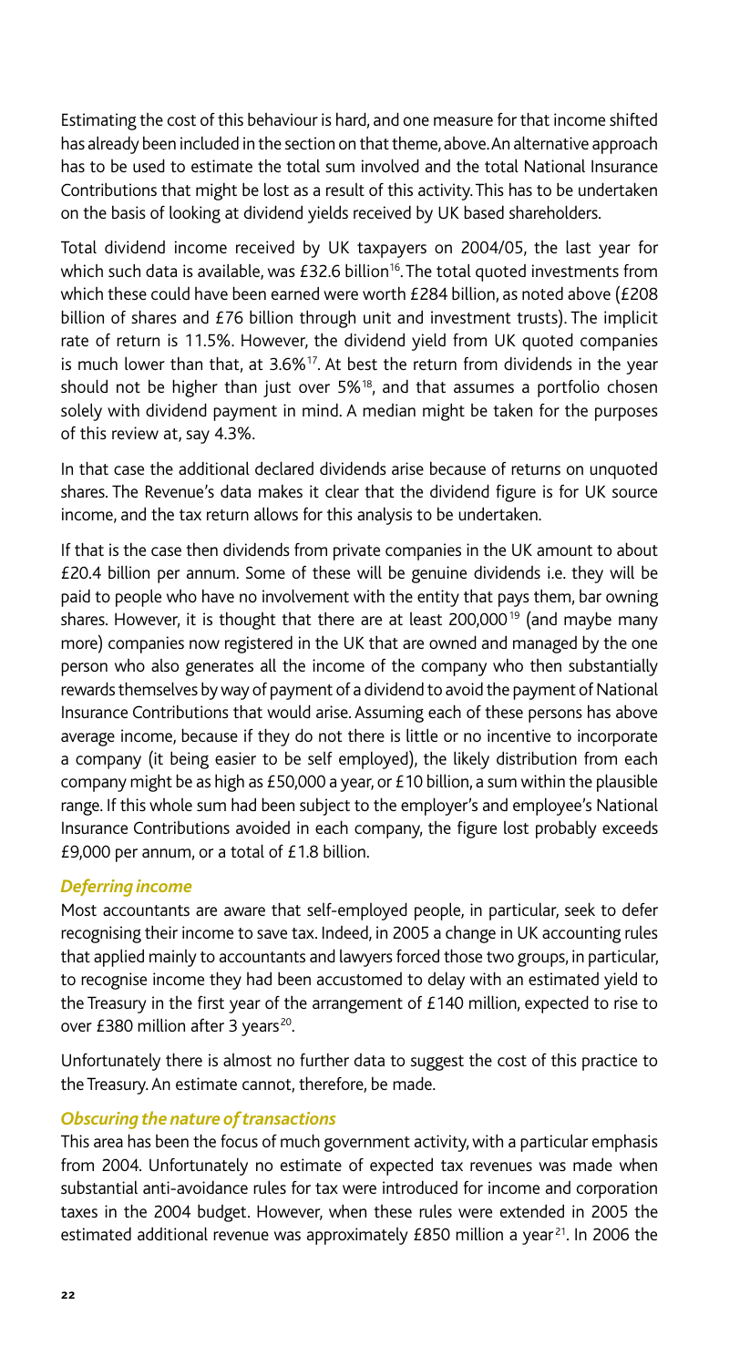Estimating the cost of this behaviour is hard, and one measure for that income shifted has already been included in the section on that theme, above. An alternative approach has to be used to estimate the total sum involved and the total National Insurance Contributions that might be lost as a result of this activity. This has to be undertaken on the basis of looking at dividend yields received by UK based shareholders.

Total dividend income received by UK taxpayers on 2004/05, the last year for which such data is available, was £32.6 billion[16]. The total quoted investments from which these could have been earned were worth £284 billion, as noted above (£208 billion of shares and £76 billion through unit and investment trusts). The implicit rate of return is 11.5%. However, the dividend yield from UK quoted companies is much lower than that, at 3.6%[17]. At best the return from dividends in the year should not be higher than just over 5%[18], and that assumes a portfolio chosen solely with dividend payment in mind. A median might be taken for the purposes of this review at, say 4.3%.

In that case the additional declared dividends arise because of returns on unquoted shares. The Revenue's data makes it clear that the dividend figure is for UK source income, and the tax return allows for this analysis to be undertaken.

If that is the case then dividends from private companies in the UK amount to about £20.4 billion per annum. Some of these will be genuine dividends i.e. they will be paid to people who have no involvement with the entity that pays them, bar owning shares. However, it is thought that there are at least 200,000[19] (and maybe many more) companies now registered in the UK that are owned and managed by the one person who also generates all the income of the company who then substantially rewards themselves by way of payment of a dividend to avoid the payment of National Insurance Contributions that would arise. Assuming each of these persons has above average income, because if they do not there is little or no incentive to incorporate a company (it being easier to be self employed), the likely distribution from each company might be as high as £50,000 a year, or £10 billion, a sum within the plausible range. If this whole sum had been subject to the employer's and employee's National Insurance Contributions avoided in each company, the figure lost probably exceeds £9,000 per annum, or a total of £1.8 billion.

### *Deferring income*

Most accountants are aware that self-employed people, in particular, seek to defer recognising their income to save tax. Indeed, in 2005 a change in UK accounting rules that applied mainly to accountants and lawyers forced those two groups, in particular, to recognise income they had been accustomed to delay with an estimated yield to the Treasury in the first year of the arrangement of £140 million, expected to rise to over £380 million after 3 years[20].

Unfortunately there is almost no further data to suggest the cost of this practice to the Treasury. An estimate cannot, therefore, be made.

### *Obscuring the nature of transactions*

This area has been the focus of much government activity, with a particular emphasis from 2004. Unfortunately no estimate of expected tax revenues was made when substantial anti-avoidance rules for tax were introduced for income and corporation taxes in the 2004 budget. However, when these rules were extended in 2005 the estimated additional revenue was approximately £850 million a year[21]. In 2006 the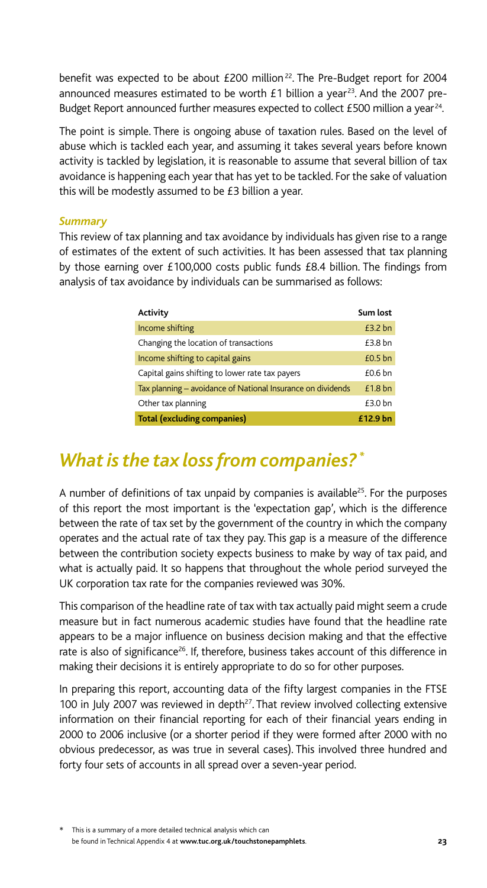benefit was expected to be about £200 million[22]. The Pre-Budget report for 2004 announced measures estimated to be worth £1 billion a year[23]. And the 2007 pre-Budget Report announced further measures expected to collect £500 million a year[24].

The point is simple. There is ongoing abuse of taxation rules. Based on the level of abuse which is tackled each year, and assuming it takes several years before known activity is tackled by legislation, it is reasonable to assume that several billion of tax avoidance is happening each year that has yet to be tackled. For the sake of valuation this will be modestly assumed to be £3 billion a year.

### *Summary*

This review of tax planning and tax avoidance by individuals has given rise to a range of estimates of the extent of such activities. It has been assessed that tax planning by those earning over £100,000 costs public funds £8.4 billion. The findings from analysis of tax avoidance by individuals can be summarised as follows:

| Activity | Sum lost |
|---|---|
| Income shifting | £3.2 bn |
| Changing the location of transactions | £3.8 bn |
| Income shifting to capital gains | £0.5 bn |
| Capital gains shifting to lower rate tax payers | £0.6 bn |
| Tax planning – avoidance of National Insurance on dividends | £1.8 bn |
| Other tax planning | £3.0 bn |
| **Total (excluding companies)** | **£12.9 bn** |

## *What is the tax loss from companies?* *

A number of definitions of tax unpaid by companies is available[25]. For the purposes of this report the most important is the 'expectation gap', which is the difference between the rate of tax set by the government of the country in which the company operates and the actual rate of tax they pay. This gap is a measure of the difference between the contribution society expects business to make by way of tax paid, and what is actually paid. It so happens that throughout the whole period surveyed the UK corporation tax rate for the companies reviewed was 30%.

This comparison of the headline rate of tax with tax actually paid might seem a crude measure but in fact numerous academic studies have found that the headline rate appears to be a major influence on business decision making and that the effective rate is also of significance[26]. If, therefore, business takes account of this difference in making their decisions it is entirely appropriate to do so for other purposes.

In preparing this report, accounting data of the fifty largest companies in the FTSE 100 in July 2007 was reviewed in depth[27]. That review involved collecting extensive information on their financial reporting for each of their financial years ending in 2000 to 2006 inclusive (or a shorter period if they were formed after 2000 with no obvious predecessor, as was true in several cases). This involved three hundred and forty four sets of accounts in all spread over a seven-year period.

\* This is a summary of a more detailed technical analysis which can be found in Technical Appendix 4 at **www.tuc.org.uk/touchstonepamphlets**.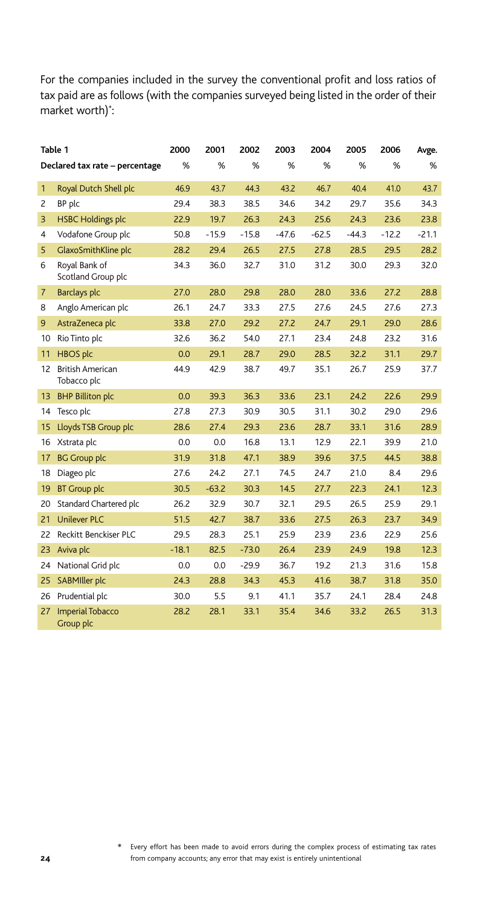For the companies included in the survey the conventional profit and loss ratios of tax paid are as follows (with the companies surveyed being listed in the order of their market worth)*:

| Table 1 | | 2000 | 2001 | 2002 | 2003 | 2004 | 2005 | 2006 | Avge. |
|---|---|---|---|---|---|---|---|---|---|
| Declared tax rate – percentage | | % | % | % | % | % | % | % | % |
| 1 | Royal Dutch Shell plc | 46.9 | 43.7 | 44.3 | 43.2 | 46.7 | 40.4 | 41.0 | 43.7 |
| 2 | BP plc | 29.4 | 38.3 | 38.5 | 34.6 | 34.2 | 29.7 | 35.6 | 34.3 |
| 3 | HSBC Holdings plc | 22.9 | 19.7 | 26.3 | 24.3 | 25.6 | 24.3 | 23.6 | 23.8 |
| 4 | Vodafone Group plc | 50.8 | -15.9 | -15.8 | -47.6 | -62.5 | -44.3 | -12.2 | -21.1 |
| 5 | GlaxoSmithKline plc | 28.2 | 29.4 | 26.5 | 27.5 | 27.8 | 28.5 | 29.5 | 28.2 |
| 6 | Royal Bank of Scotland Group plc | 34.3 | 36.0 | 32.7 | 31.0 | 31.2 | 30.0 | 29.3 | 32.0 |
| 7 | Barclays plc | 27.0 | 28.0 | 29.8 | 28.0 | 28.0 | 33.6 | 27.2 | 28.8 |
| 8 | Anglo American plc | 26.1 | 24.7 | 33.3 | 27.5 | 27.6 | 24.5 | 27.6 | 27.3 |
| 9 | AstraZeneca plc | 33.8 | 27.0 | 29.2 | 27.2 | 24.7 | 29.1 | 29.0 | 28.6 |
| 10 | Rio Tinto plc | 32.6 | 36.2 | 54.0 | 27.1 | 23.4 | 24.8 | 23.2 | 31.6 |
| 11 | HBOS plc | 0.0 | 29.1 | 28.7 | 29.0 | 28.5 | 32.2 | 31.1 | 29.7 |
| 12 | British American Tobacco plc | 44.9 | 42.9 | 38.7 | 49.7 | 35.1 | 26.7 | 25.9 | 37.7 |
| 13 | BHP Billiton plc | 0.0 | 39.3 | 36.3 | 33.6 | 23.1 | 24.2 | 22.6 | 29.9 |
| 14 | Tesco plc | 27.8 | 27.3 | 30.9 | 30.5 | 31.1 | 30.2 | 29.0 | 29.6 |
| 15 | Lloyds TSB Group plc | 28.6 | 27.4 | 29.3 | 23.6 | 28.7 | 33.1 | 31.6 | 28.9 |
| 16 | Xstrata plc | 0.0 | 0.0 | 16.8 | 13.1 | 12.9 | 22.1 | 39.9 | 21.0 |
| 17 | BG Group plc | 31.9 | 31.8 | 47.1 | 38.9 | 39.6 | 37.5 | 44.5 | 38.8 |
| 18 | Diageo plc | 27.6 | 24.2 | 27.1 | 74.5 | 24.7 | 21.0 | 8.4 | 29.6 |
| 19 | BT Group plc | 30.5 | -63.2 | 30.3 | 14.5 | 27.7 | 22.3 | 24.1 | 12.3 |
| 20 | Standard Chartered plc | 26.2 | 32.9 | 30.7 | 32.1 | 29.5 | 26.5 | 25.9 | 29.1 |
| 21 | Unilever PLC | 51.5 | 42.7 | 38.7 | 33.6 | 27.5 | 26.3 | 23.7 | 34.9 |
| 22 | Reckitt Benckiser PLC | 29.5 | 28.3 | 25.1 | 25.9 | 23.9 | 23.6 | 22.9 | 25.6 |
| 23 | Aviva plc | -18.1 | 82.5 | -73.0 | 26.4 | 23.9 | 24.9 | 19.8 | 12.3 |
| 24 | National Grid plc | 0.0 | 0.0 | -29.9 | 36.7 | 19.2 | 21.3 | 31.6 | 15.8 |
| 25 | SABMIller plc | 24.3 | 28.8 | 34.3 | 45.3 | 41.6 | 38.7 | 31.8 | 35.0 |
| 26 | Prudential plc | 30.0 | 5.5 | 9.1 | 41.1 | 35.7 | 24.1 | 28.4 | 24.8 |
| 27 | Imperial Tobacco Group plc | 28.2 | 28.1 | 33.1 | 35.4 | 34.6 | 33.2 | 26.5 | 31.3 |

\* Every effort has been made to avoid errors during the complex process of estimating tax rates from company accounts; any error that may exist is entirely unintentional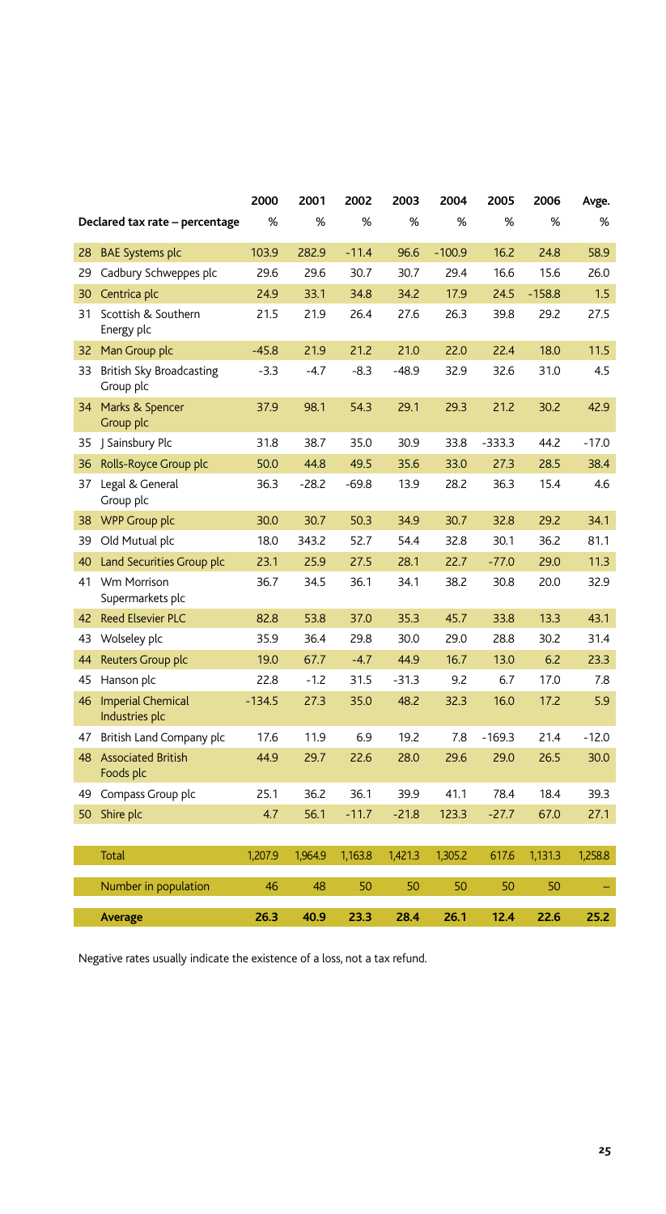| | | 2000 | 2001 | 2002 | 2003 | 2004 | 2005 | 2006 | Avge. |
|---|---|---|---|---|---|---|---|---|---|
| | Declared tax rate – percentage | % | % | % | % | % | % | % | % |
| 28 | BAE Systems plc | 103.9 | 282.9 | -11.4 | 96.6 | -100.9 | 16.2 | 24.8 | 58.9 |
| 29 | Cadbury Schweppes plc | 29.6 | 29.6 | 30.7 | 30.7 | 29.4 | 16.6 | 15.6 | 26.0 |
| 30 | Centrica plc | 24.9 | 33.1 | 34.8 | 34.2 | 17.9 | 24.5 | -158.8 | 1.5 |
| 31 | Scottish & Southern Energy plc | 21.5 | 21.9 | 26.4 | 27.6 | 26.3 | 39.8 | 29.2 | 27.5 |
| 32 | Man Group plc | -45.8 | 21.9 | 21.2 | 21.0 | 22.0 | 22.4 | 18.0 | 11.5 |
| 33 | British Sky Broadcasting Group plc | -3.3 | -4.7 | -8.3 | -48.9 | 32.9 | 32.6 | 31.0 | 4.5 |
| 34 | Marks & Spencer Group plc | 37.9 | 98.1 | 54.3 | 29.1 | 29.3 | 21.2 | 30.2 | 42.9 |
| 35 | J Sainsbury Plc | 31.8 | 38.7 | 35.0 | 30.9 | 33.8 | -333.3 | 44.2 | -17.0 |
| 36 | Rolls-Royce Group plc | 50.0 | 44.8 | 49.5 | 35.6 | 33.0 | 27.3 | 28.5 | 38.4 |
| 37 | Legal & General Group plc | 36.3 | -28.2 | -69.8 | 13.9 | 28.2 | 36.3 | 15.4 | 4.6 |
| 38 | WPP Group plc | 30.0 | 30.7 | 50.3 | 34.9 | 30.7 | 32.8 | 29.2 | 34.1 |
| 39 | Old Mutual plc | 18.0 | 343.2 | 52.7 | 54.4 | 32.8 | 30.1 | 36.2 | 81.1 |
| 40 | Land Securities Group plc | 23.1 | 25.9 | 27.5 | 28.1 | 22.7 | -77.0 | 29.0 | 11.3 |
| 41 | Wm Morrison Supermarkets plc | 36.7 | 34.5 | 36.1 | 34.1 | 38.2 | 30.8 | 20.0 | 32.9 |
| 42 | Reed Elsevier PLC | 82.8 | 53.8 | 37.0 | 35.3 | 45.7 | 33.8 | 13.3 | 43.1 |
| 43 | Wolseley plc | 35.9 | 36.4 | 29.8 | 30.0 | 29.0 | 28.8 | 30.2 | 31.4 |
| 44 | Reuters Group plc | 19.0 | 67.7 | -4.7 | 44.9 | 16.7 | 13.0 | 6.2 | 23.3 |
| 45 | Hanson plc | 22.8 | -1.2 | 31.5 | -31.3 | 9.2 | 6.7 | 17.0 | 7.8 |
| 46 | Imperial Chemical Industries plc | -134.5 | 27.3 | 35.0 | 48.2 | 32.3 | 16.0 | 17.2 | 5.9 |
| 47 | British Land Company plc | 17.6 | 11.9 | 6.9 | 19.2 | 7.8 | -169.3 | 21.4 | -12.0 |
| 48 | Associated British Foods plc | 44.9 | 29.7 | 22.6 | 28.0 | 29.6 | 29.0 | 26.5 | 30.0 |
| 49 | Compass Group plc | 25.1 | 36.2 | 36.1 | 39.9 | 41.1 | 78.4 | 18.4 | 39.3 |
| 50 | Shire plc | 4.7 | 56.1 | -11.7 | -21.8 | 123.3 | -27.7 | 67.0 | 27.1 |
| | Total | 1,207.9 | 1,964.9 | 1,163.8 | 1,421.3 | 1,305.2 | 617.6 | 1,131.3 | 1,258.8 |
| | Number in population | 46 | 48 | 50 | 50 | 50 | 50 | 50 | – |
| | **Average** | **26.3** | **40.9** | **23.3** | **28.4** | **26.1** | **12.4** | **22.6** | **25.2** |

Negative rates usually indicate the existence of a loss, not a tax refund.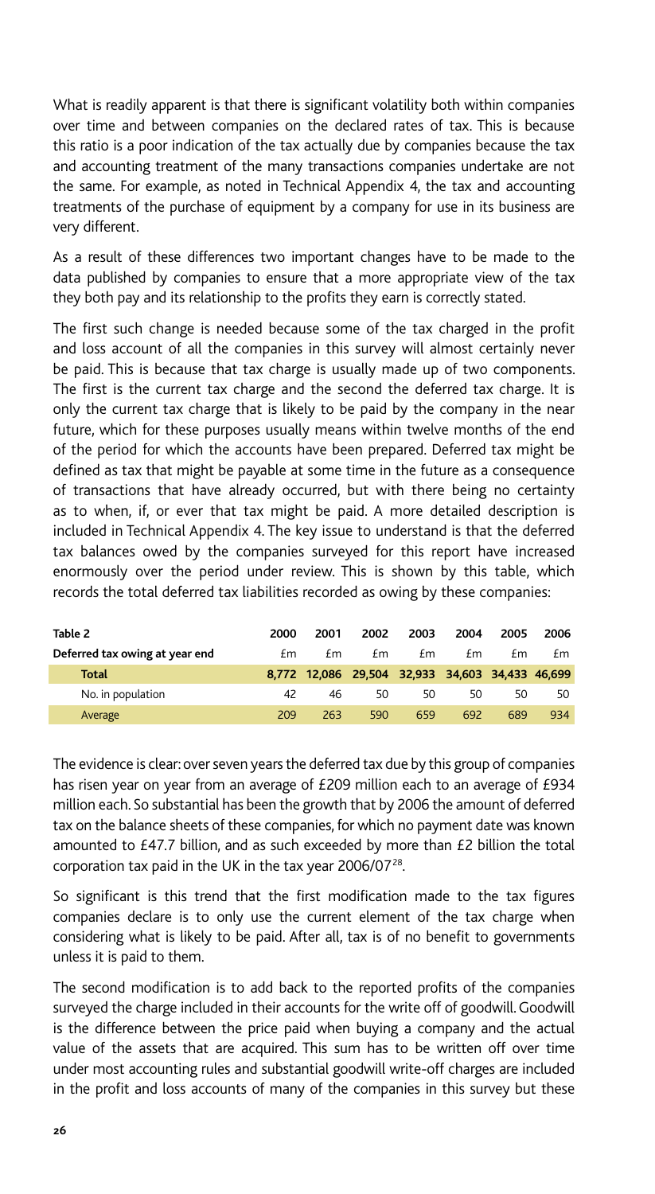What is readily apparent is that there is significant volatility both within companies over time and between companies on the declared rates of tax. This is because this ratio is a poor indication of the tax actually due by companies because the tax and accounting treatment of the many transactions companies undertake are not the same. For example, as noted in Technical Appendix 4, the tax and accounting treatments of the purchase of equipment by a company for use in its business are very different.

As a result of these differences two important changes have to be made to the data published by companies to ensure that a more appropriate view of the tax they both pay and its relationship to the profits they earn is correctly stated.

The first such change is needed because some of the tax charged in the profit and loss account of all the companies in this survey will almost certainly never be paid. This is because that tax charge is usually made up of two components. The first is the current tax charge and the second the deferred tax charge. It is only the current tax charge that is likely to be paid by the company in the near future, which for these purposes usually means within twelve months of the end of the period for which the accounts have been prepared. Deferred tax might be defined as tax that might be payable at some time in the future as a consequence of transactions that have already occurred, but with there being no certainty as to when, if, or ever that tax might be paid. A more detailed description is included in Technical Appendix 4. The key issue to understand is that the deferred tax balances owed by the companies surveyed for this report have increased enormously over the period under review. This is shown by this table, which records the total deferred tax liabilities recorded as owing by these companies:

| Table 2 | 2000 | 2001 | 2002 | 2003 | 2004 | 2005 | 2006 |
|---|---|---|---|---|---|---|---|
| Deferred tax owing at year end | £m | £m | £m | £m | £m | £m | £m |
| **Total** | **8,772** | **12,086** | **29,504** | **32,933** | **34,603** | **34,433** | **46,699** |
| No. in population | 42 | 46 | 50 | 50 | 50 | 50 | 50 |
| Average | 209 | 263 | 590 | 659 | 692 | 689 | 934 |

The evidence is clear: over seven years the deferred tax due by this group of companies has risen year on year from an average of £209 million each to an average of £934 million each. So substantial has been the growth that by 2006 the amount of deferred tax on the balance sheets of these companies, for which no payment date was known amounted to £47.7 billion, and as such exceeded by more than £2 billion the total corporation tax paid in the UK in the tax year 2006/07[28].

So significant is this trend that the first modification made to the tax figures companies declare is to only use the current element of the tax charge when considering what is likely to be paid. After all, tax is of no benefit to governments unless it is paid to them.

The second modification is to add back to the reported profits of the companies surveyed the charge included in their accounts for the write off of goodwill. Goodwill is the difference between the price paid when buying a company and the actual value of the assets that are acquired. This sum has to be written off over time under most accounting rules and substantial goodwill write-off charges are included in the profit and loss accounts of many of the companies in this survey but these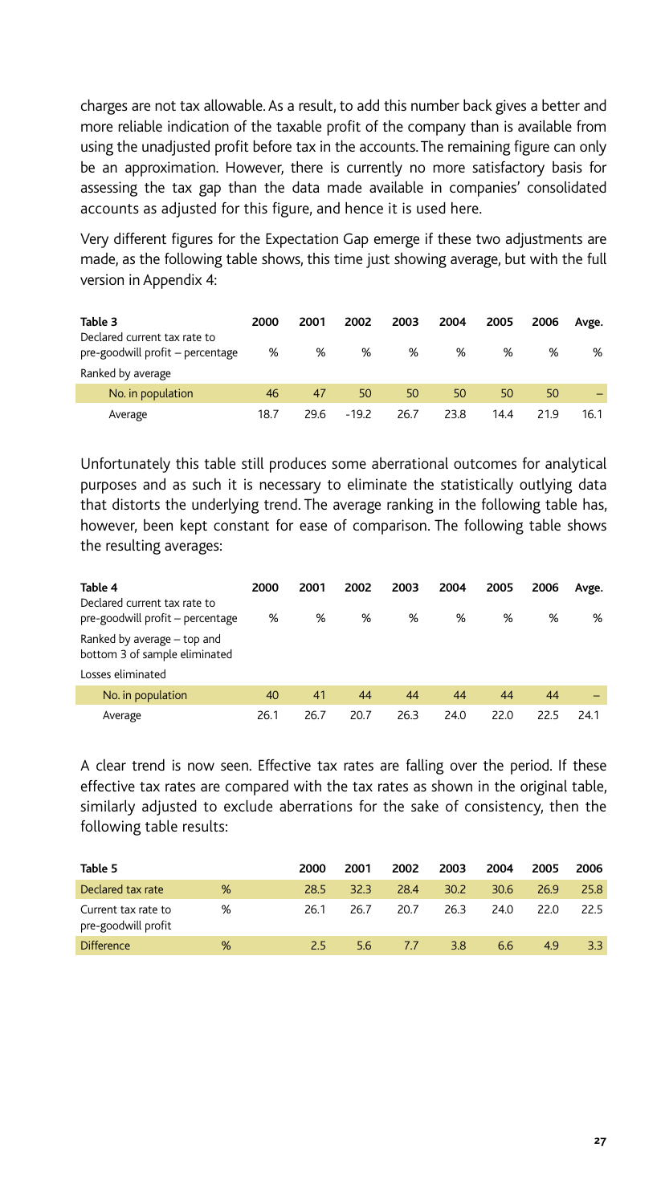charges are not tax allowable. As a result, to add this number back gives a better and more reliable indication of the taxable profit of the company than is available from using the unadjusted profit before tax in the accounts. The remaining figure can only be an approximation. However, there is currently no more satisfactory basis for assessing the tax gap than the data made available in companies' consolidated accounts as adjusted for this figure, and hence it is used here.

Very different figures for the Expectation Gap emerge if these two adjustments are made, as the following table shows, this time just showing average, but with the full version in Appendix 4:

| Table 3 | 2000 | 2001 | 2002 | 2003 | 2004 | 2005 | 2006 | Avge. |
|---|---|---|---|---|---|---|---|---|
| Declared current tax rate to pre-goodwill profit – percentage | % | % | % | % | % | % | % | % |
| Ranked by average | | | | | | | | |
| No. in population | 46 | 47 | 50 | 50 | 50 | 50 | 50 | – |
| Average | 18.7 | 29.6 | -19.2 | 26.7 | 23.8 | 14.4 | 21.9 | 16.1 |

Unfortunately this table still produces some aberrational outcomes for analytical purposes and as such it is necessary to eliminate the statistically outlying data that distorts the underlying trend. The average ranking in the following table has, however, been kept constant for ease of comparison. The following table shows the resulting averages:

| Table 4 | 2000 | 2001 | 2002 | 2003 | 2004 | 2005 | 2006 | Avge. |
|---|---|---|---|---|---|---|---|---|
| Declared current tax rate to pre-goodwill profit – percentage | % | % | % | % | % | % | % | % |
| Ranked by average – top and bottom 3 of sample eliminated | | | | | | | | |
| Losses eliminated | | | | | | | | |
| No. in population | 40 | 41 | 44 | 44 | 44 | 44 | 44 | – |
| Average | 26.1 | 26.7 | 20.7 | 26.3 | 24.0 | 22.0 | 22.5 | 24.1 |

A clear trend is now seen. Effective tax rates are falling over the period. If these effective tax rates are compared with the tax rates as shown in the original table, similarly adjusted to exclude aberrations for the sake of consistency, then the following table results:

| Table 5 | | 2000 | 2001 | 2002 | 2003 | 2004 | 2005 | 2006 |
|---|---|---|---|---|---|---|---|---|
| Declared tax rate | % | 28.5 | 32.3 | 28.4 | 30.2 | 30.6 | 26.9 | 25.8 |
| Current tax rate to pre-goodwill profit | % | 26.1 | 26.7 | 20.7 | 26.3 | 24.0 | 22.0 | 22.5 |
| Difference | % | 2.5 | 5.6 | 7.7 | 3.8 | 6.6 | 4.9 | 3.3 |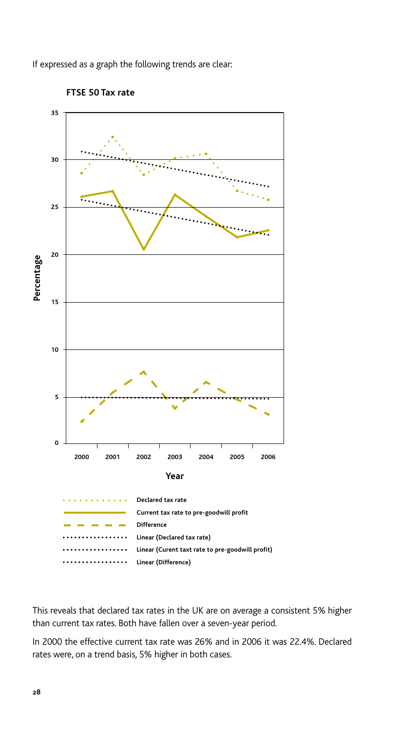If expressed as a graph the following trends are clear:

**FTSE 50 Tax rate**

This reveals that declared tax rates in the UK are on average a consistent 5% higher than current tax rates. Both have fallen over a seven-year period.

In 2000 the effective current tax rate was 26% and in 2006 it was 22.4%. Declared rates were, on a trend basis, 5% higher in both cases.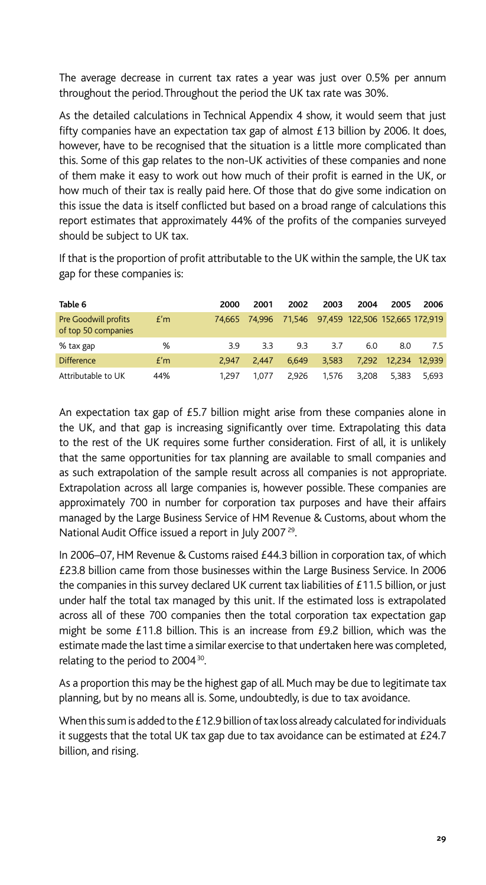The average decrease in current tax rates a year was just over 0.5% per annum throughout the period. Throughout the period the UK tax rate was 30%.

As the detailed calculations in Technical Appendix 4 show, it would seem that just fifty companies have an expectation tax gap of almost £13 billion by 2006. It does, however, have to be recognised that the situation is a little more complicated than this. Some of this gap relates to the non-UK activities of these companies and none of them make it easy to work out how much of their profit is earned in the UK, or how much of their tax is really paid here. Of those that do give some indication on this issue the data is itself conflicted but based on a broad range of calculations this report estimates that approximately 44% of the profits of the companies surveyed should be subject to UK tax.

If that is the proportion of profit attributable to the UK within the sample, the UK tax gap for these companies is:

| Table 6 | | 2000 | 2001 | 2002 | 2003 | 2004 | 2005 | 2006 |
|---|---|---|---|---|---|---|---|---|
| Pre Goodwill profits of top 50 companies | £'m | 74,665 | 74,996 | 71,546 | 97,459 | 122,506 | 152,665 | 172,919 |
| % tax gap | % | 3.9 | 3.3 | 9.3 | 3.7 | 6.0 | 8.0 | 7.5 |
| Difference | £'m | 2,947 | 2,447 | 6,649 | 3,583 | 7,292 | 12,234 | 12,939 |
| Attributable to UK | 44% | 1,297 | 1,077 | 2,926 | 1,576 | 3,208 | 5,383 | 5,693 |

An expectation tax gap of £5.7 billion might arise from these companies alone in the UK, and that gap is increasing significantly over time. Extrapolating this data to the rest of the UK requires some further consideration. First of all, it is unlikely that the same opportunities for tax planning are available to small companies and as such extrapolation of the sample result across all companies is not appropriate. Extrapolation across all large companies is, however possible. These companies are approximately 700 in number for corporation tax purposes and have their affairs managed by the Large Business Service of HM Revenue & Customs, about whom the National Audit Office issued a report in July 2007 [29].

In 2006–07, HM Revenue & Customs raised £44.3 billion in corporation tax, of which £23.8 billion came from those businesses within the Large Business Service. In 2006 the companies in this survey declared UK current tax liabilities of £11.5 billion, or just under half the total tax managed by this unit. If the estimated loss is extrapolated across all of these 700 companies then the total corporation tax expectation gap might be some £11.8 billion. This is an increase from £9.2 billion, which was the estimate made the last time a similar exercise to that undertaken here was completed, relating to the period to 2004 [30].

As a proportion this may be the highest gap of all. Much may be due to legitimate tax planning, but by no means all is. Some, undoubtedly, is due to tax avoidance.

When this sum is added to the £12.9 billion of tax loss already calculated for individuals it suggests that the total UK tax gap due to tax avoidance can be estimated at £24.7 billion, and rising.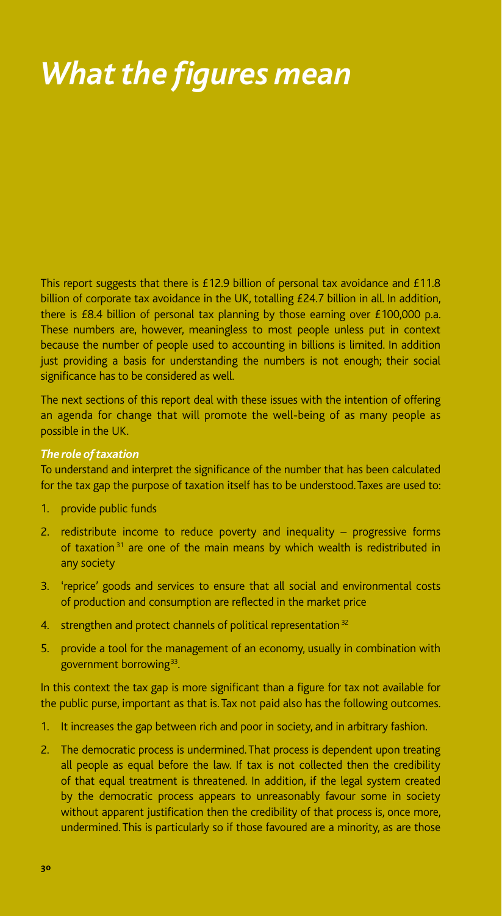# *What the figures mean*

This report suggests that there is £12.9 billion of personal tax avoidance and £11.8 billion of corporate tax avoidance in the UK, totalling £24.7 billion in all. In addition, there is £8.4 billion of personal tax planning by those earning over £100,000 p.a. These numbers are, however, meaningless to most people unless put in context because the number of people used to accounting in billions is limited. In addition just providing a basis for understanding the numbers is not enough; their social significance has to be considered as well.

The next sections of this report deal with these issues with the intention of offering an agenda for change that will promote the well-being of as many people as possible in the UK.

***The role of taxation***

To understand and interpret the significance of the number that has been calculated for the tax gap the purpose of taxation itself has to be understood. Taxes are used to:

1. provide public funds
2. redistribute income to reduce poverty and inequality – progressive forms of taxation[31] are one of the main means by which wealth is redistributed in any society
3. 'reprice' goods and services to ensure that all social and environmental costs of production and consumption are reflected in the market price
4. strengthen and protect channels of political representation[32]
5. provide a tool for the management of an economy, usually in combination with government borrowing[33].

In this context the tax gap is more significant than a figure for tax not available for the public purse, important as that is. Tax not paid also has the following outcomes.

1. It increases the gap between rich and poor in society, and in arbitrary fashion.
2. The democratic process is undermined. That process is dependent upon treating all people as equal before the law. If tax is not collected then the credibility of that equal treatment is threatened. In addition, if the legal system created by the democratic process appears to unreasonably favour some in society without apparent justification then the credibility of that process is, once more, undermined. This is particularly so if those favoured are a minority, as are those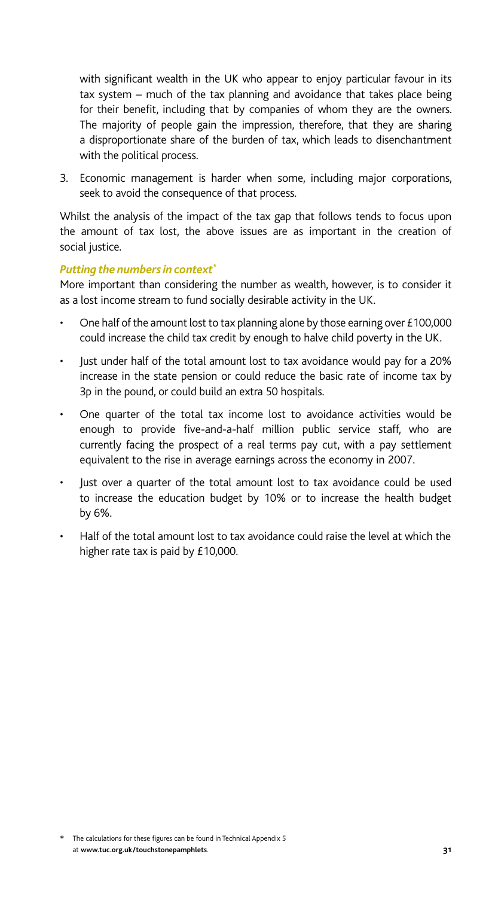with significant wealth in the UK who appear to enjoy particular favour in its tax system – much of the tax planning and avoidance that takes place being for their benefit, including that by companies of whom they are the owners. The majority of people gain the impression, therefore, that they are sharing a disproportionate share of the burden of tax, which leads to disenchantment with the political process.

3. Economic management is harder when some, including major corporations, seek to avoid the consequence of that process.

Whilst the analysis of the impact of the tax gap that follows tends to focus upon the amount of tax lost, the above issues are as important in the creation of social justice.

***Putting the numbers in context****

More important than considering the number as wealth, however, is to consider it as a lost income stream to fund socially desirable activity in the UK.

- One half of the amount lost to tax planning alone by those earning over £100,000 could increase the child tax credit by enough to halve child poverty in the UK.
- Just under half of the total amount lost to tax avoidance would pay for a 20% increase in the state pension or could reduce the basic rate of income tax by 3p in the pound, or could build an extra 50 hospitals.
- One quarter of the total tax income lost to avoidance activities would be enough to provide five-and-a-half million public service staff, who are currently facing the prospect of a real terms pay cut, with a pay settlement equivalent to the rise in average earnings across the economy in 2007.
- Just over a quarter of the total amount lost to tax avoidance could be used to increase the education budget by 10% or to increase the health budget by 6%.
- Half of the total amount lost to tax avoidance could raise the level at which the higher rate tax is paid by £10,000.

\* The calculations for these figures can be found in Technical Appendix 5 at **www.tuc.org.uk/touchstonepamphlets**.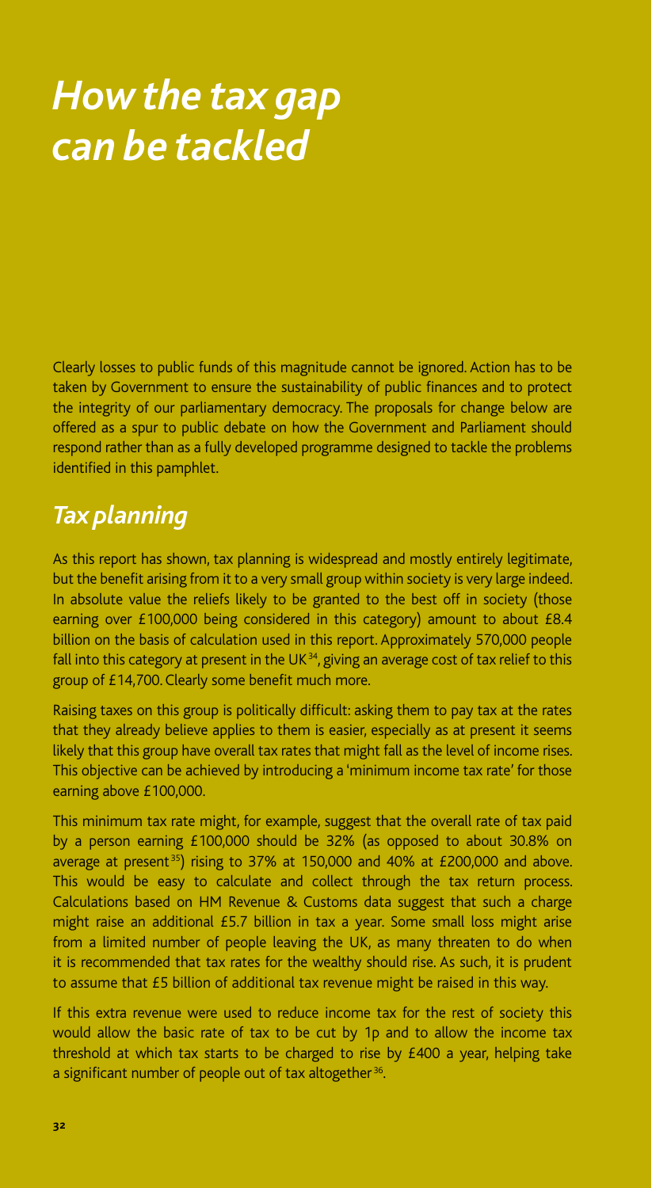# *How the tax gap can be tackled*

Clearly losses to public funds of this magnitude cannot be ignored. Action has to be taken by Government to ensure the sustainability of public finances and to protect the integrity of our parliamentary democracy. The proposals for change below are offered as a spur to public debate on how the Government and Parliament should respond rather than as a fully developed programme designed to tackle the problems identified in this pamphlet.

## *Tax planning*

As this report has shown, tax planning is widespread and mostly entirely legitimate, but the benefit arising from it to a very small group within society is very large indeed. In absolute value the reliefs likely to be granted to the best off in society (those earning over £100,000 being considered in this category) amount to about £8.4 billion on the basis of calculation used in this report. Approximately 570,000 people fall into this category at present in the UK[34], giving an average cost of tax relief to this group of £14,700. Clearly some benefit much more.

Raising taxes on this group is politically difficult: asking them to pay tax at the rates that they already believe applies to them is easier, especially as at present it seems likely that this group have overall tax rates that might fall as the level of income rises. This objective can be achieved by introducing a 'minimum income tax rate' for those earning above £100,000.

This minimum tax rate might, for example, suggest that the overall rate of tax paid by a person earning £100,000 should be 32% (as opposed to about 30.8% on average at present[35]) rising to 37% at 150,000 and 40% at £200,000 and above. This would be easy to calculate and collect through the tax return process. Calculations based on HM Revenue & Customs data suggest that such a charge might raise an additional £5.7 billion in tax a year. Some small loss might arise from a limited number of people leaving the UK, as many threaten to do when it is recommended that tax rates for the wealthy should rise. As such, it is prudent to assume that £5 billion of additional tax revenue might be raised in this way.

If this extra revenue were used to reduce income tax for the rest of society this would allow the basic rate of tax to be cut by 1p and to allow the income tax threshold at which tax starts to be charged to rise by £400 a year, helping take a significant number of people out of tax altogether[36].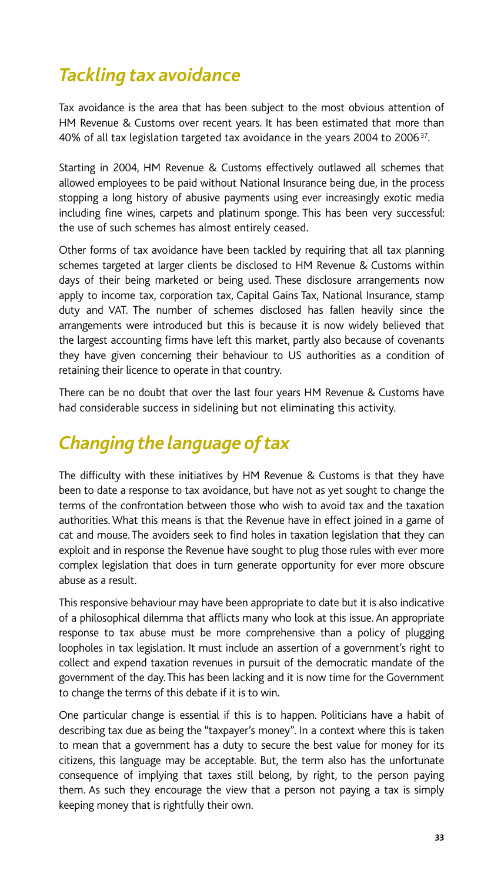## *Tackling tax avoidance*

Tax avoidance is the area that has been subject to the most obvious attention of HM Revenue & Customs over recent years. It has been estimated that more than 40% of all tax legislation targeted tax avoidance in the years 2004 to 2006[37].

Starting in 2004, HM Revenue & Customs effectively outlawed all schemes that allowed employees to be paid without National Insurance being due, in the process stopping a long history of abusive payments using ever increasingly exotic media including fine wines, carpets and platinum sponge. This has been very successful: the use of such schemes has almost entirely ceased.

Other forms of tax avoidance have been tackled by requiring that all tax planning schemes targeted at larger clients be disclosed to HM Revenue & Customs within days of their being marketed or being used. These disclosure arrangements now apply to income tax, corporation tax, Capital Gains Tax, National Insurance, stamp duty and VAT. The number of schemes disclosed has fallen heavily since the arrangements were introduced but this is because it is now widely believed that the largest accounting firms have left this market, partly also because of covenants they have given concerning their behaviour to US authorities as a condition of retaining their licence to operate in that country.

There can be no doubt that over the last four years HM Revenue & Customs have had considerable success in sidelining but not eliminating this activity.

## *Changing the language of tax*

The difficulty with these initiatives by HM Revenue & Customs is that they have been to date a response to tax avoidance, but have not as yet sought to change the terms of the confrontation between those who wish to avoid tax and the taxation authorities. What this means is that the Revenue have in effect joined in a game of cat and mouse. The avoiders seek to find holes in taxation legislation that they can exploit and in response the Revenue have sought to plug those rules with ever more complex legislation that does in turn generate opportunity for ever more obscure abuse as a result.

This responsive behaviour may have been appropriate to date but it is also indicative of a philosophical dilemma that afflicts many who look at this issue. An appropriate response to tax abuse must be more comprehensive than a policy of plugging loopholes in tax legislation. It must include an assertion of a government's right to collect and expend taxation revenues in pursuit of the democratic mandate of the government of the day. This has been lacking and it is now time for the Government to change the terms of this debate if it is to win.

One particular change is essential if this is to happen. Politicians have a habit of describing tax due as being the "taxpayer's money". In a context where this is taken to mean that a government has a duty to secure the best value for money for its citizens, this language may be acceptable. But, the term also has the unfortunate consequence of implying that taxes still belong, by right, to the person paying them. As such they encourage the view that a person not paying a tax is simply keeping money that is rightfully their own.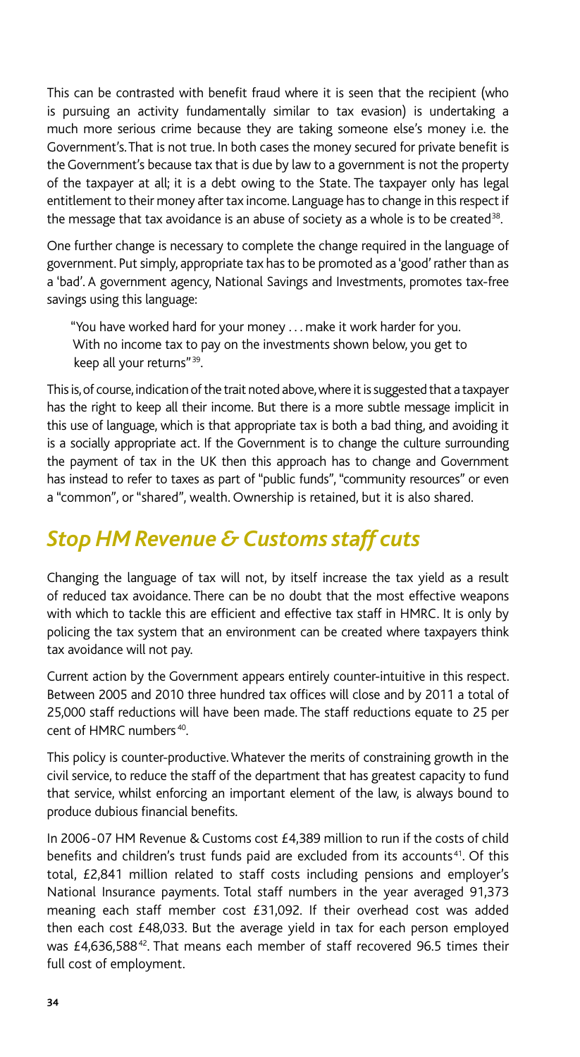This can be contrasted with benefit fraud where it is seen that the recipient (who is pursuing an activity fundamentally similar to tax evasion) is undertaking a much more serious crime because they are taking someone else's money i.e. the Government's. That is not true. In both cases the money secured for private benefit is the Government's because tax that is due by law to a government is not the property of the taxpayer at all; it is a debt owing to the State. The taxpayer only has legal entitlement to their money after tax income. Language has to change in this respect if the message that tax avoidance is an abuse of society as a whole is to be created[38].

One further change is necessary to complete the change required in the language of government. Put simply, appropriate tax has to be promoted as a 'good' rather than as a 'bad'. A government agency, National Savings and Investments, promotes tax-free savings using this language:

> "You have worked hard for your money . . . make it work harder for you. With no income tax to pay on the investments shown below, you get to keep all your returns"[39].

This is, of course, indication of the trait noted above, where it is suggested that a taxpayer has the right to keep all their income. But there is a more subtle message implicit in this use of language, which is that appropriate tax is both a bad thing, and avoiding it is a socially appropriate act. If the Government is to change the culture surrounding the payment of tax in the UK then this approach has to change and Government has instead to refer to taxes as part of "public funds", "community resources" or even a "common", or "shared", wealth. Ownership is retained, but it is also shared.

## *Stop HM Revenue & Customs staff cuts*

Changing the language of tax will not, by itself increase the tax yield as a result of reduced tax avoidance. There can be no doubt that the most effective weapons with which to tackle this are efficient and effective tax staff in HMRC. It is only by policing the tax system that an environment can be created where taxpayers think tax avoidance will not pay.

Current action by the Government appears entirely counter-intuitive in this respect. Between 2005 and 2010 three hundred tax offices will close and by 2011 a total of 25,000 staff reductions will have been made. The staff reductions equate to 25 per cent of HMRC numbers[40].

This policy is counter-productive. Whatever the merits of constraining growth in the civil service, to reduce the staff of the department that has greatest capacity to fund that service, whilst enforcing an important element of the law, is always bound to produce dubious financial benefits.

In 2006-07 HM Revenue & Customs cost £4,389 million to run if the costs of child benefits and children's trust funds paid are excluded from its accounts[41]. Of this total, £2,841 million related to staff costs including pensions and employer's National Insurance payments. Total staff numbers in the year averaged 91,373 meaning each staff member cost £31,092. If their overhead cost was added then each cost £48,033. But the average yield in tax for each person employed was £4,636,588[42]. That means each member of staff recovered 96.5 times their full cost of employment.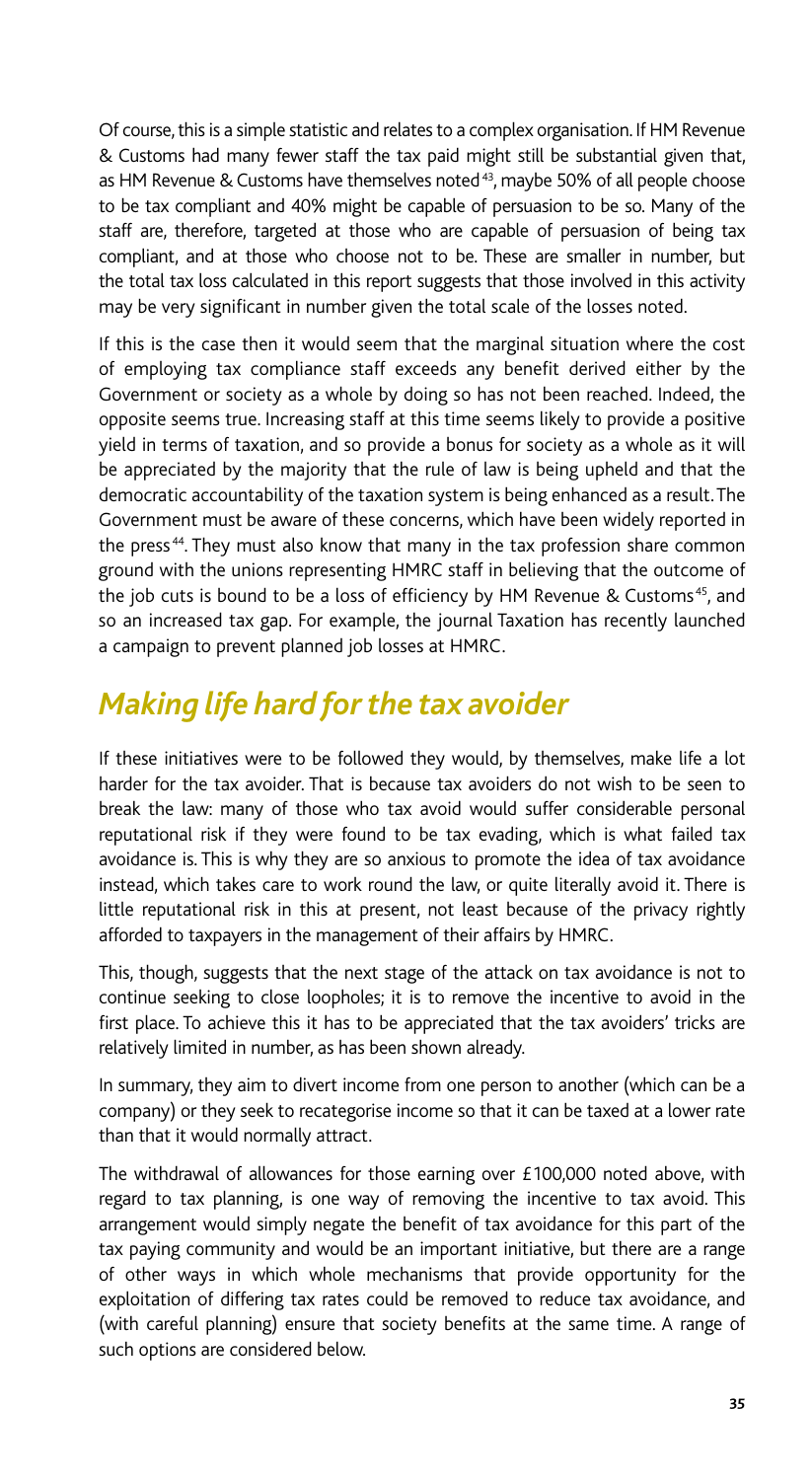Of course, this is a simple statistic and relates to a complex organisation. If HM Revenue & Customs had many fewer staff the tax paid might still be substantial given that, as HM Revenue & Customs have themselves noted[43], maybe 50% of all people choose to be tax compliant and 40% might be capable of persuasion to be so. Many of the staff are, therefore, targeted at those who are capable of persuasion of being tax compliant, and at those who choose not to be. These are smaller in number, but the total tax loss calculated in this report suggests that those involved in this activity may be very significant in number given the total scale of the losses noted.

If this is the case then it would seem that the marginal situation where the cost of employing tax compliance staff exceeds any benefit derived either by the Government or society as a whole by doing so has not been reached. Indeed, the opposite seems true. Increasing staff at this time seems likely to provide a positive yield in terms of taxation, and so provide a bonus for society as a whole as it will be appreciated by the majority that the rule of law is being upheld and that the democratic accountability of the taxation system is being enhanced as a result. The Government must be aware of these concerns, which have been widely reported in the press[44]. They must also know that many in the tax profession share common ground with the unions representing HMRC staff in believing that the outcome of the job cuts is bound to be a loss of efficiency by HM Revenue & Customs[45], and so an increased tax gap. For example, the journal Taxation has recently launched a campaign to prevent planned job losses at HMRC.

## *Making life hard for the tax avoider*

If these initiatives were to be followed they would, by themselves, make life a lot harder for the tax avoider. That is because tax avoiders do not wish to be seen to break the law: many of those who tax avoid would suffer considerable personal reputational risk if they were found to be tax evading, which is what failed tax avoidance is. This is why they are so anxious to promote the idea of tax avoidance instead, which takes care to work round the law, or quite literally avoid it. There is little reputational risk in this at present, not least because of the privacy rightly afforded to taxpayers in the management of their affairs by HMRC.

This, though, suggests that the next stage of the attack on tax avoidance is not to continue seeking to close loopholes; it is to remove the incentive to avoid in the first place. To achieve this it has to be appreciated that the tax avoiders' tricks are relatively limited in number, as has been shown already.

In summary, they aim to divert income from one person to another (which can be a company) or they seek to recategorise income so that it can be taxed at a lower rate than that it would normally attract.

The withdrawal of allowances for those earning over £100,000 noted above, with regard to tax planning, is one way of removing the incentive to tax avoid. This arrangement would simply negate the benefit of tax avoidance for this part of the tax paying community and would be an important initiative, but there are a range of other ways in which whole mechanisms that provide opportunity for the exploitation of differing tax rates could be removed to reduce tax avoidance, and (with careful planning) ensure that society benefits at the same time. A range of such options are considered below.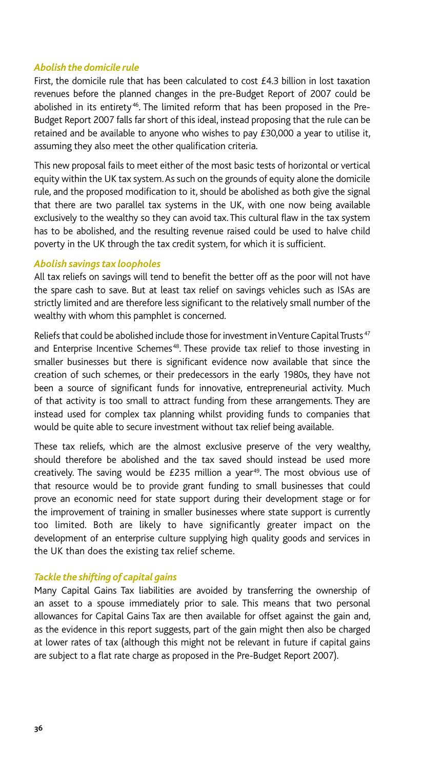### *Abolish the domicile rule*

First, the domicile rule that has been calculated to cost £4.3 billion in lost taxation revenues before the planned changes in the pre-Budget Report of 2007 could be abolished in its entirety[46]. The limited reform that has been proposed in the Pre-Budget Report 2007 falls far short of this ideal, instead proposing that the rule can be retained and be available to anyone who wishes to pay £30,000 a year to utilise it, assuming they also meet the other qualification criteria.

This new proposal fails to meet either of the most basic tests of horizontal or vertical equity within the UK tax system. As such on the grounds of equity alone the domicile rule, and the proposed modification to it, should be abolished as both give the signal that there are two parallel tax systems in the UK, with one now being available exclusively to the wealthy so they can avoid tax. This cultural flaw in the tax system has to be abolished, and the resulting revenue raised could be used to halve child poverty in the UK through the tax credit system, for which it is sufficient.

### *Abolish savings tax loopholes*

All tax reliefs on savings will tend to benefit the better off as the poor will not have the spare cash to save. But at least tax relief on savings vehicles such as ISAs are strictly limited and are therefore less significant to the relatively small number of the wealthy with whom this pamphlet is concerned.

Reliefs that could be abolished include those for investment in Venture Capital Trusts[47] and Enterprise Incentive Schemes[48]. These provide tax relief to those investing in smaller businesses but there is significant evidence now available that since the creation of such schemes, or their predecessors in the early 1980s, they have not been a source of significant funds for innovative, entrepreneurial activity. Much of that activity is too small to attract funding from these arrangements. They are instead used for complex tax planning whilst providing funds to companies that would be quite able to secure investment without tax relief being available.

These tax reliefs, which are the almost exclusive preserve of the very wealthy, should therefore be abolished and the tax saved should instead be used more creatively. The saving would be £235 million a year[49]. The most obvious use of that resource would be to provide grant funding to small businesses that could prove an economic need for state support during their development stage or for the improvement of training in smaller businesses where state support is currently too limited. Both are likely to have significantly greater impact on the development of an enterprise culture supplying high quality goods and services in the UK than does the existing tax relief scheme.

### *Tackle the shifting of capital gains*

Many Capital Gains Tax liabilities are avoided by transferring the ownership of an asset to a spouse immediately prior to sale. This means that two personal allowances for Capital Gains Tax are then available for offset against the gain and, as the evidence in this report suggests, part of the gain might then also be charged at lower rates of tax (although this might not be relevant in future if capital gains are subject to a flat rate charge as proposed in the Pre-Budget Report 2007).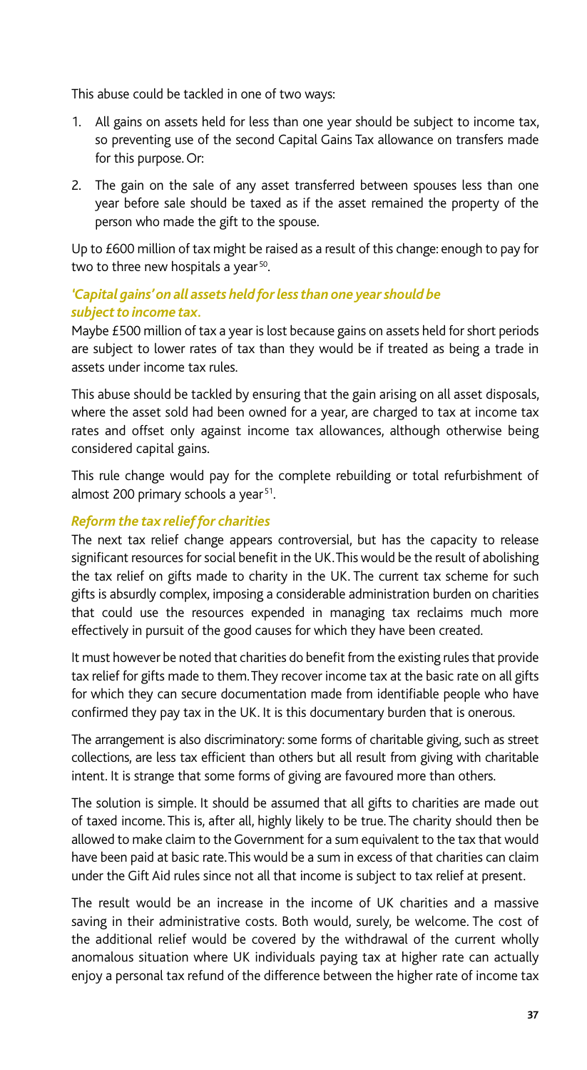This abuse could be tackled in one of two ways:

1. All gains on assets held for less than one year should be subject to income tax, so preventing use of the second Capital Gains Tax allowance on transfers made for this purpose. Or:
2. The gain on the sale of any asset transferred between spouses less than one year before sale should be taxed as if the asset remained the property of the person who made the gift to the spouse.

Up to £600 million of tax might be raised as a result of this change: enough to pay for two to three new hospitals a year [50].

### *'Capital gains' on all assets held for less than one year should be subject to income tax.*

Maybe £500 million of tax a year is lost because gains on assets held for short periods are subject to lower rates of tax than they would be if treated as being a trade in assets under income tax rules.

This abuse should be tackled by ensuring that the gain arising on all asset disposals, where the asset sold had been owned for a year, are charged to tax at income tax rates and offset only against income tax allowances, although otherwise being considered capital gains.

This rule change would pay for the complete rebuilding or total refurbishment of almost 200 primary schools a year [51].

### *Reform the tax relief for charities*

The next tax relief change appears controversial, but has the capacity to release significant resources for social benefit in the UK. This would be the result of abolishing the tax relief on gifts made to charity in the UK. The current tax scheme for such gifts is absurdly complex, imposing a considerable administration burden on charities that could use the resources expended in managing tax reclaims much more effectively in pursuit of the good causes for which they have been created.

It must however be noted that charities do benefit from the existing rules that provide tax relief for gifts made to them. They recover income tax at the basic rate on all gifts for which they can secure documentation made from identifiable people who have confirmed they pay tax in the UK. It is this documentary burden that is onerous.

The arrangement is also discriminatory: some forms of charitable giving, such as street collections, are less tax efficient than others but all result from giving with charitable intent. It is strange that some forms of giving are favoured more than others.

The solution is simple. It should be assumed that all gifts to charities are made out of taxed income. This is, after all, highly likely to be true. The charity should then be allowed to make claim to the Government for a sum equivalent to the tax that would have been paid at basic rate. This would be a sum in excess of that charities can claim under the Gift Aid rules since not all that income is subject to tax relief at present.

The result would be an increase in the income of UK charities and a massive saving in their administrative costs. Both would, surely, be welcome. The cost of the additional relief would be covered by the withdrawal of the current wholly anomalous situation where UK individuals paying tax at higher rate can actually enjoy a personal tax refund of the difference between the higher rate of income tax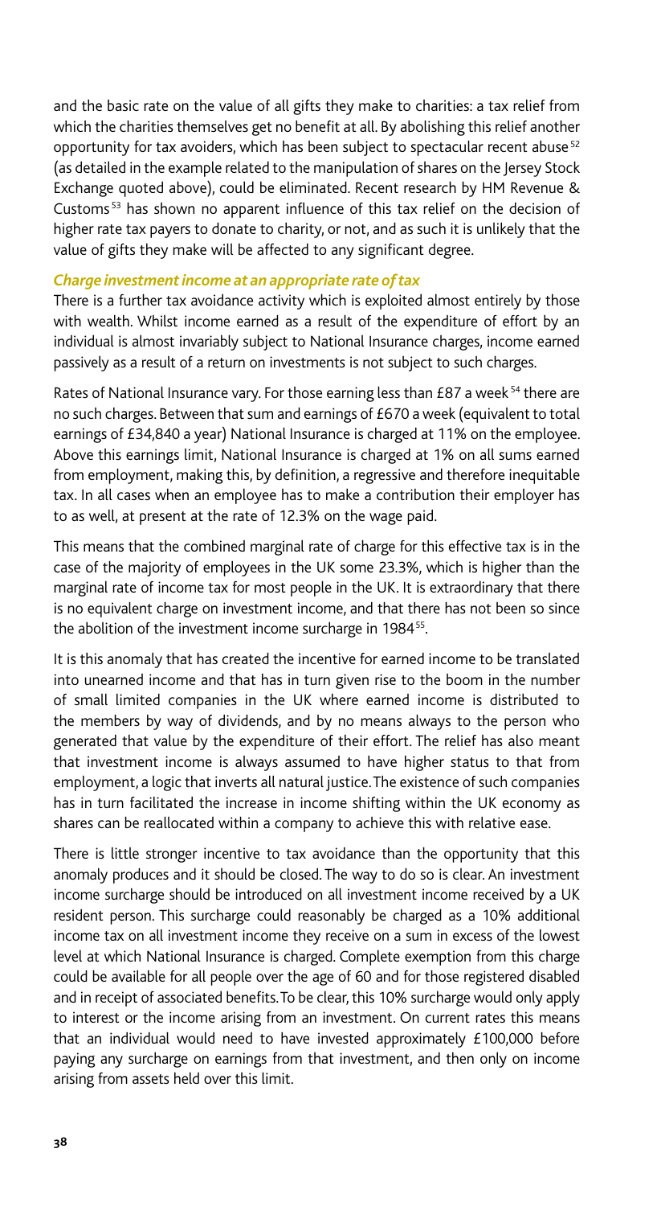and the basic rate on the value of all gifts they make to charities: a tax relief from which the charities themselves get no benefit at all. By abolishing this relief another opportunity for tax avoiders, which has been subject to spectacular recent abuse[52] (as detailed in the example related to the manipulation of shares on the Jersey Stock Exchange quoted above), could be eliminated. Recent research by HM Revenue & Customs[53] has shown no apparent influence of this tax relief on the decision of higher rate tax payers to donate to charity, or not, and as such it is unlikely that the value of gifts they make will be affected to any significant degree.

### *Charge investment income at an appropriate rate of tax*

There is a further tax avoidance activity which is exploited almost entirely by those with wealth. Whilst income earned as a result of the expenditure of effort by an individual is almost invariably subject to National Insurance charges, income earned passively as a result of a return on investments is not subject to such charges.

Rates of National Insurance vary. For those earning less than £87 a week[54] there are no such charges. Between that sum and earnings of £670 a week (equivalent to total earnings of £34,840 a year) National Insurance is charged at 11% on the employee. Above this earnings limit, National Insurance is charged at 1% on all sums earned from employment, making this, by definition, a regressive and therefore inequitable tax. In all cases when an employee has to make a contribution their employer has to as well, at present at the rate of 12.3% on the wage paid.

This means that the combined marginal rate of charge for this effective tax is in the case of the majority of employees in the UK some 23.3%, which is higher than the marginal rate of income tax for most people in the UK. It is extraordinary that there is no equivalent charge on investment income, and that there has not been so since the abolition of the investment income surcharge in 1984[55].

It is this anomaly that has created the incentive for earned income to be translated into unearned income and that has in turn given rise to the boom in the number of small limited companies in the UK where earned income is distributed to the members by way of dividends, and by no means always to the person who generated that value by the expenditure of their effort. The relief has also meant that investment income is always assumed to have higher status to that from employment, a logic that inverts all natural justice. The existence of such companies has in turn facilitated the increase in income shifting within the UK economy as shares can be reallocated within a company to achieve this with relative ease.

There is little stronger incentive to tax avoidance than the opportunity that this anomaly produces and it should be closed. The way to do so is clear. An investment income surcharge should be introduced on all investment income received by a UK resident person. This surcharge could reasonably be charged as a 10% additional income tax on all investment income they receive on a sum in excess of the lowest level at which National Insurance is charged. Complete exemption from this charge could be available for all people over the age of 60 and for those registered disabled and in receipt of associated benefits. To be clear, this 10% surcharge would only apply to interest or the income arising from an investment. On current rates this means that an individual would need to have invested approximately £100,000 before paying any surcharge on earnings from that investment, and then only on income arising from assets held over this limit.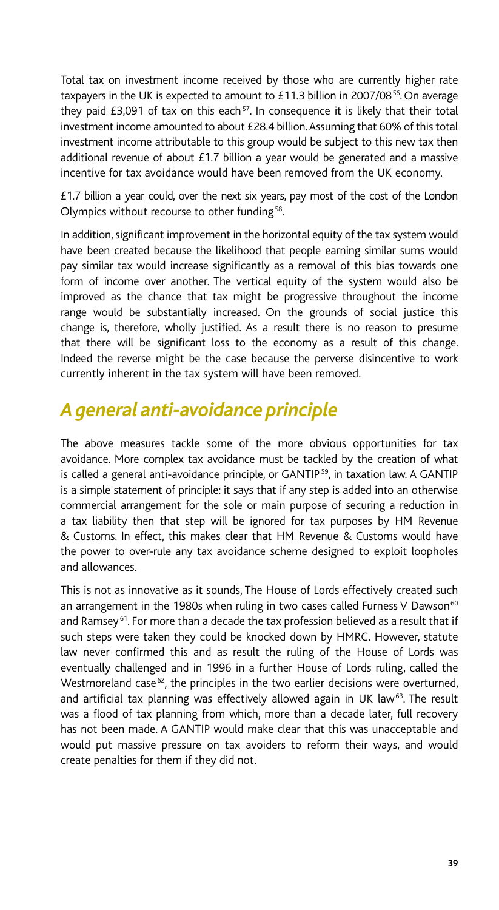Total tax on investment income received by those who are currently higher rate taxpayers in the UK is expected to amount to £11.3 billion in 2007/08[56]. On average they paid £3,091 of tax on this each[57]. In consequence it is likely that their total investment income amounted to about £28.4 billion. Assuming that 60% of this total investment income attributable to this group would be subject to this new tax then additional revenue of about £1.7 billion a year would be generated and a massive incentive for tax avoidance would have been removed from the UK economy.

£1.7 billion a year could, over the next six years, pay most of the cost of the London Olympics without recourse to other funding[58].

In addition, significant improvement in the horizontal equity of the tax system would have been created because the likelihood that people earning similar sums would pay similar tax would increase significantly as a removal of this bias towards one form of income over another. The vertical equity of the system would also be improved as the chance that tax might be progressive throughout the income range would be substantially increased. On the grounds of social justice this change is, therefore, wholly justified. As a result there is no reason to presume that there will be significant loss to the economy as a result of this change. Indeed the reverse might be the case because the perverse disincentive to work currently inherent in the tax system will have been removed.

## *A general anti-avoidance principle*

The above measures tackle some of the more obvious opportunities for tax avoidance. More complex tax avoidance must be tackled by the creation of what is called a general anti-avoidance principle, or GANTIP[59], in taxation law. A GANTIP is a simple statement of principle: it says that if any step is added into an otherwise commercial arrangement for the sole or main purpose of securing a reduction in a tax liability then that step will be ignored for tax purposes by HM Revenue & Customs. In effect, this makes clear that HM Revenue & Customs would have the power to over-rule any tax avoidance scheme designed to exploit loopholes and allowances.

This is not as innovative as it sounds, The House of Lords effectively created such an arrangement in the 1980s when ruling in two cases called Furness V Dawson[60] and Ramsey[61]. For more than a decade the tax profession believed as a result that if such steps were taken they could be knocked down by HMRC. However, statute law never confirmed this and as result the ruling of the House of Lords was eventually challenged and in 1996 in a further House of Lords ruling, called the Westmoreland case[62], the principles in the two earlier decisions were overturned, and artificial tax planning was effectively allowed again in UK law[63]. The result was a flood of tax planning from which, more than a decade later, full recovery has not been made. A GANTIP would make clear that this was unacceptable and would put massive pressure on tax avoiders to reform their ways, and would create penalties for them if they did not.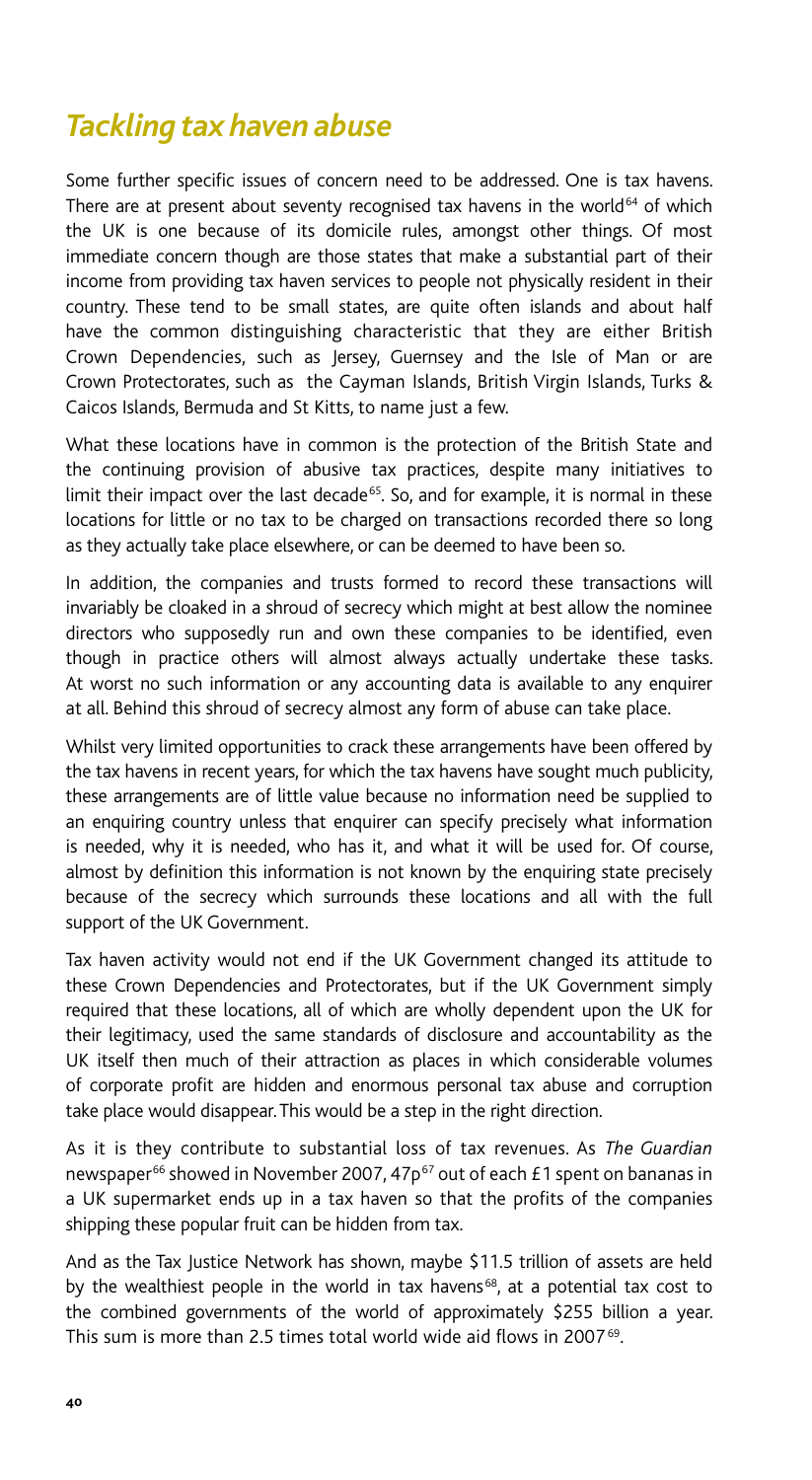## *Tackling tax haven abuse*

Some further specific issues of concern need to be addressed. One is tax havens. There are at present about seventy recognised tax havens in the world[64] of which the UK is one because of its domicile rules, amongst other things. Of most immediate concern though are those states that make a substantial part of their income from providing tax haven services to people not physically resident in their country. These tend to be small states, are quite often islands and about half have the common distinguishing characteristic that they are either British Crown Dependencies, such as Jersey, Guernsey and the Isle of Man or are Crown Protectorates, such as the Cayman Islands, British Virgin Islands, Turks & Caicos Islands, Bermuda and St Kitts, to name just a few.

What these locations have in common is the protection of the British State and the continuing provision of abusive tax practices, despite many initiatives to limit their impact over the last decade[65]. So, and for example, it is normal in these locations for little or no tax to be charged on transactions recorded there so long as they actually take place elsewhere, or can be deemed to have been so.

In addition, the companies and trusts formed to record these transactions will invariably be cloaked in a shroud of secrecy which might at best allow the nominee directors who supposedly run and own these companies to be identified, even though in practice others will almost always actually undertake these tasks. At worst no such information or any accounting data is available to any enquirer at all. Behind this shroud of secrecy almost any form of abuse can take place.

Whilst very limited opportunities to crack these arrangements have been offered by the tax havens in recent years, for which the tax havens have sought much publicity, these arrangements are of little value because no information need be supplied to an enquiring country unless that enquirer can specify precisely what information is needed, why it is needed, who has it, and what it will be used for. Of course, almost by definition this information is not known by the enquiring state precisely because of the secrecy which surrounds these locations and all with the full support of the UK Government.

Tax haven activity would not end if the UK Government changed its attitude to these Crown Dependencies and Protectorates, but if the UK Government simply required that these locations, all of which are wholly dependent upon the UK for their legitimacy, used the same standards of disclosure and accountability as the UK itself then much of their attraction as places in which considerable volumes of corporate profit are hidden and enormous personal tax abuse and corruption take place would disappear. This would be a step in the right direction.

As it is they contribute to substantial loss of tax revenues. As *The Guardian* newspaper[66] showed in November 2007, 47p[67] out of each £1 spent on bananas in a UK supermarket ends up in a tax haven so that the profits of the companies shipping these popular fruit can be hidden from tax.

And as the Tax Justice Network has shown, maybe $11.5 trillion of assets are held by the wealthiest people in the world in tax havens[68], at a potential tax cost to the combined governments of the world of approximately $255 billion a year. This sum is more than 2.5 times total world wide aid flows in 2007[69].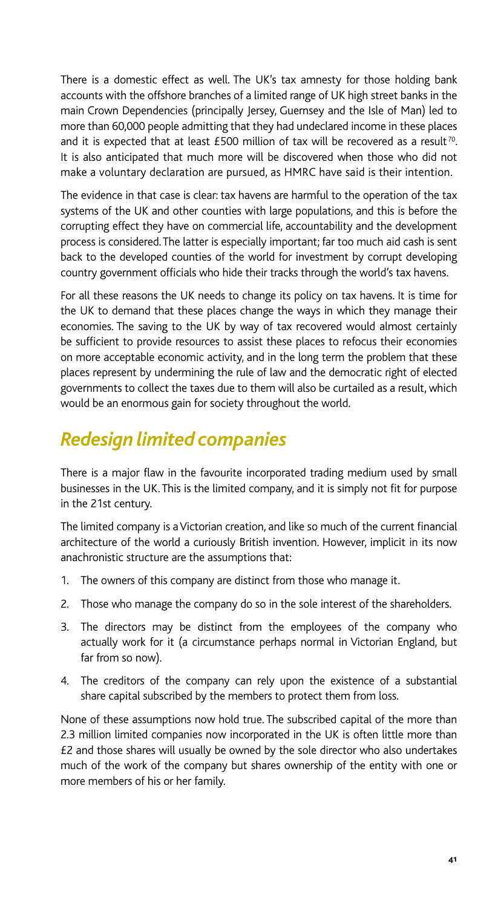There is a domestic effect as well. The UK's tax amnesty for those holding bank accounts with the offshore branches of a limited range of UK high street banks in the main Crown Dependencies (principally Jersey, Guernsey and the Isle of Man) led to more than 60,000 people admitting that they had undeclared income in these places and it is expected that at least £500 million of tax will be recovered as a result[70]. It is also anticipated that much more will be discovered when those who did not make a voluntary declaration are pursued, as HMRC have said is their intention.

The evidence in that case is clear: tax havens are harmful to the operation of the tax systems of the UK and other counties with large populations, and this is before the corrupting effect they have on commercial life, accountability and the development process is considered. The latter is especially important; far too much aid cash is sent back to the developed counties of the world for investment by corrupt developing country government officials who hide their tracks through the world's tax havens.

For all these reasons the UK needs to change its policy on tax havens. It is time for the UK to demand that these places change the ways in which they manage their economies. The saving to the UK by way of tax recovered would almost certainly be sufficient to provide resources to assist these places to refocus their economies on more acceptable economic activity, and in the long term the problem that these places represent by undermining the rule of law and the democratic right of elected governments to collect the taxes due to them will also be curtailed as a result, which would be an enormous gain for society throughout the world.

## *Redesign limited companies*

There is a major flaw in the favourite incorporated trading medium used by small businesses in the UK. This is the limited company, and it is simply not fit for purpose in the 21st century.

The limited company is a Victorian creation, and like so much of the current financial architecture of the world a curiously British invention. However, implicit in its now anachronistic structure are the assumptions that:

1. The owners of this company are distinct from those who manage it.
2. Those who manage the company do so in the sole interest of the shareholders.
3. The directors may be distinct from the employees of the company who actually work for it (a circumstance perhaps normal in Victorian England, but far from so now).
4. The creditors of the company can rely upon the existence of a substantial share capital subscribed by the members to protect them from loss.

None of these assumptions now hold true. The subscribed capital of the more than 2.3 million limited companies now incorporated in the UK is often little more than £2 and those shares will usually be owned by the sole director who also undertakes much of the work of the company but shares ownership of the entity with one or more members of his or her family.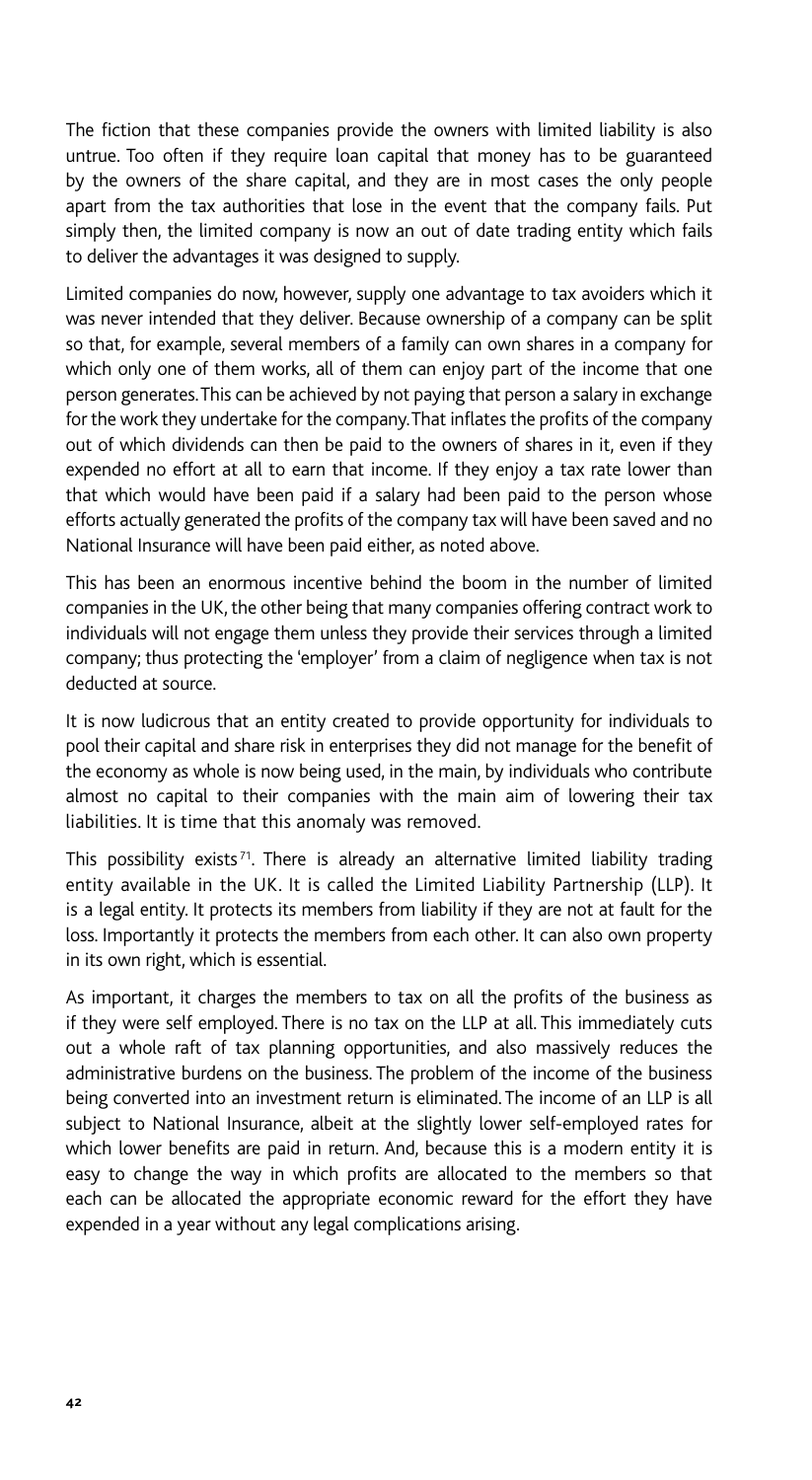The fiction that these companies provide the owners with limited liability is also untrue. Too often if they require loan capital that money has to be guaranteed by the owners of the share capital, and they are in most cases the only people apart from the tax authorities that lose in the event that the company fails. Put simply then, the limited company is now an out of date trading entity which fails to deliver the advantages it was designed to supply.

Limited companies do now, however, supply one advantage to tax avoiders which it was never intended that they deliver. Because ownership of a company can be split so that, for example, several members of a family can own shares in a company for which only one of them works, all of them can enjoy part of the income that one person generates. This can be achieved by not paying that person a salary in exchange for the work they undertake for the company. That inflates the profits of the company out of which dividends can then be paid to the owners of shares in it, even if they expended no effort at all to earn that income. If they enjoy a tax rate lower than that which would have been paid if a salary had been paid to the person whose efforts actually generated the profits of the company tax will have been saved and no National Insurance will have been paid either, as noted above.

This has been an enormous incentive behind the boom in the number of limited companies in the UK, the other being that many companies offering contract work to individuals will not engage them unless they provide their services through a limited company; thus protecting the 'employer' from a claim of negligence when tax is not deducted at source.

It is now ludicrous that an entity created to provide opportunity for individuals to pool their capital and share risk in enterprises they did not manage for the benefit of the economy as whole is now being used, in the main, by individuals who contribute almost no capital to their companies with the main aim of lowering their tax liabilities. It is time that this anomaly was removed.

This possibility exists[71]. There is already an alternative limited liability trading entity available in the UK. It is called the Limited Liability Partnership (LLP). It is a legal entity. It protects its members from liability if they are not at fault for the loss. Importantly it protects the members from each other. It can also own property in its own right, which is essential.

As important, it charges the members to tax on all the profits of the business as if they were self employed. There is no tax on the LLP at all. This immediately cuts out a whole raft of tax planning opportunities, and also massively reduces the administrative burdens on the business. The problem of the income of the business being converted into an investment return is eliminated. The income of an LLP is all subject to National Insurance, albeit at the slightly lower self-employed rates for which lower benefits are paid in return. And, because this is a modern entity it is easy to change the way in which profits are allocated to the members so that each can be allocated the appropriate economic reward for the effort they have expended in a year without any legal complications arising.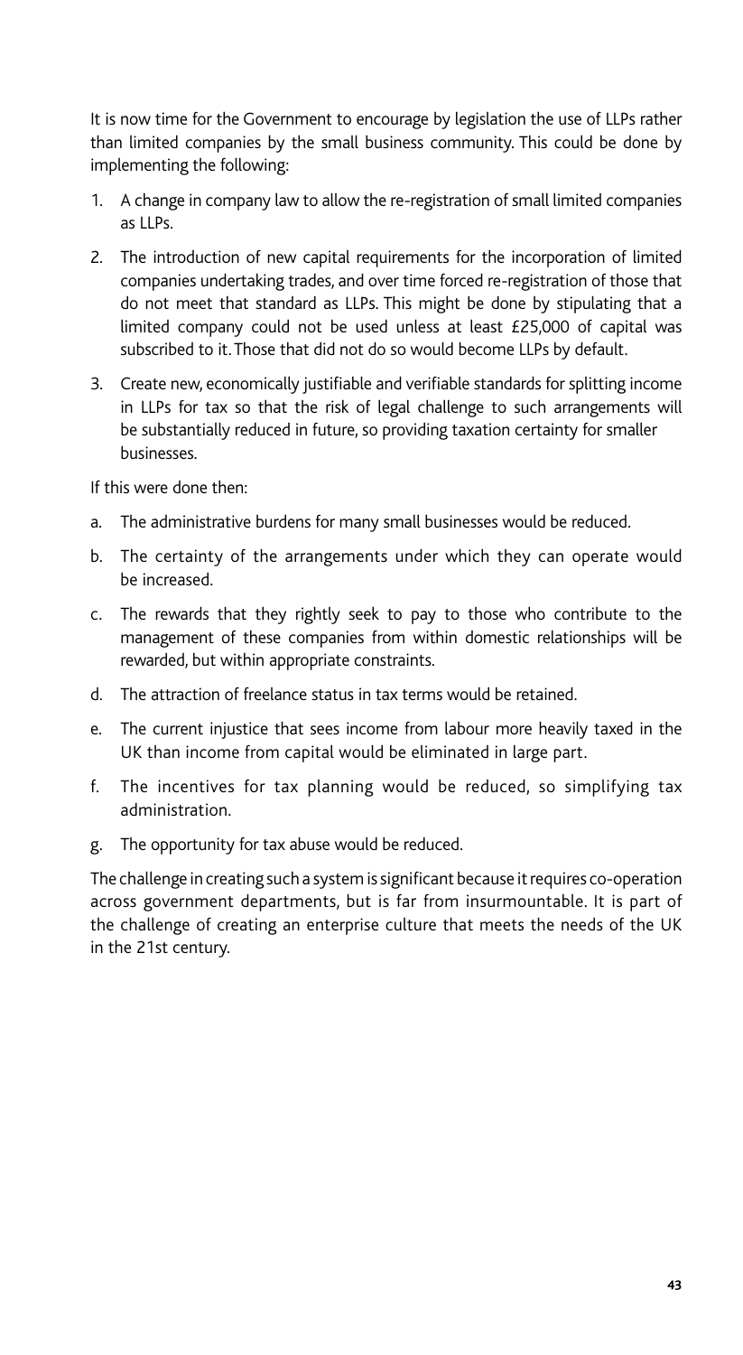It is now time for the Government to encourage by legislation the use of LLPs rather than limited companies by the small business community. This could be done by implementing the following:

1. A change in company law to allow the re-registration of small limited companies as LLPs.
2. The introduction of new capital requirements for the incorporation of limited companies undertaking trades, and over time forced re-registration of those that do not meet that standard as LLPs. This might be done by stipulating that a limited company could not be used unless at least £25,000 of capital was subscribed to it. Those that did not do so would become LLPs by default.
3. Create new, economically justifiable and verifiable standards for splitting income in LLPs for tax so that the risk of legal challenge to such arrangements will be substantially reduced in future, so providing taxation certainty for smaller businesses.

If this were done then:

a. The administrative burdens for many small businesses would be reduced.
b. The certainty of the arrangements under which they can operate would be increased.
c. The rewards that they rightly seek to pay to those who contribute to the management of these companies from within domestic relationships will be rewarded, but within appropriate constraints.
d. The attraction of freelance status in tax terms would be retained.
e. The current injustice that sees income from labour more heavily taxed in the UK than income from capital would be eliminated in large part.
f. The incentives for tax planning would be reduced, so simplifying tax administration.
g. The opportunity for tax abuse would be reduced.

The challenge in creating such a system is significant because it requires co-operation across government departments, but is far from insurmountable. It is part of the challenge of creating an enterprise culture that meets the needs of the UK in the 21st century.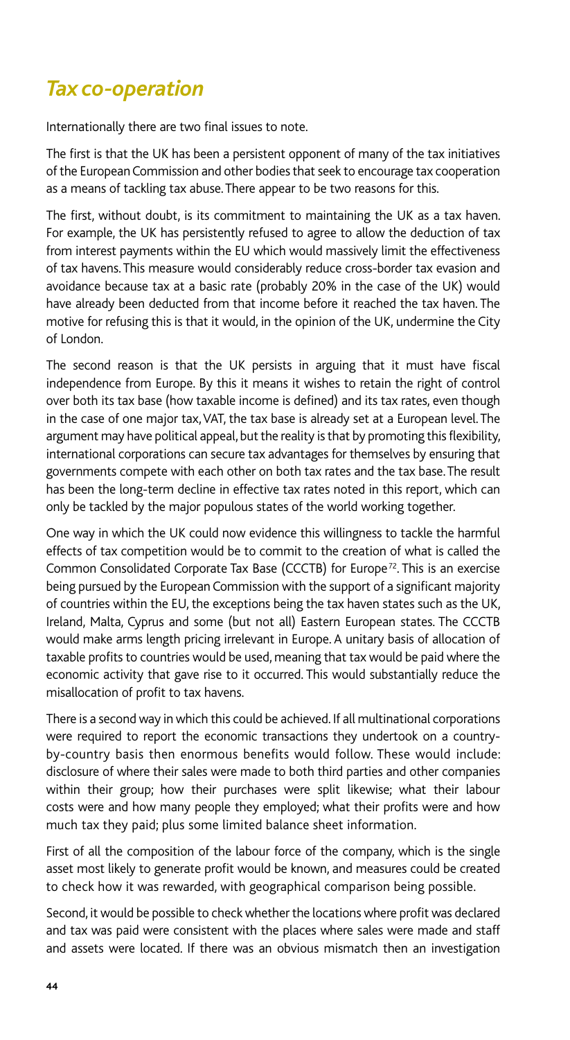## *Tax co-operation*

Internationally there are two final issues to note.

The first is that the UK has been a persistent opponent of many of the tax initiatives of the European Commission and other bodies that seek to encourage tax cooperation as a means of tackling tax abuse. There appear to be two reasons for this.

The first, without doubt, is its commitment to maintaining the UK as a tax haven. For example, the UK has persistently refused to agree to allow the deduction of tax from interest payments within the EU which would massively limit the effectiveness of tax havens. This measure would considerably reduce cross-border tax evasion and avoidance because tax at a basic rate (probably 20% in the case of the UK) would have already been deducted from that income before it reached the tax haven. The motive for refusing this is that it would, in the opinion of the UK, undermine the City of London.

The second reason is that the UK persists in arguing that it must have fiscal independence from Europe. By this it means it wishes to retain the right of control over both its tax base (how taxable income is defined) and its tax rates, even though in the case of one major tax, VAT, the tax base is already set at a European level. The argument may have political appeal, but the reality is that by promoting this flexibility, international corporations can secure tax advantages for themselves by ensuring that governments compete with each other on both tax rates and the tax base. The result has been the long-term decline in effective tax rates noted in this report, which can only be tackled by the major populous states of the world working together.

One way in which the UK could now evidence this willingness to tackle the harmful effects of tax competition would be to commit to the creation of what is called the Common Consolidated Corporate Tax Base (CCCTB) for Europe[72]. This is an exercise being pursued by the European Commission with the support of a significant majority of countries within the EU, the exceptions being the tax haven states such as the UK, Ireland, Malta, Cyprus and some (but not all) Eastern European states. The CCCTB would make arms length pricing irrelevant in Europe. A unitary basis of allocation of taxable profits to countries would be used, meaning that tax would be paid where the economic activity that gave rise to it occurred. This would substantially reduce the misallocation of profit to tax havens.

There is a second way in which this could be achieved. If all multinational corporations were required to report the economic transactions they undertook on a country-by-country basis then enormous benefits would follow. These would include: disclosure of where their sales were made to both third parties and other companies within their group; how their purchases were split likewise; what their labour costs were and how many people they employed; what their profits were and how much tax they paid; plus some limited balance sheet information.

First of all the composition of the labour force of the company, which is the single asset most likely to generate profit would be known, and measures could be created to check how it was rewarded, with geographical comparison being possible.

Second, it would be possible to check whether the locations where profit was declared and tax was paid were consistent with the places where sales were made and staff and assets were located. If there was an obvious mismatch then an investigation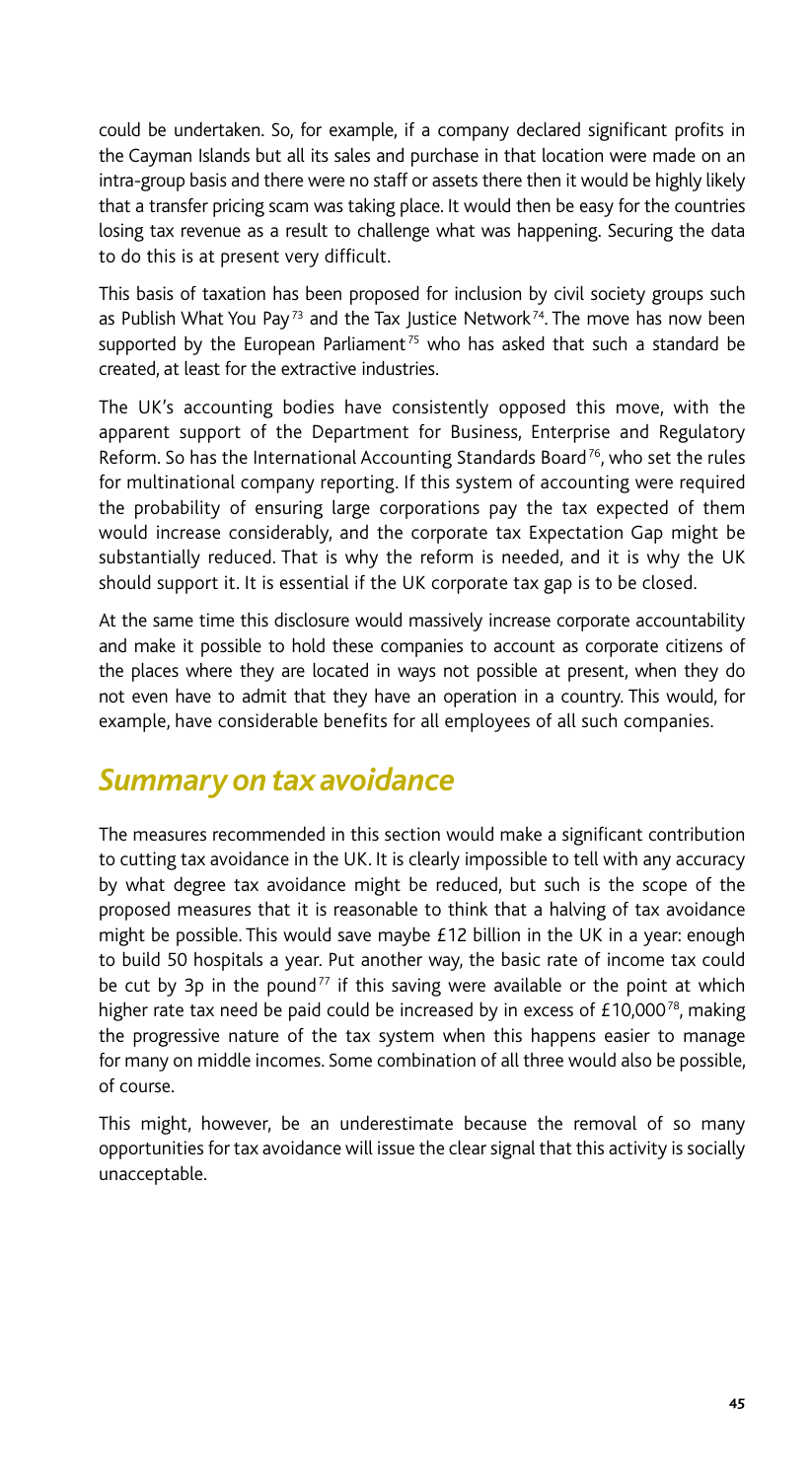could be undertaken. So, for example, if a company declared significant profits in the Cayman Islands but all its sales and purchase in that location were made on an intra-group basis and there were no staff or assets there then it would be highly likely that a transfer pricing scam was taking place. It would then be easy for the countries losing tax revenue as a result to challenge what was happening. Securing the data to do this is at present very difficult.

This basis of taxation has been proposed for inclusion by civil society groups such as Publish What You Pay[73] and the Tax Justice Network[74]. The move has now been supported by the European Parliament[75] who has asked that such a standard be created, at least for the extractive industries.

The UK's accounting bodies have consistently opposed this move, with the apparent support of the Department for Business, Enterprise and Regulatory Reform. So has the International Accounting Standards Board[76], who set the rules for multinational company reporting. If this system of accounting were required the probability of ensuring large corporations pay the tax expected of them would increase considerably, and the corporate tax Expectation Gap might be substantially reduced. That is why the reform is needed, and it is why the UK should support it. It is essential if the UK corporate tax gap is to be closed.

At the same time this disclosure would massively increase corporate accountability and make it possible to hold these companies to account as corporate citizens of the places where they are located in ways not possible at present, when they do not even have to admit that they have an operation in a country. This would, for example, have considerable benefits for all employees of all such companies.

## *Summary on tax avoidance*

The measures recommended in this section would make a significant contribution to cutting tax avoidance in the UK. It is clearly impossible to tell with any accuracy by what degree tax avoidance might be reduced, but such is the scope of the proposed measures that it is reasonable to think that a halving of tax avoidance might be possible. This would save maybe £12 billion in the UK in a year: enough to build 50 hospitals a year. Put another way, the basic rate of income tax could be cut by 3p in the pound[77] if this saving were available or the point at which higher rate tax need be paid could be increased by in excess of £10,000[78], making the progressive nature of the tax system when this happens easier to manage for many on middle incomes. Some combination of all three would also be possible, of course.

This might, however, be an underestimate because the removal of so many opportunities for tax avoidance will issue the clear signal that this activity is socially unacceptable.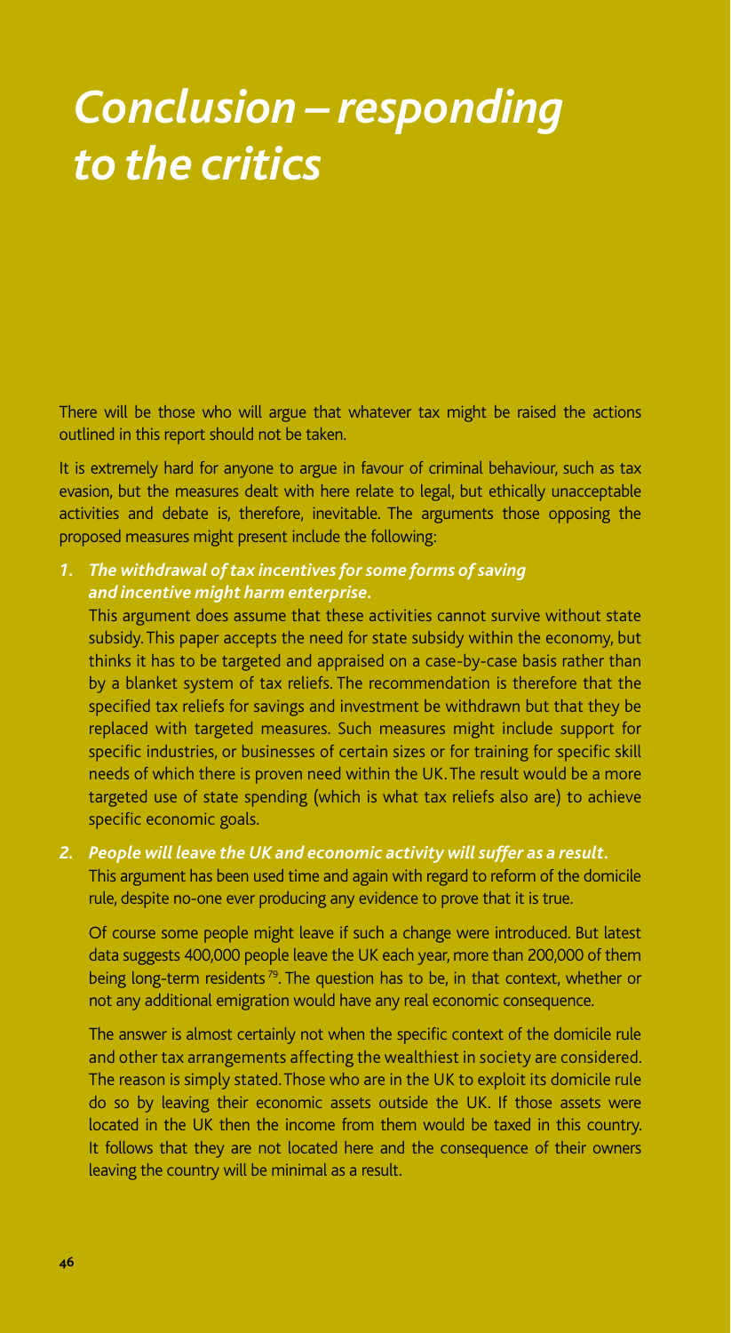# *Conclusion – responding to the critics*

There will be those who will argue that whatever tax might be raised the actions outlined in this report should not be taken.

It is extremely hard for anyone to argue in favour of criminal behaviour, such as tax evasion, but the measures dealt with here relate to legal, but ethically unacceptable activities and debate is, therefore, inevitable. The arguments those opposing the proposed measures might present include the following:

1. ***The withdrawal of tax incentives for some forms of saving and incentive might harm enterprise.***

   This argument does assume that these activities cannot survive without state subsidy. This paper accepts the need for state subsidy within the economy, but thinks it has to be targeted and appraised on a case-by-case basis rather than by a blanket system of tax reliefs. The recommendation is therefore that the specified tax reliefs for savings and investment be withdrawn but that they be replaced with targeted measures. Such measures might include support for specific industries, or businesses of certain sizes or for training for specific skill needs of which there is proven need within the UK. The result would be a more targeted use of state spending (which is what tax reliefs also are) to achieve specific economic goals.

2. ***People will leave the UK and economic activity will suffer as a result.***

   This argument has been used time and again with regard to reform of the domicile rule, despite no-one ever producing any evidence to prove that it is true.

   Of course some people might leave if such a change were introduced. But latest data suggests 400,000 people leave the UK each year, more than 200,000 of them being long-term residents[79]. The question has to be, in that context, whether or not any additional emigration would have any real economic consequence.

   The answer is almost certainly not when the specific context of the domicile rule and other tax arrangements affecting the wealthiest in society are considered. The reason is simply stated. Those who are in the UK to exploit its domicile rule do so by leaving their economic assets outside the UK. If those assets were located in the UK then the income from them would be taxed in this country. It follows that they are not located here and the consequence of their owners leaving the country will be minimal as a result.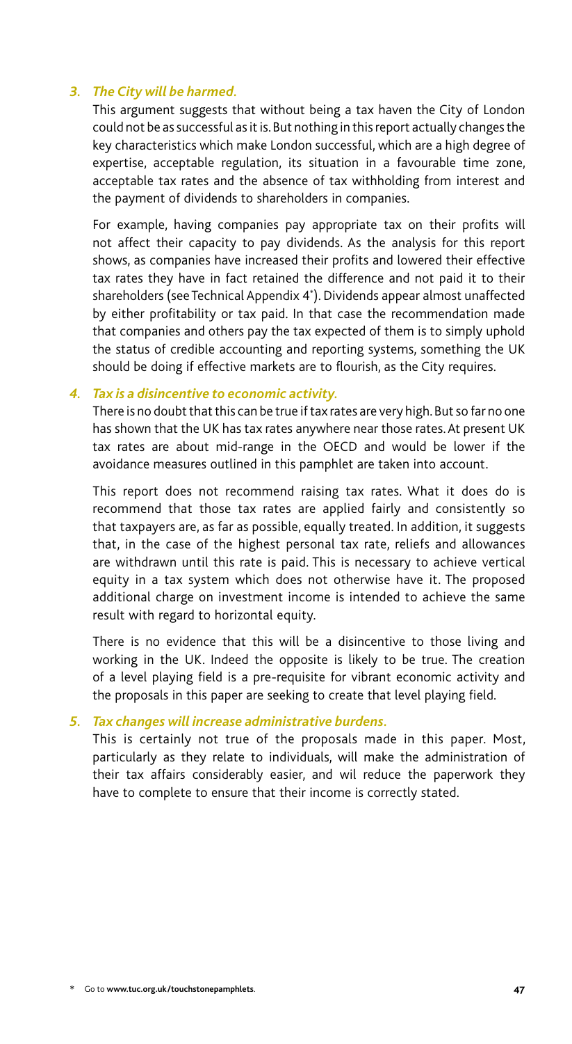3. ***The City will be harmed.***

   This argument suggests that without being a tax haven the City of London could not be as successful as it is. But nothing in this report actually changes the key characteristics which make London successful, which are a high degree of expertise, acceptable regulation, its situation in a favourable time zone, acceptable tax rates and the absence of tax withholding from interest and the payment of dividends to shareholders in companies.

   For example, having companies pay appropriate tax on their profits will not affect their capacity to pay dividends. As the analysis for this report shows, as companies have increased their profits and lowered their effective tax rates they have in fact retained the difference and not paid it to their shareholders (see Technical Appendix 4*). Dividends appear almost unaffected by either profitability or tax paid. In that case the recommendation made that companies and others pay the tax expected of them is to simply uphold the status of credible accounting and reporting systems, something the UK should be doing if effective markets are to flourish, as the City requires.

4. ***Tax is a disincentive to economic activity.***

   There is no doubt that this can be true if tax rates are very high. But so far no one has shown that the UK has tax rates anywhere near those rates. At present UK tax rates are about mid-range in the OECD and would be lower if the avoidance measures outlined in this pamphlet are taken into account.

   This report does not recommend raising tax rates. What it does do is recommend that those tax rates are applied fairly and consistently so that taxpayers are, as far as possible, equally treated. In addition, it suggests that, in the case of the highest personal tax rate, reliefs and allowances are withdrawn until this rate is paid. This is necessary to achieve vertical equity in a tax system which does not otherwise have it. The proposed additional charge on investment income is intended to achieve the same result with regard to horizontal equity.

   There is no evidence that this will be a disincentive to those living and working in the UK. Indeed the opposite is likely to be true. The creation of a level playing field is a pre-requisite for vibrant economic activity and the proposals in this paper are seeking to create that level playing field.

5. ***Tax changes will increase administrative burdens.***

   This is certainly not true of the proposals made in this paper. Most, particularly as they relate to individuals, will make the administration of their tax affairs considerably easier, and wil reduce the paperwork they have to complete to ensure that their income is correctly stated.

\* Go to **www.tuc.org.uk/touchstonepamphlets**.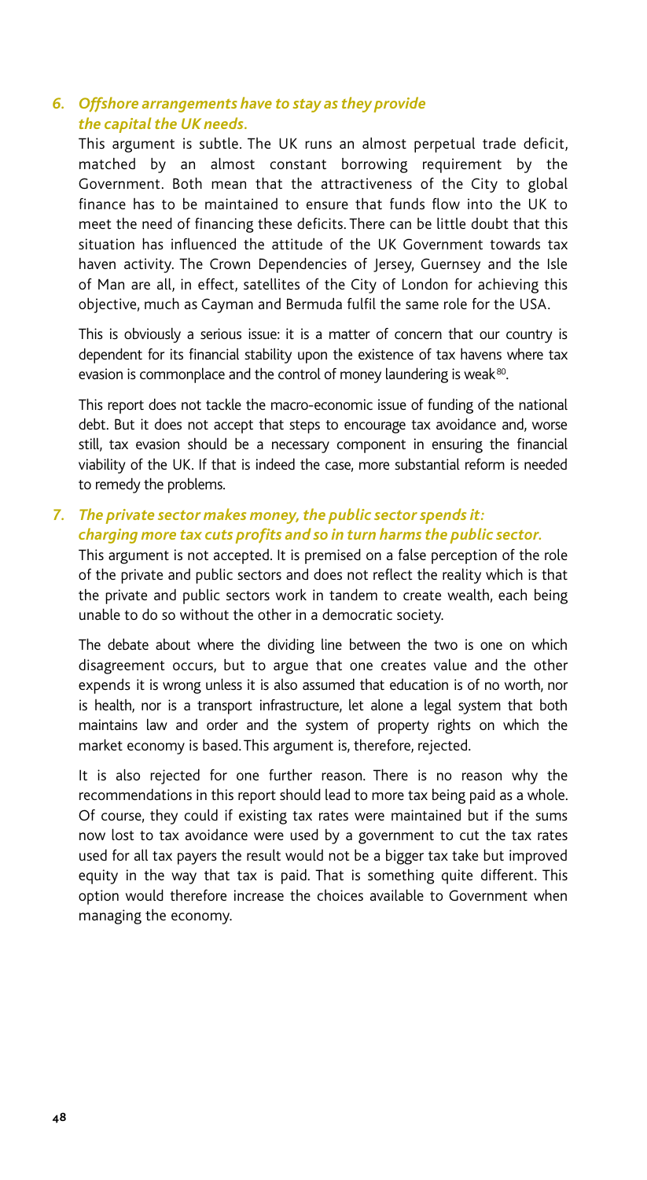### *6. Offshore arrangements have to stay as they provide the capital the UK needs.*

This argument is subtle. The UK runs an almost perpetual trade deficit, matched by an almost constant borrowing requirement by the Government. Both mean that the attractiveness of the City to global finance has to be maintained to ensure that funds flow into the UK to meet the need of financing these deficits. There can be little doubt that this situation has influenced the attitude of the UK Government towards tax haven activity. The Crown Dependencies of Jersey, Guernsey and the Isle of Man are all, in effect, satellites of the City of London for achieving this objective, much as Cayman and Bermuda fulfil the same role for the USA.

This is obviously a serious issue: it is a matter of concern that our country is dependent for its financial stability upon the existence of tax havens where tax evasion is commonplace and the control of money laundering is weak[80].

This report does not tackle the macro-economic issue of funding of the national debt. But it does not accept that steps to encourage tax avoidance and, worse still, tax evasion should be a necessary component in ensuring the financial viability of the UK. If that is indeed the case, more substantial reform is needed to remedy the problems.

### *7. The private sector makes money, the public sector spends it: charging more tax cuts profits and so in turn harms the public sector.*

This argument is not accepted. It is premised on a false perception of the role of the private and public sectors and does not reflect the reality which is that the private and public sectors work in tandem to create wealth, each being unable to do so without the other in a democratic society.

The debate about where the dividing line between the two is one on which disagreement occurs, but to argue that one creates value and the other expends it is wrong unless it is also assumed that education is of no worth, nor is health, nor is a transport infrastructure, let alone a legal system that both maintains law and order and the system of property rights on which the market economy is based. This argument is, therefore, rejected.

It is also rejected for one further reason. There is no reason why the recommendations in this report should lead to more tax being paid as a whole. Of course, they could if existing tax rates were maintained but if the sums now lost to tax avoidance were used by a government to cut the tax rates used for all tax payers the result would not be a bigger tax take but improved equity in the way that tax is paid. That is something quite different. This option would therefore increase the choices available to Government when managing the economy.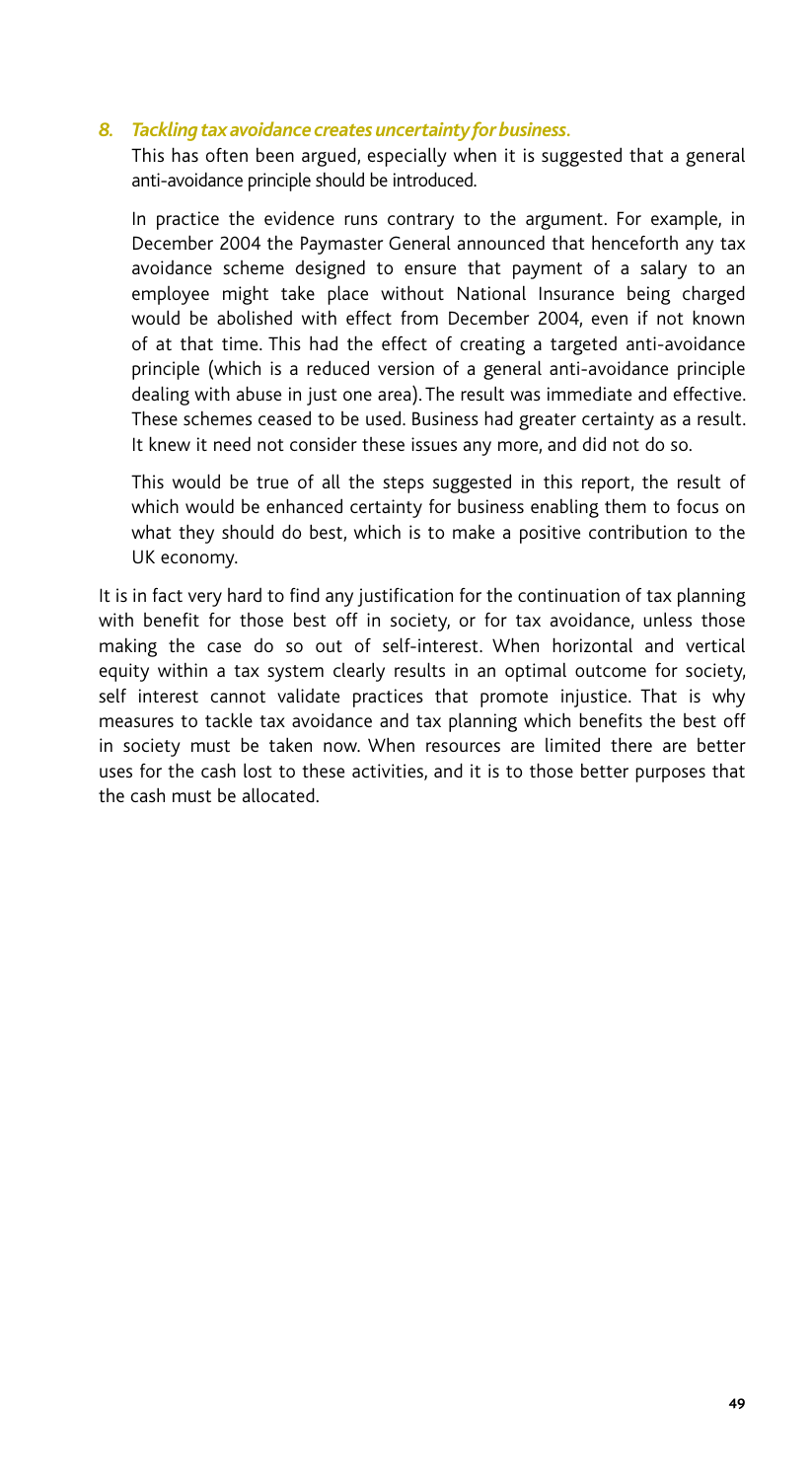*8. Tackling tax avoidance creates uncertainty for business.*

This has often been argued, especially when it is suggested that a general anti-avoidance principle should be introduced.

In practice the evidence runs contrary to the argument. For example, in December 2004 the Paymaster General announced that henceforth any tax avoidance scheme designed to ensure that payment of a salary to an employee might take place without National Insurance being charged would be abolished with effect from December 2004, even if not known of at that time. This had the effect of creating a targeted anti-avoidance principle (which is a reduced version of a general anti-avoidance principle dealing with abuse in just one area). The result was immediate and effective. These schemes ceased to be used. Business had greater certainty as a result. It knew it need not consider these issues any more, and did not do so.

This would be true of all the steps suggested in this report, the result of which would be enhanced certainty for business enabling them to focus on what they should do best, which is to make a positive contribution to the UK economy.

It is in fact very hard to find any justification for the continuation of tax planning with benefit for those best off in society, or for tax avoidance, unless those making the case do so out of self-interest. When horizontal and vertical equity within a tax system clearly results in an optimal outcome for society, self interest cannot validate practices that promote injustice. That is why measures to tackle tax avoidance and tax planning which benefits the best off in society must be taken now. When resources are limited there are better uses for the cash lost to these activities, and it is to those better purposes that the cash must be allocated.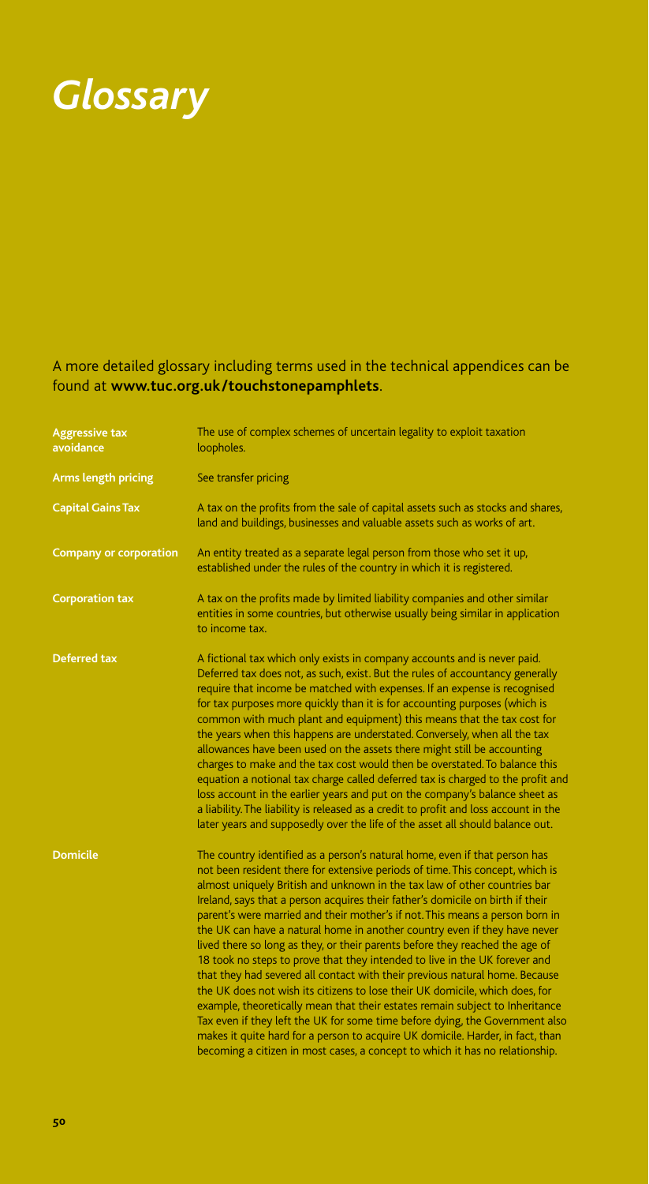# *Glossary*

A more detailed glossary including terms used in the technical appendices can be found at **www.tuc.org.uk/touchstonepamphlets**.

| Term | Definition |
|---|---|
| **Aggressive tax avoidance** | The use of complex schemes of uncertain legality to exploit taxation loopholes. |
| **Arms length pricing** | See transfer pricing |
| **Capital Gains Tax** | A tax on the profits from the sale of capital assets such as stocks and shares, land and buildings, businesses and valuable assets such as works of art. |
| **Company or corporation** | An entity treated as a separate legal person from those who set it up, established under the rules of the country in which it is registered. |
| **Corporation tax** | A tax on the profits made by limited liability companies and other similar entities in some countries, but otherwise usually being similar in application to income tax. |
| **Deferred tax** | A fictional tax which only exists in company accounts and is never paid. Deferred tax does not, as such, exist. But the rules of accountancy generally require that income be matched with expenses. If an expense is recognised for tax purposes more quickly than it is for accounting purposes (which is common with much plant and equipment) this means that the tax cost for the years when this happens are understated. Conversely, when all the tax allowances have been used on the assets there might still be accounting charges to make and the tax cost would then be overstated. To balance this equation a notional tax charge called deferred tax is charged to the profit and loss account in the earlier years and put on the company's balance sheet as a liability. The liability is released as a credit to profit and loss account in the later years and supposedly over the life of the asset all should balance out. |
| **Domicile** | The country identified as a person's natural home, even if that person has not been resident there for extensive periods of time. This concept, which is almost uniquely British and unknown in the tax law of other countries bar Ireland, says that a person acquires their father's domicile on birth if their parent's were married and their mother's if not. This means a person born in the UK can have a natural home in another country even if they have never lived there so long as they, or their parents before they reached the age of 18 took no steps to prove that they intended to live in the UK forever and that they had severed all contact with their previous natural home. Because the UK does not wish its citizens to lose their UK domicile, which does, for example, theoretically mean that their estates remain subject to Inheritance Tax even if they left the UK for some time before dying, the Government also makes it quite hard for a person to acquire UK domicile. Harder, in fact, than becoming a citizen in most cases, a concept to which it has no relationship. |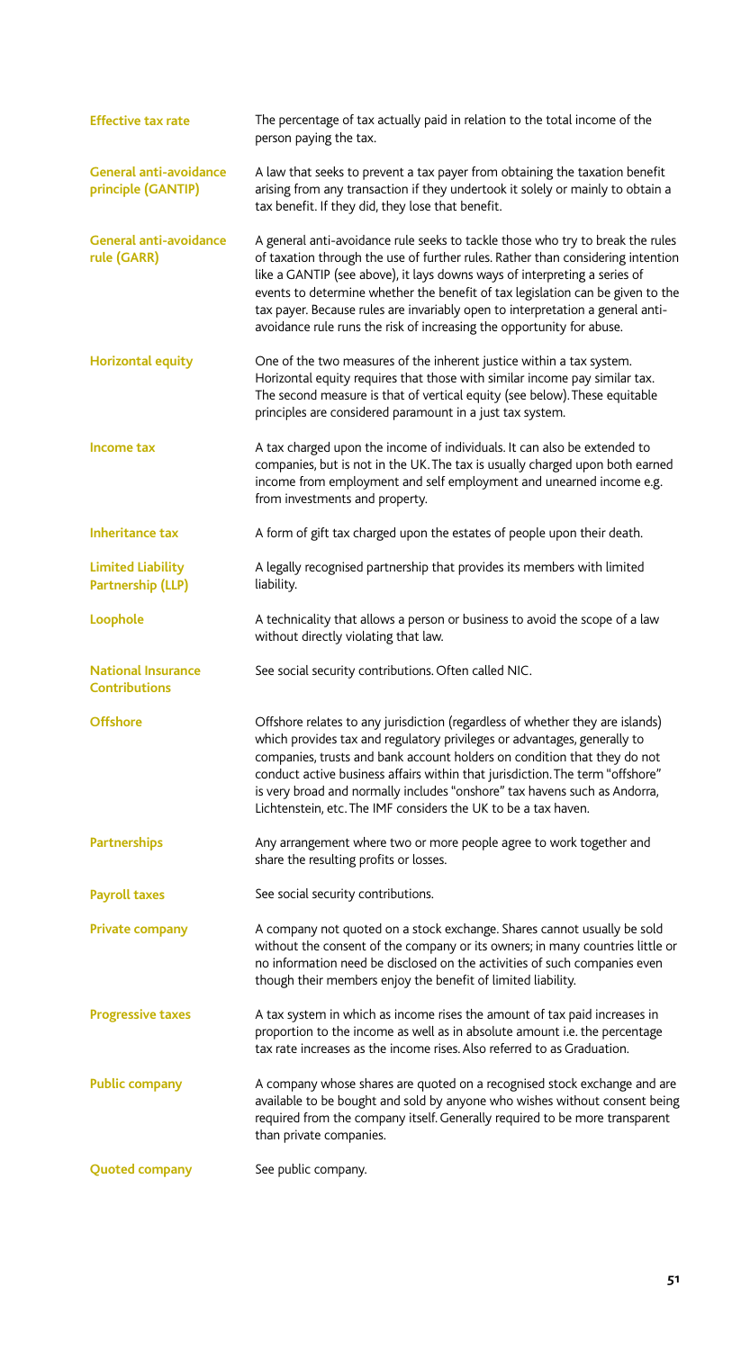**Effective tax rate**
The percentage of tax actually paid in relation to the total income of the person paying the tax.

**General anti-avoidance principle (GANTIP)**
A law that seeks to prevent a tax payer from obtaining the taxation benefit arising from any transaction if they undertook it solely or mainly to obtain a tax benefit. If they did, they lose that benefit.

**General anti-avoidance rule (GARR)**
A general anti-avoidance rule seeks to tackle those who try to break the rules of taxation through the use of further rules. Rather than considering intention like a GANTIP (see above), it lays downs ways of interpreting a series of events to determine whether the benefit of tax legislation can be given to the tax payer. Because rules are invariably open to interpretation a general anti-avoidance rule runs the risk of increasing the opportunity for abuse.

**Horizontal equity**
One of the two measures of the inherent justice within a tax system. Horizontal equity requires that those with similar income pay similar tax. The second measure is that of vertical equity (see below). These equitable principles are considered paramount in a just tax system.

**Income tax**
A tax charged upon the income of individuals. It can also be extended to companies, but is not in the UK. The tax is usually charged upon both earned income from employment and self employment and unearned income e.g. from investments and property.

**Inheritance tax**
A form of gift tax charged upon the estates of people upon their death.

**Limited Liability Partnership (LLP)**
A legally recognised partnership that provides its members with limited liability.

**Loophole**
A technicality that allows a person or business to avoid the scope of a law without directly violating that law.

**National Insurance Contributions**
See social security contributions. Often called NIC.

**Offshore**
Offshore relates to any jurisdiction (regardless of whether they are islands) which provides tax and regulatory privileges or advantages, generally to companies, trusts and bank account holders on condition that they do not conduct active business affairs within that jurisdiction. The term "offshore" is very broad and normally includes "onshore" tax havens such as Andorra, Lichtenstein, etc. The IMF considers the UK to be a tax haven.

**Partnerships**
Any arrangement where two or more people agree to work together and share the resulting profits or losses.

**Payroll taxes**
See social security contributions.

**Private company**
A company not quoted on a stock exchange. Shares cannot usually be sold without the consent of the company or its owners; in many countries little or no information need be disclosed on the activities of such companies even though their members enjoy the benefit of limited liability.

**Progressive taxes**
A tax system in which as income rises the amount of tax paid increases in proportion to the income as well as in absolute amount i.e. the percentage tax rate increases as the income rises. Also referred to as Graduation.

**Public company**
A company whose shares are quoted on a recognised stock exchange and are available to be bought and sold by anyone who wishes without consent being required from the company itself. Generally required to be more transparent than private companies.

**Quoted company**
See public company.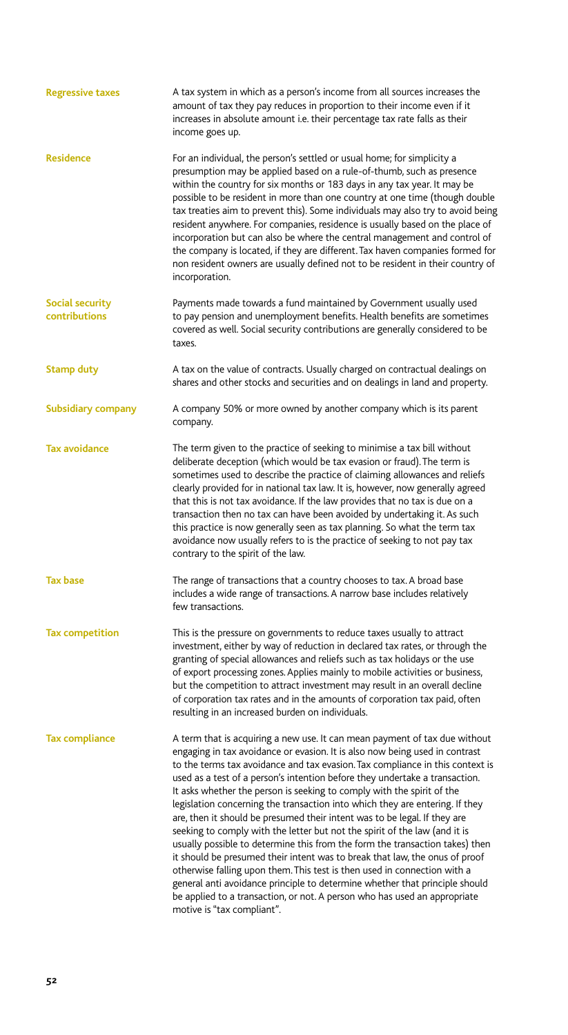**Regressive taxes**

A tax system in which as a person's income from all sources increases the amount of tax they pay reduces in proportion to their income even if it increases in absolute amount i.e. their percentage tax rate falls as their income goes up.

**Residence**

For an individual, the person's settled or usual home; for simplicity a presumption may be applied based on a rule-of-thumb, such as presence within the country for six months or 183 days in any tax year. It may be possible to be resident in more than one country at one time (though double tax treaties aim to prevent this). Some individuals may also try to avoid being resident anywhere. For companies, residence is usually based on the place of incorporation but can also be where the central management and control of the company is located, if they are different. Tax haven companies formed for non resident owners are usually defined not to be resident in their country of incorporation.

**Social security contributions**

Payments made towards a fund maintained by Government usually used to pay pension and unemployment benefits. Health benefits are sometimes covered as well. Social security contributions are generally considered to be taxes.

**Stamp duty**

A tax on the value of contracts. Usually charged on contractual dealings on shares and other stocks and securities and on dealings in land and property.

**Subsidiary company**

A company 50% or more owned by another company which is its parent company.

**Tax avoidance**

The term given to the practice of seeking to minimise a tax bill without deliberate deception (which would be tax evasion or fraud). The term is sometimes used to describe the practice of claiming allowances and reliefs clearly provided for in national tax law. It is, however, now generally agreed that this is not tax avoidance. If the law provides that no tax is due on a transaction then no tax can have been avoided by undertaking it. As such this practice is now generally seen as tax planning. So what the term tax avoidance now usually refers to is the practice of seeking to not pay tax contrary to the spirit of the law.

**Tax base**

The range of transactions that a country chooses to tax. A broad base includes a wide range of transactions. A narrow base includes relatively few transactions.

**Tax competition**

This is the pressure on governments to reduce taxes usually to attract investment, either by way of reduction in declared tax rates, or through the granting of special allowances and reliefs such as tax holidays or the use of export processing zones. Applies mainly to mobile activities or business, but the competition to attract investment may result in an overall decline of corporation tax rates and in the amounts of corporation tax paid, often resulting in an increased burden on individuals.

**Tax compliance**

A term that is acquiring a new use. It can mean payment of tax due without engaging in tax avoidance or evasion. It is also now being used in contrast to the terms tax avoidance and tax evasion. Tax compliance in this context is used as a test of a person's intention before they undertake a transaction. It asks whether the person is seeking to comply with the spirit of the legislation concerning the transaction into which they are entering. If they are, then it should be presumed their intent was to be legal. If they are seeking to comply with the letter but not the spirit of the law (and it is usually possible to determine this from the form the transaction takes) then it should be presumed their intent was to break that law, the onus of proof otherwise falling upon them. This test is then used in connection with a general anti avoidance principle to determine whether that principle should be applied to a transaction, or not. A person who has used an appropriate motive is "tax compliant".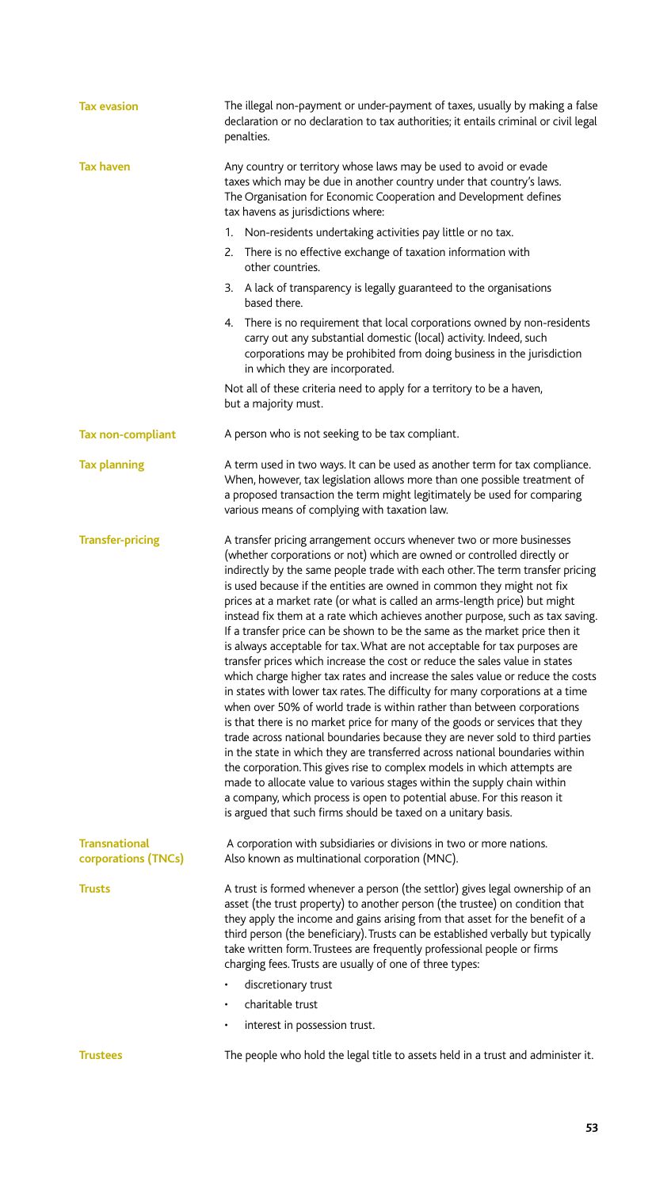**Tax evasion**

The illegal non-payment or under-payment of taxes, usually by making a false declaration or no declaration to tax authorities; it entails criminal or civil legal penalties.

**Tax haven**

Any country or territory whose laws may be used to avoid or evade taxes which may be due in another country under that country's laws. The Organisation for Economic Cooperation and Development defines tax havens as jurisdictions where:

1. Non-residents undertaking activities pay little or no tax.
2. There is no effective exchange of taxation information with other countries.
3. A lack of transparency is legally guaranteed to the organisations based there.
4. There is no requirement that local corporations owned by non-residents carry out any substantial domestic (local) activity. Indeed, such corporations may be prohibited from doing business in the jurisdiction in which they are incorporated.

Not all of these criteria need to apply for a territory to be a haven, but a majority must.

**Tax non-compliant**

A person who is not seeking to be tax compliant.

**Tax planning**

A term used in two ways. It can be used as another term for tax compliance. When, however, tax legislation allows more than one possible treatment of a proposed transaction the term might legitimately be used for comparing various means of complying with taxation law.

**Transfer-pricing**

A transfer pricing arrangement occurs whenever two or more businesses (whether corporations or not) which are owned or controlled directly or indirectly by the same people trade with each other. The term transfer pricing is used because if the entities are owned in common they might not fix prices at a market rate (or what is called an arms-length price) but might instead fix them at a rate which achieves another purpose, such as tax saving. If a transfer price can be shown to be the same as the market price then it is always acceptable for tax. What are not acceptable for tax purposes are transfer prices which increase the cost or reduce the sales value in states which charge higher tax rates and increase the sales value or reduce the costs in states with lower tax rates. The difficulty for many corporations at a time when over 50% of world trade is within rather than between corporations is that there is no market price for many of the goods or services that they trade across national boundaries because they are never sold to third parties in the state in which they are transferred across national boundaries within the corporation. This gives rise to complex models in which attempts are made to allocate value to various stages within the supply chain within a company, which process is open to potential abuse. For this reason it is argued that such firms should be taxed on a unitary basis.

**Transnational corporations (TNCs)**

A corporation with subsidiaries or divisions in two or more nations. Also known as multinational corporation (MNC).

**Trusts**

A trust is formed whenever a person (the settlor) gives legal ownership of an asset (the trust property) to another person (the trustee) on condition that they apply the income and gains arising from that asset for the benefit of a third person (the beneficiary). Trusts can be established verbally but typically take written form. Trustees are frequently professional people or firms charging fees. Trusts are usually of one of three types:

- discretionary trust
- charitable trust
- interest in possession trust.

**Trustees**

The people who hold the legal title to assets held in a trust and administer it.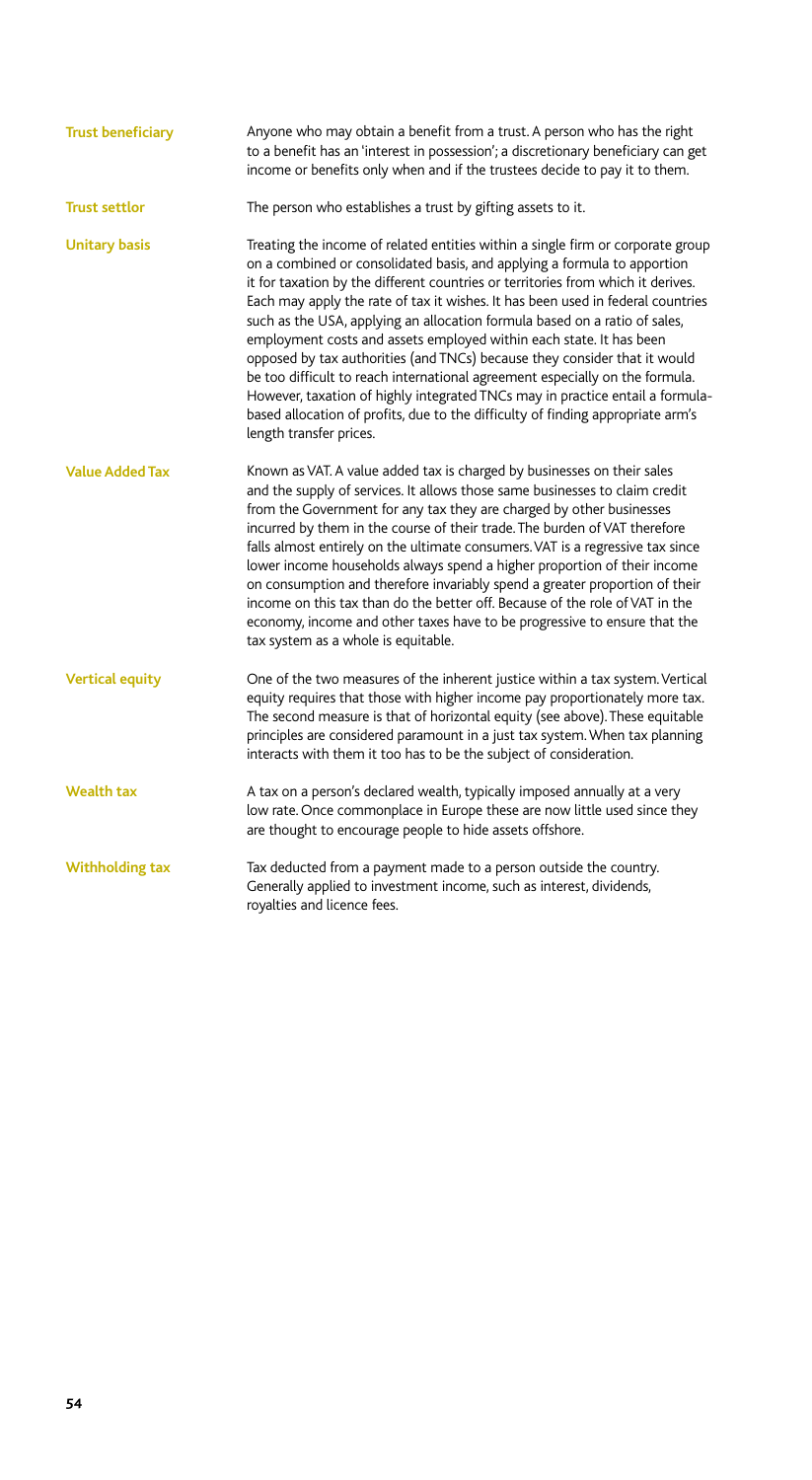**Trust beneficiary**

Anyone who may obtain a benefit from a trust. A person who has the right to a benefit has an 'interest in possession'; a discretionary beneficiary can get income or benefits only when and if the trustees decide to pay it to them.

**Trust settlor**

The person who establishes a trust by gifting assets to it.

**Unitary basis**

Treating the income of related entities within a single firm or corporate group on a combined or consolidated basis, and applying a formula to apportion it for taxation by the different countries or territories from which it derives. Each may apply the rate of tax it wishes. It has been used in federal countries such as the USA, applying an allocation formula based on a ratio of sales, employment costs and assets employed within each state. It has been opposed by tax authorities (and TNCs) because they consider that it would be too difficult to reach international agreement especially on the formula. However, taxation of highly integrated TNCs may in practice entail a formula-based allocation of profits, due to the difficulty of finding appropriate arm's length transfer prices.

**Value Added Tax**

Known as VAT. A value added tax is charged by businesses on their sales and the supply of services. It allows those same businesses to claim credit from the Government for any tax they are charged by other businesses incurred by them in the course of their trade. The burden of VAT therefore falls almost entirely on the ultimate consumers. VAT is a regressive tax since lower income households always spend a higher proportion of their income on consumption and therefore invariably spend a greater proportion of their income on this tax than do the better off. Because of the role of VAT in the economy, income and other taxes have to be progressive to ensure that the tax system as a whole is equitable.

**Vertical equity**

One of the two measures of the inherent justice within a tax system. Vertical equity requires that those with higher income pay proportionately more tax. The second measure is that of horizontal equity (see above). These equitable principles are considered paramount in a just tax system. When tax planning interacts with them it too has to be the subject of consideration.

**Wealth tax**

A tax on a person's declared wealth, typically imposed annually at a very low rate. Once commonplace in Europe these are now little used since they are thought to encourage people to hide assets offshore.

**Withholding tax**

Tax deducted from a payment made to a person outside the country. Generally applied to investment income, such as interest, dividends, royalties and licence fees.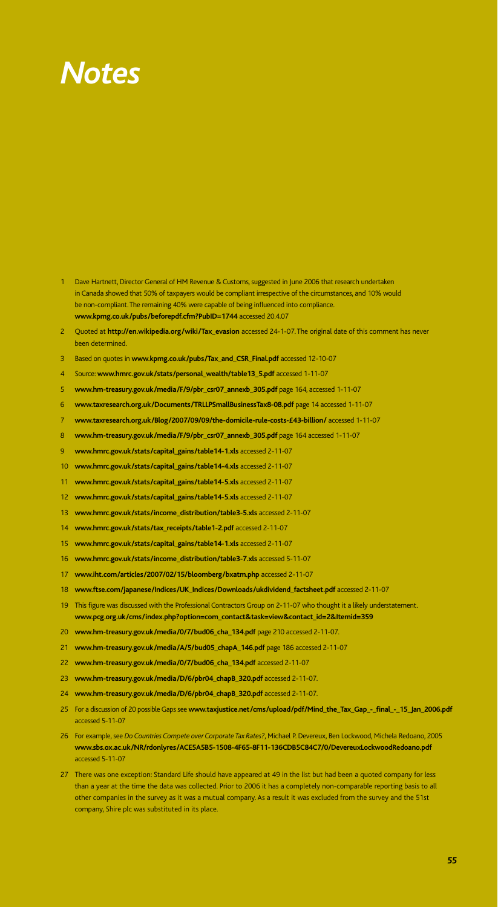# *Notes*

1. Dave Hartnett, Director General of HM Revenue & Customs, suggested in June 2006 that research undertaken in Canada showed that 50% of taxpayers would be compliant irrespective of the circumstances, and 10% would be non-compliant. The remaining 40% were capable of being influenced into compliance. **www.kpmg.co.uk/pubs/beforepdf.cfm?PubID=1744** accessed 20.4.07
2. Quoted at **http://en.wikipedia.org/wiki/Tax_evasion** accessed 24-1-07. The original date of this comment has never been determined.
3. Based on quotes in **www.kpmg.co.uk/pubs/Tax_and_CSR_Final.pdf** accessed 12-10-07
4. Source: **www.hmrc.gov.uk/stats/personal_wealth/table13_5.pdf** accessed 1-11-07
5. **www.hm-treasury.gov.uk/media/F/9/pbr_csr07_annexb_305.pdf** page 164, accessed 1-11-07
6. **www.taxresearch.org.uk/Documents/TRLLPSmallBusinessTax8-08.pdf** page 14 accessed 1-11-07
7. **www.taxresearch.org.uk/Blog/2007/09/09/the-domicile-rule-costs-£43-billion/** accessed 1-11-07
8. **www.hm-treasury.gov.uk/media/F/9/pbr_csr07_annexb_305.pdf** page 164 accessed 1-11-07
9. **www.hmrc.gov.uk/stats/capital_gains/table14-1.xls** accessed 2-11-07
10. **www.hmrc.gov.uk/stats/capital_gains/table14-4.xls** accessed 2-11-07
11. **www.hmrc.gov.uk/stats/capital_gains/table14-5.xls** accessed 2-11-07
12. **www.hmrc.gov.uk/stats/capital_gains/table14-5.xls** accessed 2-11-07
13. **www.hmrc.gov.uk/stats/income_distribution/table3-5.xls** accessed 2-11-07
14. **www.hmrc.gov.uk/stats/tax_receipts/table1-2.pdf** accessed 2-11-07
15. **www.hmrc.gov.uk/stats/capital_gains/table14-1.xls** accessed 2-11-07
16. **www.hmrc.gov.uk/stats/income_distribution/table3-7.xls** accessed 5-11-07
17. **www.iht.com/articles/2007/02/15/bloomberg/bxatm.php** accessed 2-11-07
18. **www.ftse.com/japanese/Indices/UK_Indices/Downloads/ukdividend_factsheet.pdf** accessed 2-11-07
19. This figure was discussed with the Professional Contractors Group on 2-11-07 who thought it a likely understatement. **www.pcg.org.uk/cms/index.php?option=com_contact&task=view&contact_id=2&Itemid=359**
20. **www.hm-treasury.gov.uk/media/0/7/bud06_cha_134.pdf** page 210 accessed 2-11-07.
21. **www.hm-treasury.gov.uk/media/A/5/bud05_chapA_146.pdf** page 186 accessed 2-11-07
22. **www.hm-treasury.gov.uk/media/0/7/bud06_cha_134.pdf** accessed 2-11-07
23. **www.hm-treasury.gov.uk/media/D/6/pbr04_chapB_320.pdf** accessed 2-11-07.
24. **www.hm-treasury.gov.uk/media/D/6/pbr04_chapB_320.pdf** accessed 2-11-07.
25. For a discussion of 20 possible Gaps see **www.taxjustice.net/cms/upload/pdf/Mind_the_Tax_Gap_-_final_-_15_Jan_2006.pdf** accessed 5-11-07
26. For example, see *Do Countries Compete over Corporate Tax Rates?*, Michael P. Devereux, Ben Lockwood, Michela Redoano, 2005 **www.sbs.ox.ac.uk/NR/rdonlyres/ACE5A5B5-1508-4F65-8F11-136CDB5C84C7/0/DevereuxLockwoodRedoano.pdf** accessed 5-11-07
27. There was one exception: Standard Life should have appeared at 49 in the list but had been a quoted company for less than a year at the time the data was collected. Prior to 2006 it has a completely non-comparable reporting basis to all other companies in the survey as it was a mutual company. As a result it was excluded from the survey and the 51st company, Shire plc was substituted in its place.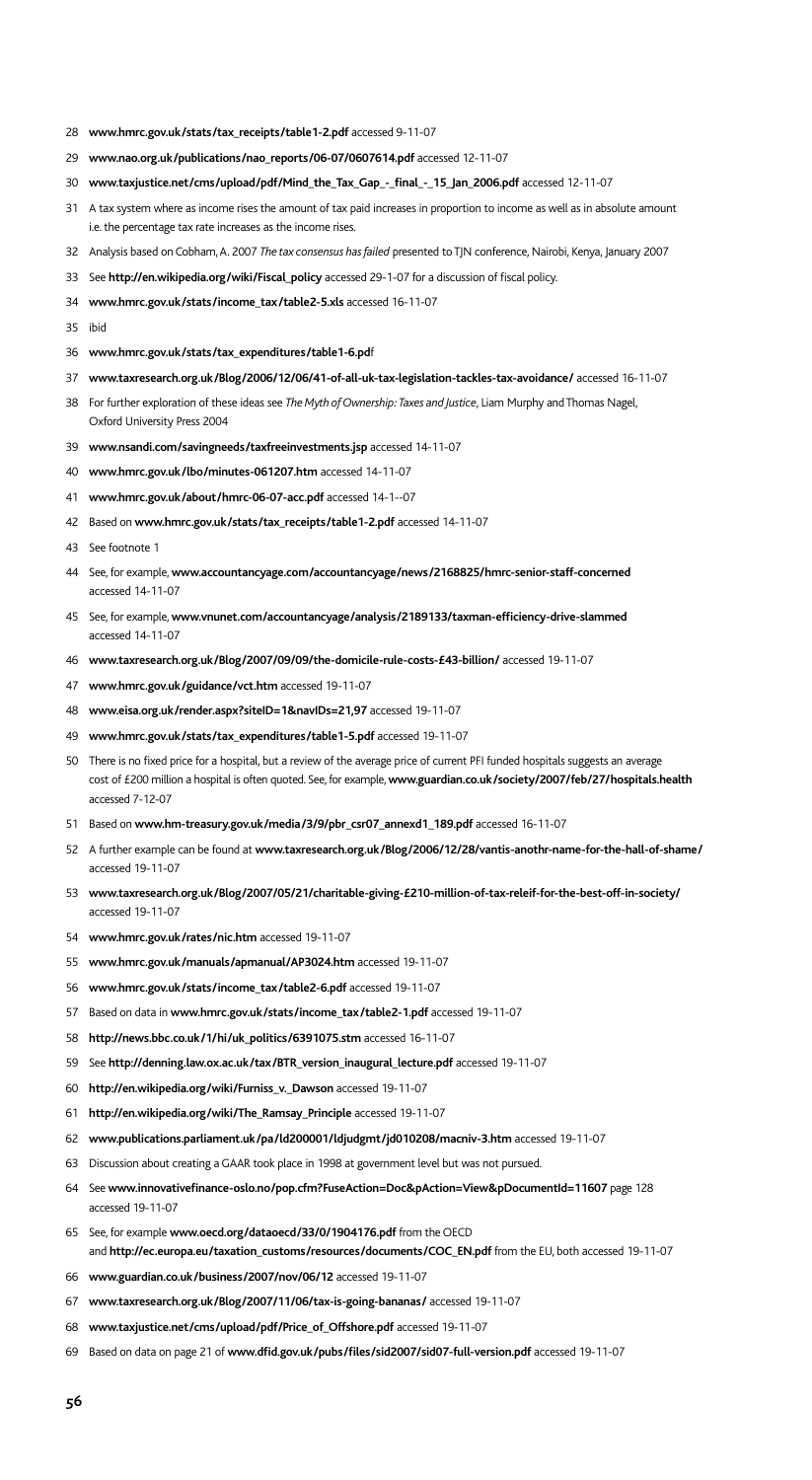28 **www.hmrc.gov.uk/stats/tax_receipts/table1-2.pdf** accessed 9-11-07

29 **www.nao.org.uk/publications/nao_reports/06-07/0607614.pdf** accessed 12-11-07

30 **www.taxjustice.net/cms/upload/pdf/Mind_the_Tax_Gap_-_final_-_15_Jan_2006.pdf** accessed 12-11-07

31 A tax system where as income rises the amount of tax paid increases in proportion to income as well as in absolute amount i.e. the percentage tax rate increases as the income rises.

32 Analysis based on Cobham, A. 2007 *The tax consensus has failed* presented to TJN conference, Nairobi, Kenya, January 2007

33 See **http://en.wikipedia.org/wiki/Fiscal_policy** accessed 29-1-07 for a discussion of fiscal policy.

34 **www.hmrc.gov.uk/stats/income_tax/table2-5.xls** accessed 16-11-07

35 ibid

36 **www.hmrc.gov.uk/stats/tax_expenditures/table1-6.pd**f

37 **www.taxresearch.org.uk/Blog/2006/12/06/41-of-all-uk-tax-legislation-tackles-tax-avoidance/** accessed 16-11-07

38 For further exploration of these ideas see *The Myth of Ownership: Taxes and Justice*, Liam Murphy and Thomas Nagel, Oxford University Press 2004

39 **www.nsandi.com/savingneeds/taxfreeinvestments.jsp** accessed 14-11-07

40 **www.hmrc.gov.uk/lbo/minutes-061207.htm** accessed 14-11-07

41 **www.hmrc.gov.uk/about/hmrc-06-07-acc.pdf** accessed 14-1--07

42 Based on **www.hmrc.gov.uk/stats/tax_receipts/table1-2.pdf** accessed 14-11-07

43 See footnote 1

44 See, for example, **www.accountancyage.com/accountancyage/news/2168825/hmrc-senior-staff-concerned** accessed 14-11-07

45 See, for example, **www.vnunet.com/accountancyage/analysis/2189133/taxman-efficiency-drive-slammed** accessed 14-11-07

46 **www.taxresearch.org.uk/Blog/2007/09/09/the-domicile-rule-costs-£43-billion/** accessed 19-11-07

47 **www.hmrc.gov.uk/guidance/vct.htm** accessed 19-11-07

48 **www.eisa.org.uk/render.aspx?siteID=1&navIDs=21,97** accessed 19-11-07

49 **www.hmrc.gov.uk/stats/tax_expenditures/table1-5.pdf** accessed 19-11-07

50 There is no fixed price for a hospital, but a review of the average price of current PFI funded hospitals suggests an average cost of £200 million a hospital is often quoted. See, for example, **www.guardian.co.uk/society/2007/feb/27/hospitals.health** accessed 7-12-07

51 Based on **www.hm-treasury.gov.uk/media/3/9/pbr_csr07_annexd1_189.pdf** accessed 16-11-07

52 A further example can be found at **www.taxresearch.org.uk/Blog/2006/12/28/vantis-anothr-name-for-the-hall-of-shame/** accessed 19-11-07

53 **www.taxresearch.org.uk/Blog/2007/05/21/charitable-giving-£210-million-of-tax-releif-for-the-best-off-in-society/** accessed 19-11-07

54 **www.hmrc.gov.uk/rates/nic.htm** accessed 19-11-07

55 **www.hmrc.gov.uk/manuals/apmanual/AP3024.htm** accessed 19-11-07

56 **www.hmrc.gov.uk/stats/income_tax/table2-6.pdf** accessed 19-11-07

57 Based on data in **www.hmrc.gov.uk/stats/income_tax/table2-1.pdf** accessed 19-11-07

58 **http://news.bbc.co.uk/1/hi/uk_politics/6391075.stm** accessed 16-11-07

59 See **http://denning.law.ox.ac.uk/tax/BTR_version_inaugural_lecture.pdf** accessed 19-11-07

60 **http://en.wikipedia.org/wiki/Furniss_v._Dawson** accessed 19-11-07

61 **http://en.wikipedia.org/wiki/The_Ramsay_Principle** accessed 19-11-07

62 **www.publications.parliament.uk/pa/ld200001/ldjudgmt/jd010208/macniv-3.htm** accessed 19-11-07

63 Discussion about creating a GAAR took place in 1998 at government level but was not pursued.

64 See **www.innovativefinance-oslo.no/pop.cfm?FuseAction=Doc&pAction=View&pDocumentId=11607** page 128 accessed 19-11-07

65 See, for example **www.oecd.org/dataoecd/33/0/1904176.pdf** from the OECD and **http://ec.europa.eu/taxation_customs/resources/documents/COC_EN.pdf** from the EU, both accessed 19-11-07

66 **www.guardian.co.uk/business/2007/nov/06/12** accessed 19-11-07

67 **www.taxresearch.org.uk/Blog/2007/11/06/tax-is-going-bananas/** accessed 19-11-07

68 **www.taxjustice.net/cms/upload/pdf/Price_of_Offshore.pdf** accessed 19-11-07

69 Based on data on page 21 of **www.dfid.gov.uk/pubs/files/sid2007/sid07-full-version.pdf** accessed 19-11-07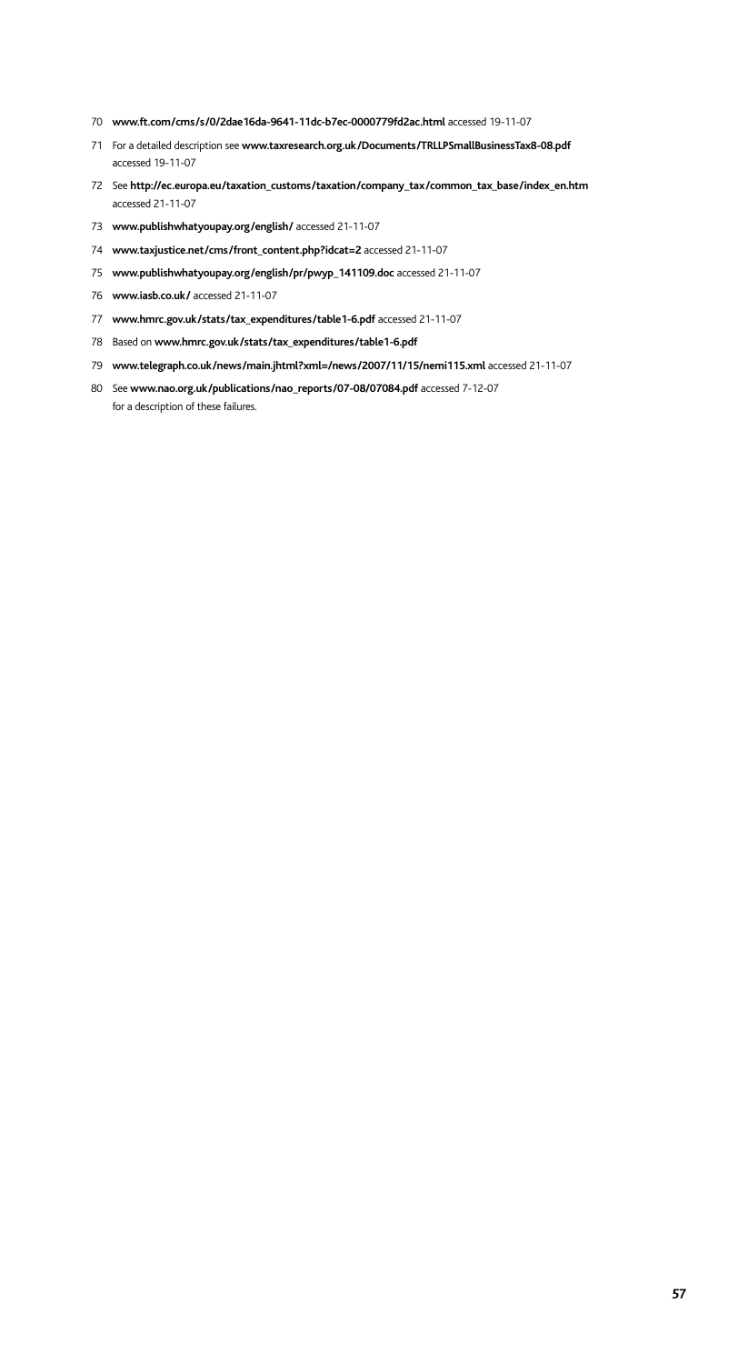70 **www.ft.com/cms/s/0/2dae16da-9641-11dc-b7ec-0000779fd2ac.html** accessed 19-11-07

71 For a detailed description see **www.taxresearch.org.uk/Documents/TRLLPSmallBusinessTax8-08.pdf** accessed 19-11-07

72 See **http://ec.europa.eu/taxation_customs/taxation/company_tax/common_tax_base/index_en.htm** accessed 21-11-07

73 **www.publishwhatyoupay.org/english/** accessed 21-11-07

74 **www.taxjustice.net/cms/front_content.php?idcat=2** accessed 21-11-07

75 **www.publishwhatyoupay.org/english/pr/pwyp_141109.doc** accessed 21-11-07

76 **www.iasb.co.uk/** accessed 21-11-07

77 **www.hmrc.gov.uk/stats/tax_expenditures/table1-6.pdf** accessed 21-11-07

78 Based on **www.hmrc.gov.uk/stats/tax_expenditures/table1-6.pdf**

79 **www.telegraph.co.uk/news/main.jhtml?xml=/news/2007/11/15/nemi115.xml** accessed 21-11-07

80 See **www.nao.org.uk/publications/nao_reports/07-08/07084.pdf** accessed 7-12-07 for a description of these failures.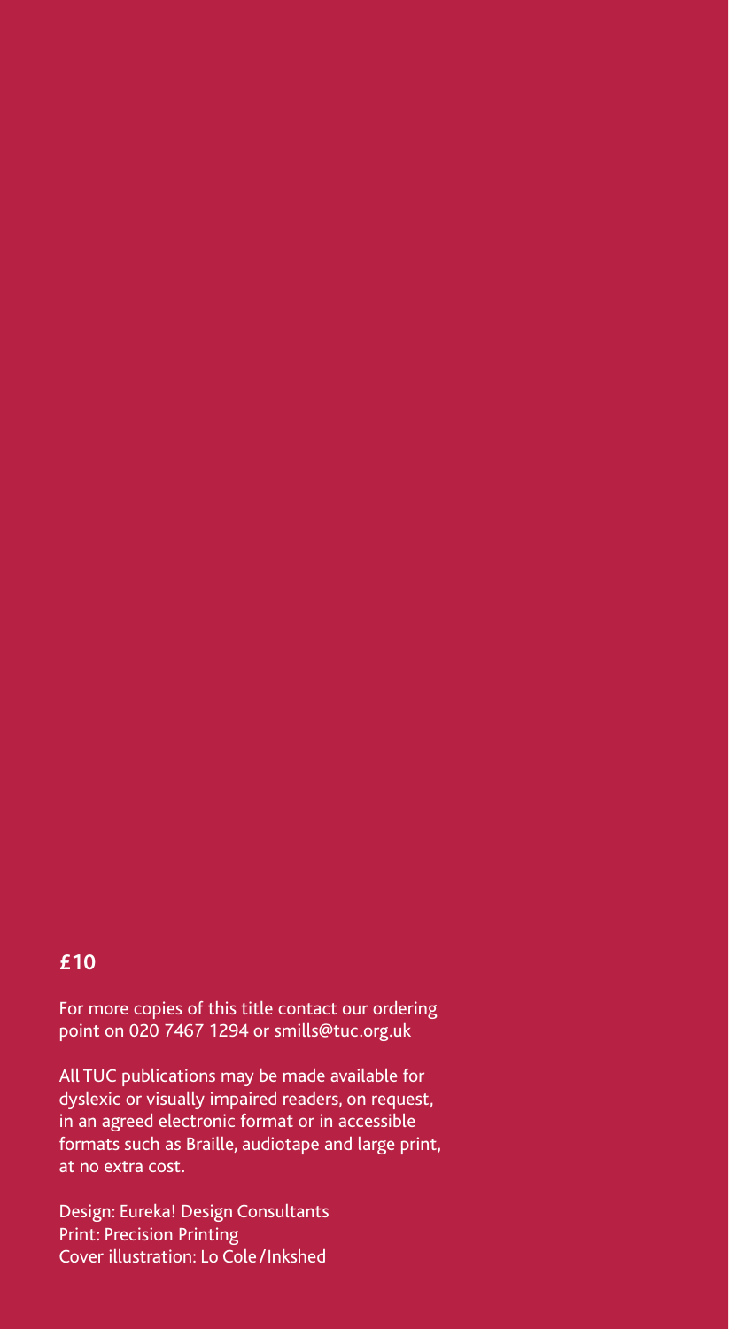**£10**

For more copies of this title contact our ordering point on 020 7467 1294 or smills@tuc.org.uk

All TUC publications may be made available for dyslexic or visually impaired readers, on request, in an agreed electronic format or in accessible formats such as Braille, audiotape and large print, at no extra cost.

Design: Eureka! Design Consultants
Print: Precision Printing
Cover illustration: Lo Cole/Inkshed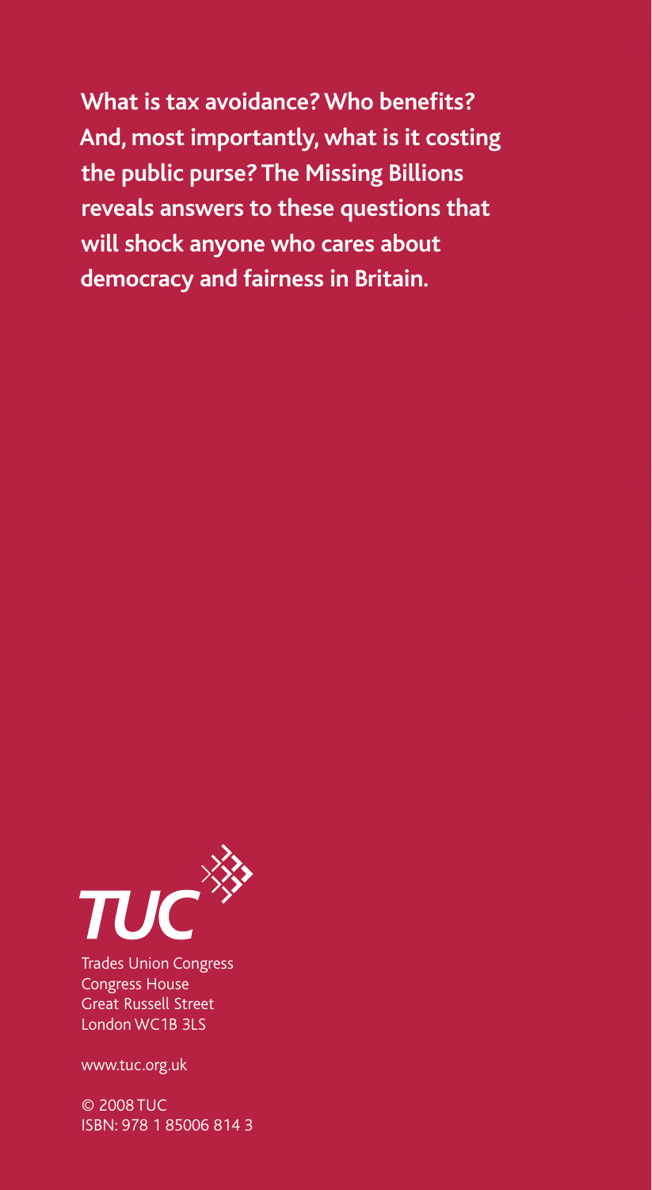**What is tax avoidance? Who benefits? And, most importantly, what is it costing the public purse? The Missing Billions reveals answers to these questions that will shock anyone who cares about democracy and fairness in Britain.**

TUC

Trades Union Congress
Congress House
Great Russell Street
London WC1B 3LS

www.tuc.org.uk

© 2008 TUC
ISBN: 978 1 85006 814 3